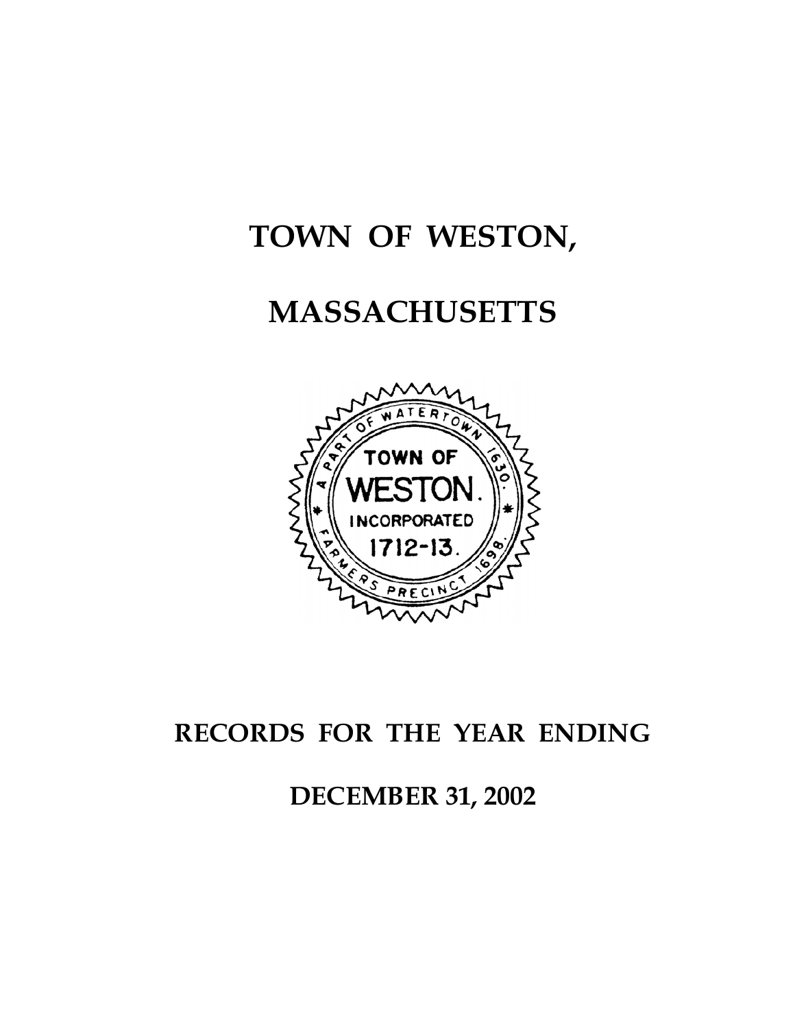# TOWN OF WESTON,

# MASSACHUSETTS

TOWN OF WESTON. INCORPORATED 1712-13.

A PART OF WATERTOWN 1630. FARMERS PRECINCT 1698.

## RECORDS FOR THE YEAR ENDING

## DECEMBER 31, 2002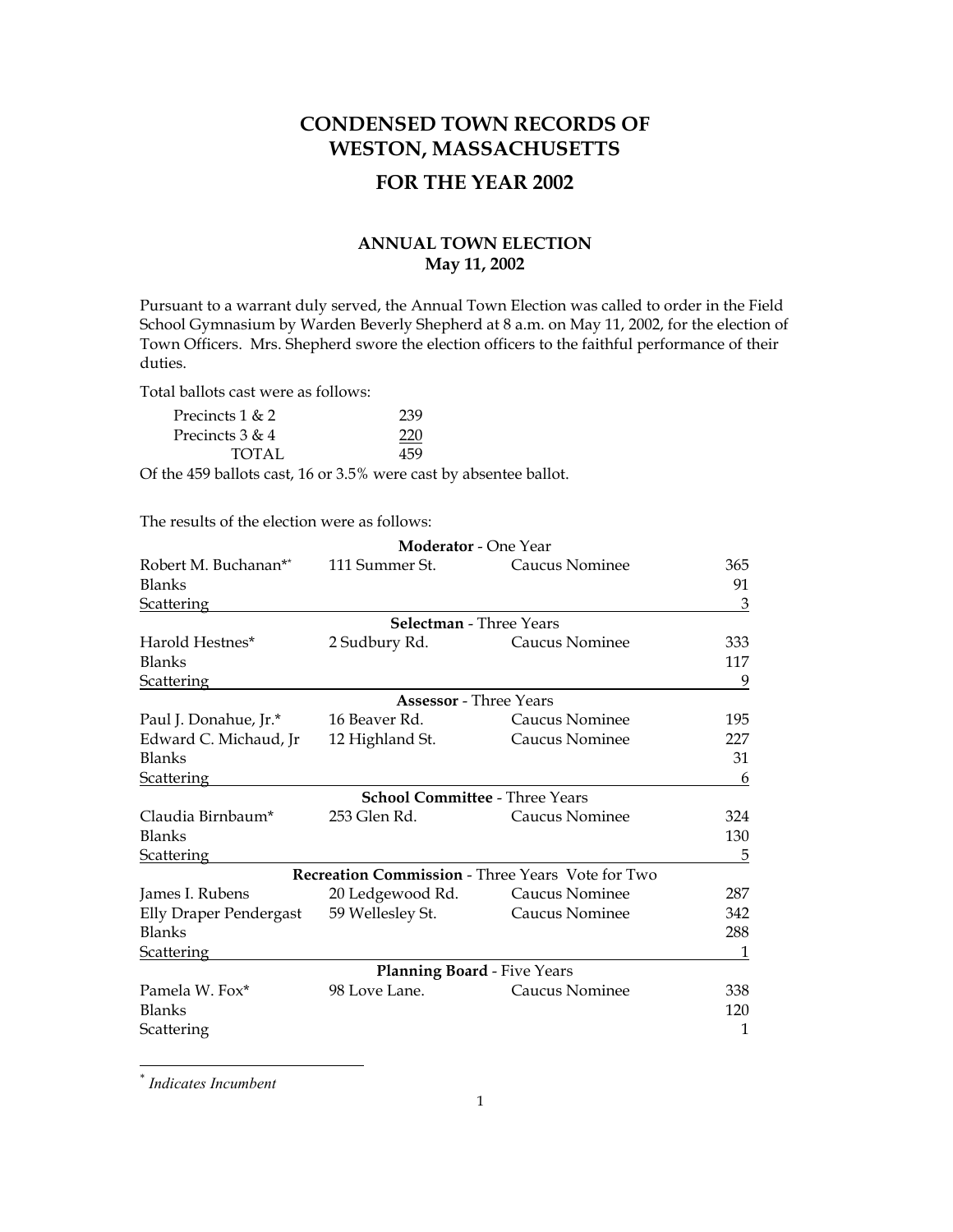# CONDENSED TOWN RECORDS OF WESTON, MASSACHUSETTS

## FOR THE YEAR 2002

### ANNUAL TOWN ELECTION
### May 11, 2002

Pursuant to a warrant duly served, the Annual Town Election was called to order in the Field School Gymnasium by Warden Beverly Shepherd at 8 a.m. on May 11, 2002, for the election of Town Officers. Mrs. Shepherd swore the election officers to the faithful performance of their duties.

Total ballots cast were as follows:

| | |
|---|---|
| Precincts 1 & 2 | 239 |
| Precincts 3 & 4 | 220 |
| TOTAL | 459 |

Of the 459 ballots cast, 16 or 3.5% were cast by absentee ballot.

The results of the election were as follows:

| | | | |
|---|---|---|---|
| | **Moderator** - One Year | | |
| Robert M. Buchanan** | 111 Summer St. | Caucus Nominee | 365 |
| Blanks | | | 91 |
| Scattering | | | 3 |
| | **Selectman** - Three Years | | |
| Harold Hestnes* | 2 Sudbury Rd. | Caucus Nominee | 333 |
| Blanks | | | 117 |
| Scattering | | | 9 |
| | **Assessor** - Three Years | | |
| Paul J. Donahue, Jr.* | 16 Beaver Rd. | Caucus Nominee | 195 |
| Edward C. Michaud, Jr | 12 Highland St. | Caucus Nominee | 227 |
| Blanks | | | 31 |
| Scattering | | | 6 |
| | **School Committee** - Three Years | | |
| Claudia Birnbaum* | 253 Glen Rd. | Caucus Nominee | 324 |
| Blanks | | | 130 |
| Scattering | | | 5 |
| | **Recreation Commission** - Three Years Vote for Two | | |
| James I. Rubens | 20 Ledgewood Rd. | Caucus Nominee | 287 |
| Elly Draper Pendergast | 59 Wellesley St. | Caucus Nominee | 342 |
| Blanks | | | 288 |
| Scattering | | | 1 |
| | **Planning Board** - Five Years | | |
| Pamela W. Fox* | 98 Love Lane. | Caucus Nominee | 338 |
| Blanks | | | 120 |
| Scattering | | | 1 |

* *Indicates Incumbent*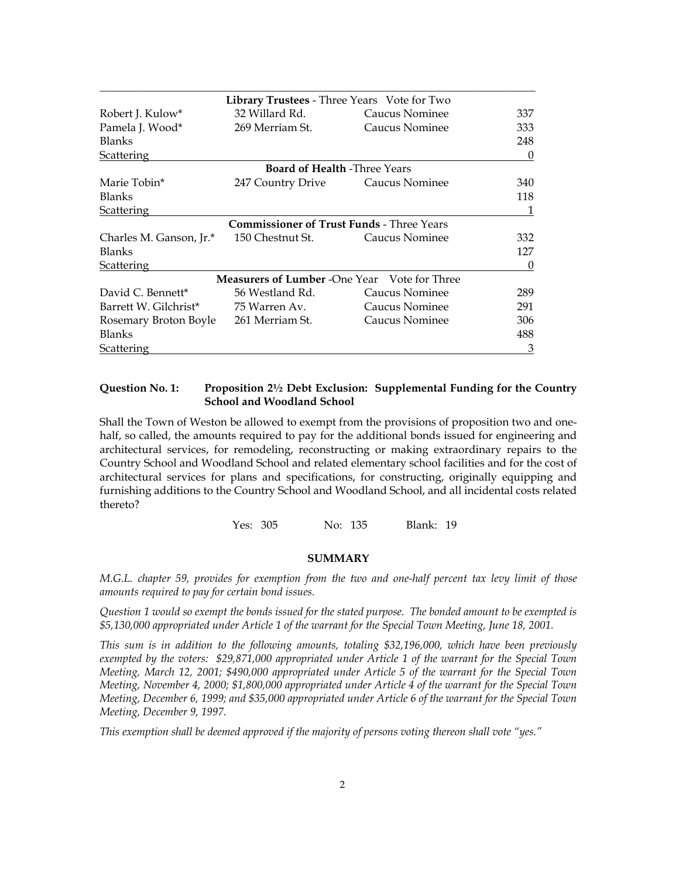| | | | |
|---|---|---|---|
| **Library Trustees** - Three Years Vote for Two | | | |
| Robert J. Kulow* | 32 Willard Rd. | Caucus Nominee | 337 |
| Pamela J. Wood* | 269 Merriam St. | Caucus Nominee | 333 |
| Blanks | | | 248 |
| Scattering | | | 0 |
| **Board of Health** -Three Years | | | |
| Marie Tobin* | 247 Country Drive | Caucus Nominee | 340 |
| Blanks | | | 118 |
| Scattering | | | 1 |
| **Commissioner of Trust Funds** - Three Years | | | |
| Charles M. Ganson, Jr.* | 150 Chestnut St. | Caucus Nominee | 332 |
| Blanks | | | 127 |
| Scattering | | | 0 |
| **Measurers of Lumber** -One Year Vote for Three | | | |
| David C. Bennett* | 56 Westland Rd. | Caucus Nominee | 289 |
| Barrett W. Gilchrist* | 75 Warren Av. | Caucus Nominee | 291 |
| Rosemary Broton Boyle | 261 Merriam St. | Caucus Nominee | 306 |
| Blanks | | | 488 |
| Scattering | | | 3 |

**Question No. 1: Proposition 2½ Debt Exclusion: Supplemental Funding for the Country School and Woodland School**

Shall the Town of Weston be allowed to exempt from the provisions of proposition two and one-half, so called, the amounts required to pay for the additional bonds issued for engineering and architectural services, for remodeling, reconstructing or making extraordinary repairs to the Country School and Woodland School and related elementary school facilities and for the cost of architectural services for plans and specifications, for constructing, originally equipping and furnishing additions to the Country School and Woodland School, and all incidental costs related thereto?

Yes: 305 No: 135 Blank: 19

**SUMMARY**

*M.G.L. chapter 59, provides for exemption from the two and one-half percent tax levy limit of those amounts required to pay for certain bond issues.*

*Question 1 would so exempt the bonds issued for the stated purpose. The bonded amount to be exempted is $5,130,000 appropriated under Article 1 of the warrant for the Special Town Meeting, June 18, 2001.*

*This sum is in addition to the following amounts, totaling $32,196,000, which have been previously exempted by the voters: $29,871,000 appropriated under Article 1 of the warrant for the Special Town Meeting, March 12, 2001; $490,000 appropriated under Article 5 of the warrant for the Special Town Meeting, November 4, 2000; $1,800,000 appropriated under Article 4 of the warrant for the Special Town Meeting, December 6, 1999; and $35,000 appropriated under Article 6 of the warrant for the Special Town Meeting, December 9, 1997.*

*This exemption shall be deemed approved if the majority of persons voting thereon shall vote "yes."*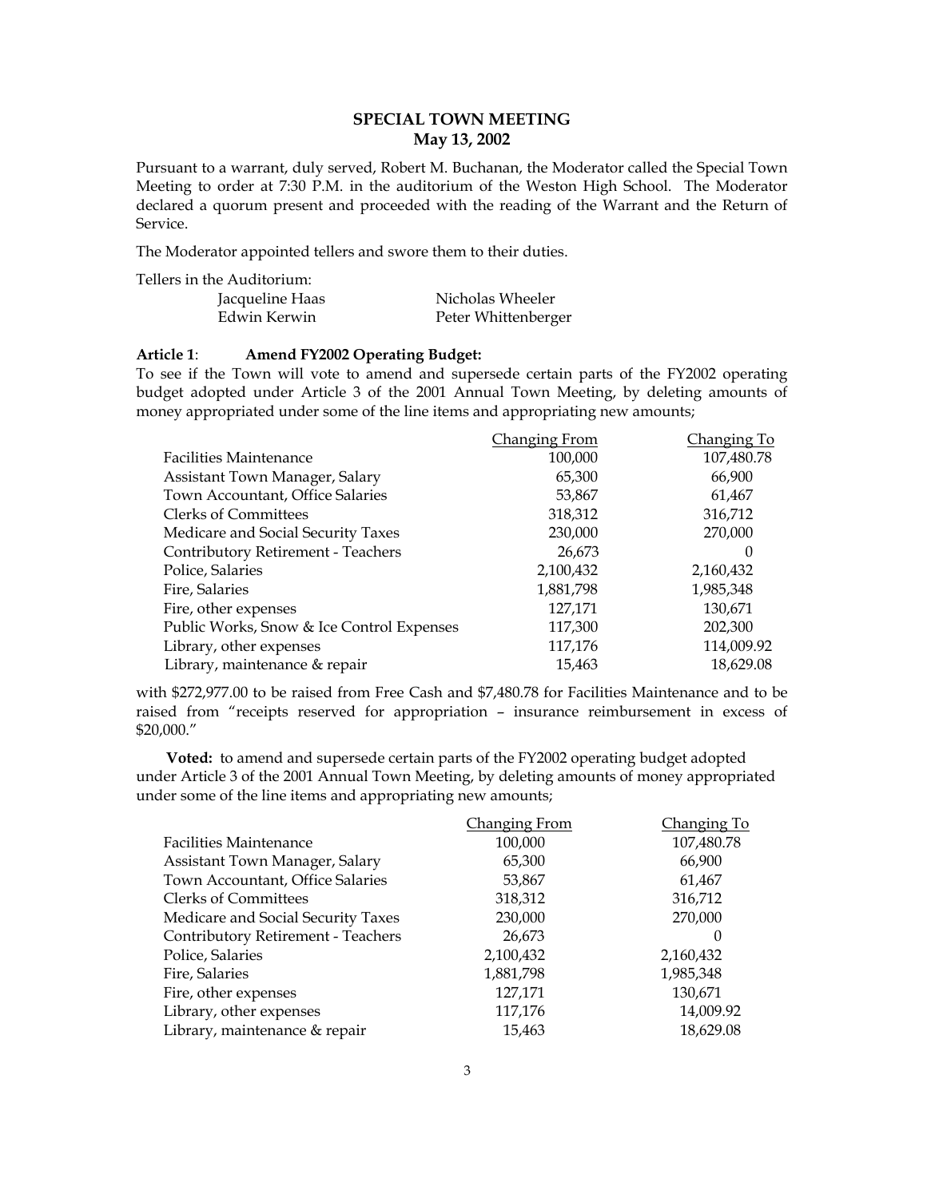## SPECIAL TOWN MEETING
## May 13, 2002

Pursuant to a warrant, duly served, Robert M. Buchanan, the Moderator called the Special Town Meeting to order at 7:30 P.M. in the auditorium of the Weston High School. The Moderator declared a quorum present and proceeded with the reading of the Warrant and the Return of Service.

The Moderator appointed tellers and swore them to their duties.

Tellers in the Auditorium:

| | |
|---|---|
| Jacqueline Haas | Nicholas Wheeler |
| Edwin Kerwin | Peter Whittenberger |

**Article 1**: **Amend FY2002 Operating Budget:**
To see if the Town will vote to amend and supersede certain parts of the FY2002 operating budget adopted under Article 3 of the 2001 Annual Town Meeting, by deleting amounts of money appropriated under some of the line items and appropriating new amounts;

| | Changing From | Changing To |
|---|---|---|
| Facilities Maintenance | 100,000 | 107,480.78 |
| Assistant Town Manager, Salary | 65,300 | 66,900 |
| Town Accountant, Office Salaries | 53,867 | 61,467 |
| Clerks of Committees | 318,312 | 316,712 |
| Medicare and Social Security Taxes | 230,000 | 270,000 |
| Contributory Retirement - Teachers | 26,673 | 0 |
| Police, Salaries | 2,100,432 | 2,160,432 |
| Fire, Salaries | 1,881,798 | 1,985,348 |
| Fire, other expenses | 127,171 | 130,671 |
| Public Works, Snow & Ice Control Expenses | 117,300 | 202,300 |
| Library, other expenses | 117,176 | 114,009.92 |
| Library, maintenance & repair | 15,463 | 18,629.08 |

with $272,977.00 to be raised from Free Cash and $7,480.78 for Facilities Maintenance and to be raised from "receipts reserved for appropriation – insurance reimbursement in excess of $20,000."

**Voted:** to amend and supersede certain parts of the FY2002 operating budget adopted under Article 3 of the 2001 Annual Town Meeting, by deleting amounts of money appropriated under some of the line items and appropriating new amounts;

| | Changing From | Changing To |
|---|---|---|
| Facilities Maintenance | 100,000 | 107,480.78 |
| Assistant Town Manager, Salary | 65,300 | 66,900 |
| Town Accountant, Office Salaries | 53,867 | 61,467 |
| Clerks of Committees | 318,312 | 316,712 |
| Medicare and Social Security Taxes | 230,000 | 270,000 |
| Contributory Retirement - Teachers | 26,673 | 0 |
| Police, Salaries | 2,100,432 | 2,160,432 |
| Fire, Salaries | 1,881,798 | 1,985,348 |
| Fire, other expenses | 127,171 | 130,671 |
| Library, other expenses | 117,176 | 14,009.92 |
| Library, maintenance & repair | 15,463 | 18,629.08 |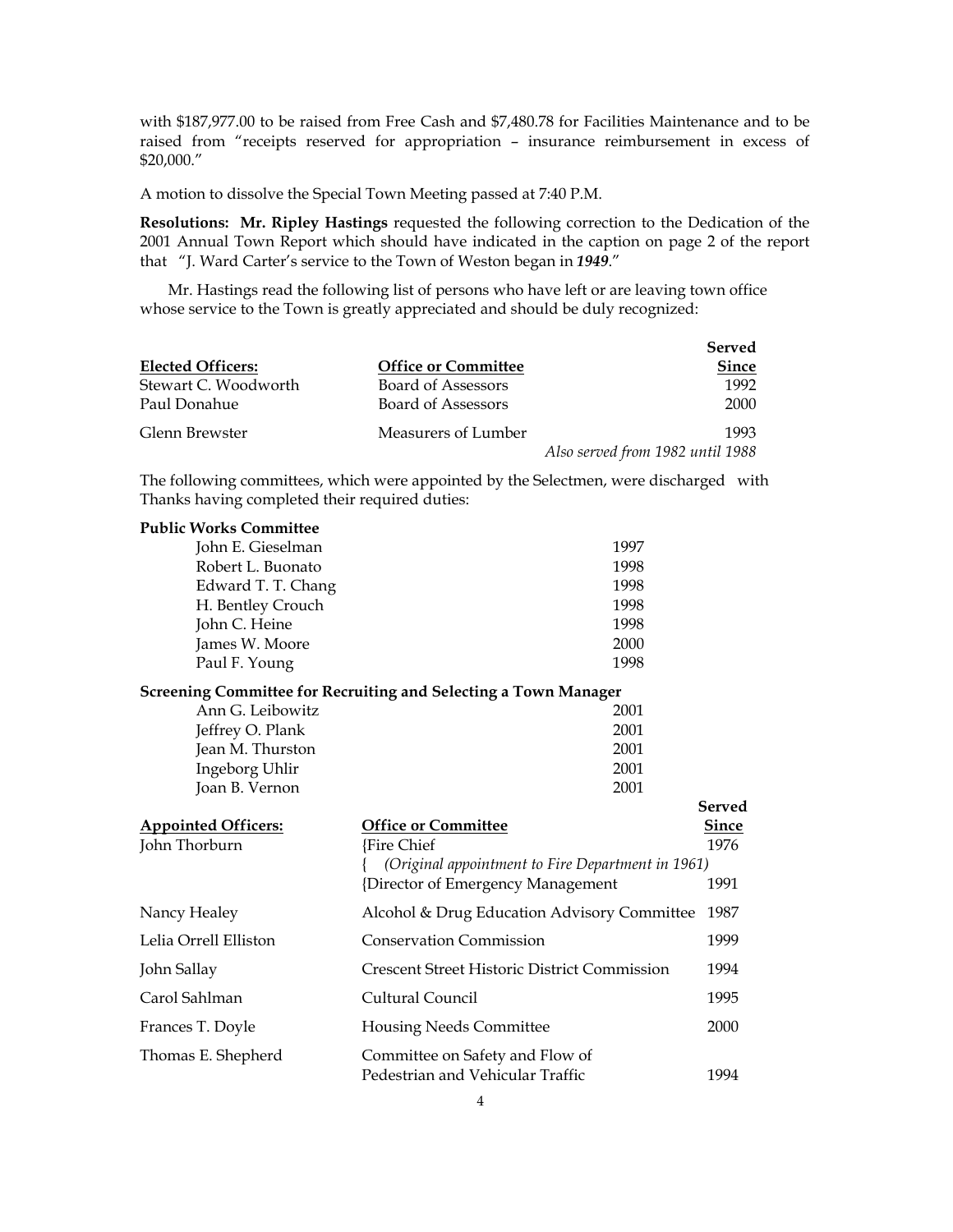with $187,977.00 to be raised from Free Cash and $7,480.78 for Facilities Maintenance and to be raised from "receipts reserved for appropriation – insurance reimbursement in excess of $20,000."

A motion to dissolve the Special Town Meeting passed at 7:40 P.M.

**Resolutions: Mr. Ripley Hastings** requested the following correction to the Dedication of the 2001 Annual Town Report which should have indicated in the caption on page 2 of the report that "J. Ward Carter's service to the Town of Weston began in ***1949***."

Mr. Hastings read the following list of persons who have left or are leaving town office whose service to the Town is greatly appreciated and should be duly recognized:

| Elected Officers: | Office or Committee | Served Since |
|---|---|---|
| Stewart C. Woodworth | Board of Assessors | 1992 |
| Paul Donahue | Board of Assessors | 2000 |
| Glenn Brewster | Measurers of Lumber | 1993 *Also served from 1982 until 1988* |

The following committees, which were appointed by the Selectmen, were discharged with Thanks having completed their required duties:

**Public Works Committee**

| Name | Year |
|---|---|
| John E. Gieselman | 1997 |
| Robert L. Buonato | 1998 |
| Edward T. T. Chang | 1998 |
| H. Bentley Crouch | 1998 |
| John C. Heine | 1998 |
| James W. Moore | 2000 |
| Paul F. Young | 1998 |

**Screening Committee for Recruiting and Selecting a Town Manager**

| Name | Year |
|---|---|
| Ann G. Leibowitz | 2001 |
| Jeffrey O. Plank | 2001 |
| Jean M. Thurston | 2001 |
| Ingeborg Uhlir | 2001 |
| Joan B. Vernon | 2001 |

| Appointed Officers: | Office or Committee | Served Since |
|---|---|---|
| John Thorburn | {Fire Chief | 1976 |
| | { *(Original appointment to Fire Department in 1961)* | |
| | {Director of Emergency Management | 1991 |
| Nancy Healey | Alcohol & Drug Education Advisory Committee | 1987 |
| Lelia Orrell Elliston | Conservation Commission | 1999 |
| John Sallay | Crescent Street Historic District Commission | 1994 |
| Carol Sahlman | Cultural Council | 1995 |
| Frances T. Doyle | Housing Needs Committee | 2000 |
| Thomas E. Shepherd | Committee on Safety and Flow of Pedestrian and Vehicular Traffic | 1994 |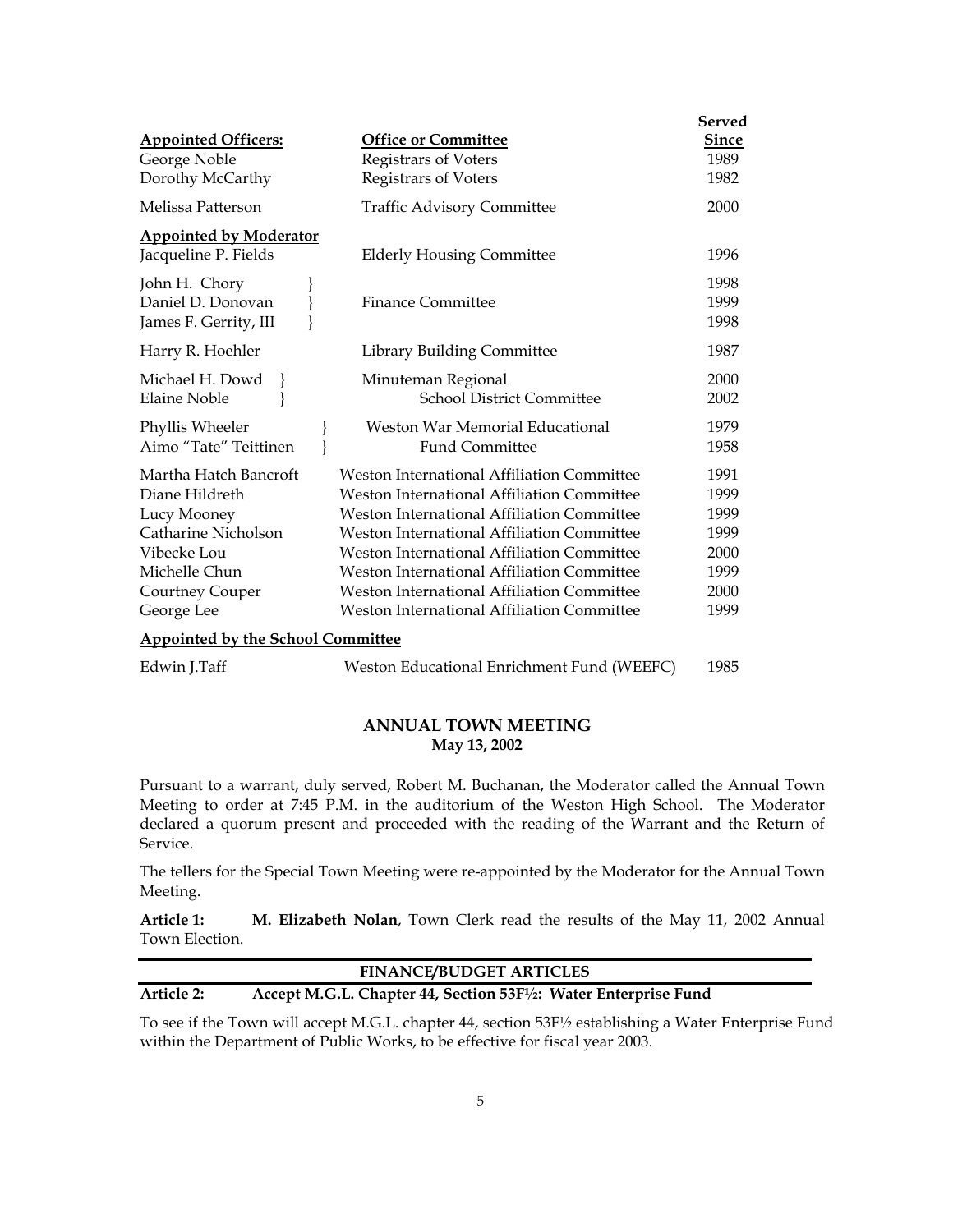| **Appointed Officers:** | **Office or Committee** | **Served Since** |
|---|---|---|
| George Noble | Registrars of Voters | 1989 |
| Dorothy McCarthy | Registrars of Voters | 1982 |
| Melissa Patterson | Traffic Advisory Committee | 2000 |
| **Appointed by Moderator** | | |
| Jacqueline P. Fields | Elderly Housing Committee | 1996 |
| John H. Chory | Finance Committee | 1998 |
| Daniel D. Donovan | Finance Committee | 1999 |
| James F. Gerrity, III | Finance Committee | 1998 |
| Harry R. Hoehler | Library Building Committee | 1987 |
| Michael H. Dowd | Minuteman Regional School District Committee | 2000 |
| Elaine Noble | Minuteman Regional School District Committee | 2002 |
| Phyllis Wheeler | Weston War Memorial Educational Fund Committee | 1979 |
| Aimo "Tate" Teittinen | Weston War Memorial Educational Fund Committee | 1958 |
| Martha Hatch Bancroft | Weston International Affiliation Committee | 1991 |
| Diane Hildreth | Weston International Affiliation Committee | 1999 |
| Lucy Mooney | Weston International Affiliation Committee | 1999 |
| Catharine Nicholson | Weston International Affiliation Committee | 1999 |
| Vibecke Lou | Weston International Affiliation Committee | 2000 |
| Michelle Chun | Weston International Affiliation Committee | 1999 |
| Courtney Couper | Weston International Affiliation Committee | 2000 |
| George Lee | Weston International Affiliation Committee | 1999 |
| **Appointed by the School Committee** | | |
| Edwin J.Taff | Weston Educational Enrichment Fund (WEEFC) | 1985 |

## ANNUAL TOWN MEETING
**May 13, 2002**

Pursuant to a warrant, duly served, Robert M. Buchanan, the Moderator called the Annual Town Meeting to order at 7:45 P.M. in the auditorium of the Weston High School. The Moderator declared a quorum present and proceeded with the reading of the Warrant and the Return of Service.

The tellers for the Special Town Meeting were re-appointed by the Moderator for the Annual Town Meeting.

**Article 1:** **M. Elizabeth Nolan**, Town Clerk read the results of the May 11, 2002 Annual Town Election.

### FINANCE/BUDGET ARTICLES

**Article 2: Accept M.G.L. Chapter 44, Section 53F½: Water Enterprise Fund**

To see if the Town will accept M.G.L. chapter 44, section 53F½ establishing a Water Enterprise Fund within the Department of Public Works, to be effective for fiscal year 2003.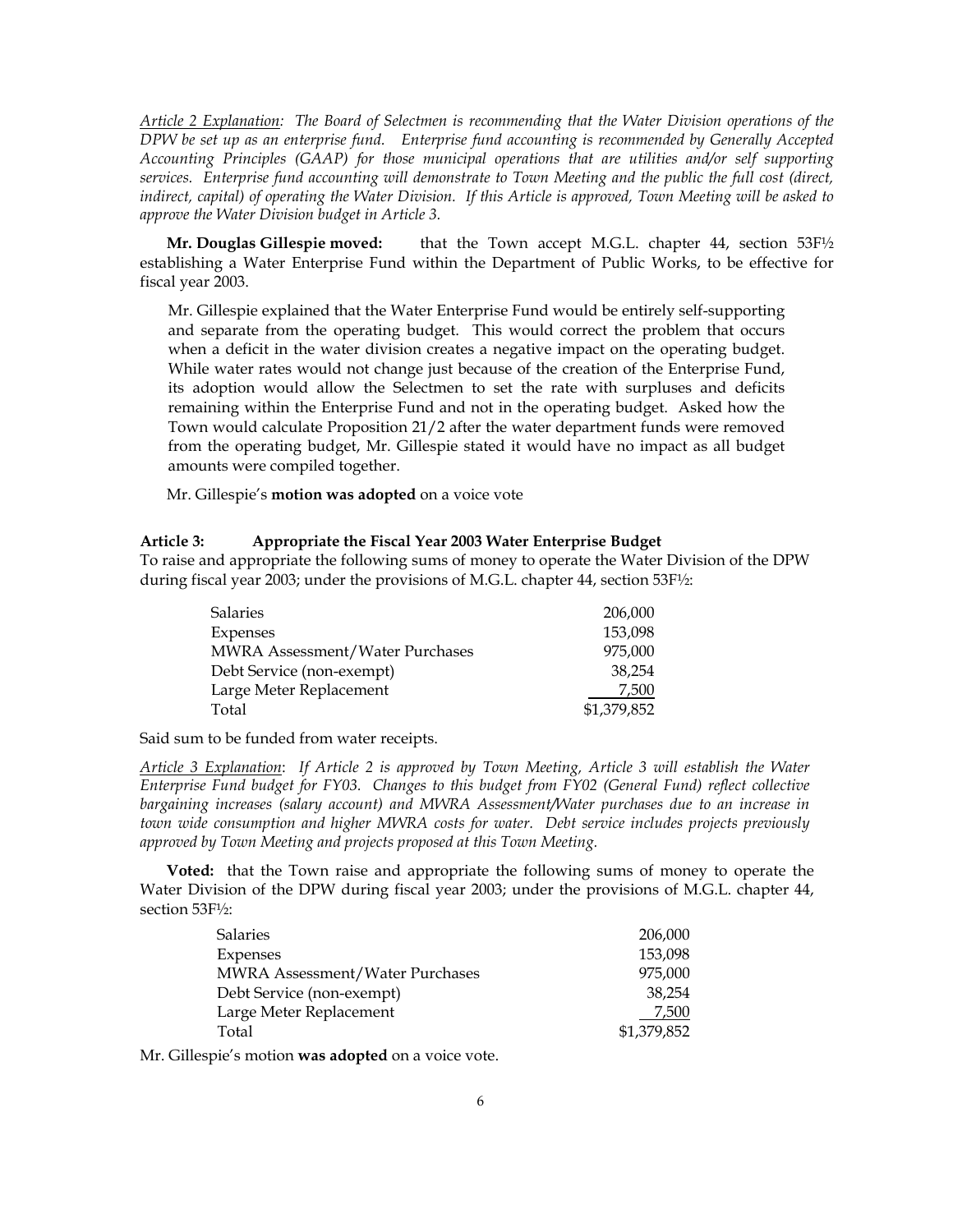*Article 2 Explanation: The Board of Selectmen is recommending that the Water Division operations of the DPW be set up as an enterprise fund. Enterprise fund accounting is recommended by Generally Accepted Accounting Principles (GAAP) for those municipal operations that are utilities and/or self supporting services. Enterprise fund accounting will demonstrate to Town Meeting and the public the full cost (direct, indirect, capital) of operating the Water Division. If this Article is approved, Town Meeting will be asked to approve the Water Division budget in Article 3.*

**Mr. Douglas Gillespie moved:** that the Town accept M.G.L. chapter 44, section 53F½ establishing a Water Enterprise Fund within the Department of Public Works, to be effective for fiscal year 2003.

Mr. Gillespie explained that the Water Enterprise Fund would be entirely self-supporting and separate from the operating budget. This would correct the problem that occurs when a deficit in the water division creates a negative impact on the operating budget. While water rates would not change just because of the creation of the Enterprise Fund, its adoption would allow the Selectmen to set the rate with surpluses and deficits remaining within the Enterprise Fund and not in the operating budget. Asked how the Town would calculate Proposition 21/2 after the water department funds were removed from the operating budget, Mr. Gillespie stated it would have no impact as all budget amounts were compiled together.

Mr. Gillespie's **motion was adopted** on a voice vote

### Article 3: Appropriate the Fiscal Year 2003 Water Enterprise Budget

To raise and appropriate the following sums of money to operate the Water Division of the DPW during fiscal year 2003; under the provisions of M.G.L. chapter 44, section 53F½:

| | |
|---|---:|
| Salaries | 206,000 |
| Expenses | 153,098 |
| MWRA Assessment/Water Purchases | 975,000 |
| Debt Service (non-exempt) | 38,254 |
| Large Meter Replacement | 7,500 |
| Total | $1,379,852 |

Said sum to be funded from water receipts.

*Article 3 Explanation: If Article 2 is approved by Town Meeting, Article 3 will establish the Water Enterprise Fund budget for FY03. Changes to this budget from FY02 (General Fund) reflect collective bargaining increases (salary account) and MWRA Assessment/Water purchases due to an increase in town wide consumption and higher MWRA costs for water. Debt service includes projects previously approved by Town Meeting and projects proposed at this Town Meeting.*

**Voted:** that the Town raise and appropriate the following sums of money to operate the Water Division of the DPW during fiscal year 2003; under the provisions of M.G.L. chapter 44, section 53F½:

| | |
|---|---:|
| Salaries | 206,000 |
| Expenses | 153,098 |
| MWRA Assessment/Water Purchases | 975,000 |
| Debt Service (non-exempt) | 38,254 |
| Large Meter Replacement | 7,500 |
| Total | $1,379,852 |

Mr. Gillespie's motion **was adopted** on a voice vote.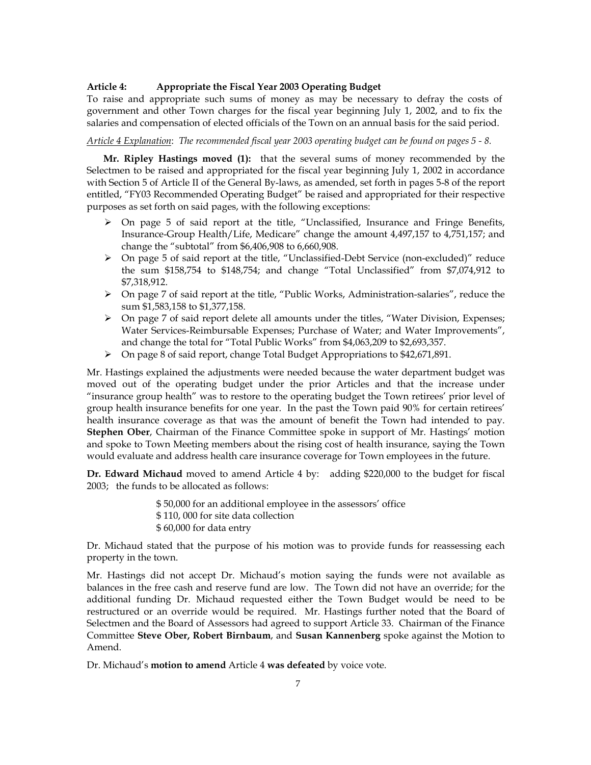**Article 4: Appropriate the Fiscal Year 2003 Operating Budget**

To raise and appropriate such sums of money as may be necessary to defray the costs of government and other Town charges for the fiscal year beginning July 1, 2002, and to fix the salaries and compensation of elected officials of the Town on an annual basis for the said period.

*Article 4 Explanation: The recommended fiscal year 2003 operating budget can be found on pages 5 - 8.*

**Mr. Ripley Hastings moved (1):** that the several sums of money recommended by the Selectmen to be raised and appropriated for the fiscal year beginning July 1, 2002 in accordance with Section 5 of Article II of the General By-laws, as amended, set forth in pages 5-8 of the report entitled, "FY03 Recommended Operating Budget" be raised and appropriated for their respective purposes as set forth on said pages, with the following exceptions:

- On page 5 of said report at the title, "Unclassified, Insurance and Fringe Benefits, Insurance-Group Health/Life, Medicare" change the amount 4,497,157 to 4,751,157; and change the "subtotal" from $6,406,908 to 6,660,908.
- On page 5 of said report at the title, "Unclassified-Debt Service (non-excluded)" reduce the sum $158,754 to $148,754; and change "Total Unclassified" from $7,074,912 to $7,318,912.
- On page 7 of said report at the title, "Public Works, Administration-salaries", reduce the sum $1,583,158 to $1,377,158.
- On page 7 of said report delete all amounts under the titles, "Water Division, Expenses; Water Services-Reimbursable Expenses; Purchase of Water; and Water Improvements", and change the total for "Total Public Works" from $4,063,209 to $2,693,357.
- On page 8 of said report, change Total Budget Appropriations to $42,671,891.

Mr. Hastings explained the adjustments were needed because the water department budget was moved out of the operating budget under the prior Articles and that the increase under "insurance group health" was to restore to the operating budget the Town retirees' prior level of group health insurance benefits for one year. In the past the Town paid 90% for certain retirees' health insurance coverage as that was the amount of benefit the Town had intended to pay. **Stephen Ober**, Chairman of the Finance Committee spoke in support of Mr. Hastings' motion and spoke to Town Meeting members about the rising cost of health insurance, saying the Town would evaluate and address health care insurance coverage for Town employees in the future.

**Dr. Edward Michaud** moved to amend Article 4 by: adding $220,000 to the budget for fiscal 2003; the funds to be allocated as follows:

$ 50,000 for an additional employee in the assessors' office
$ 110, 000 for site data collection
$ 60,000 for data entry

Dr. Michaud stated that the purpose of his motion was to provide funds for reassessing each property in the town.

Mr. Hastings did not accept Dr. Michaud's motion saying the funds were not available as balances in the free cash and reserve fund are low. The Town did not have an override; for the additional funding Dr. Michaud requested either the Town Budget would be need to be restructured or an override would be required. Mr. Hastings further noted that the Board of Selectmen and the Board of Assessors had agreed to support Article 33. Chairman of the Finance Committee **Steve Ober, Robert Birnbaum**, and **Susan Kannenberg** spoke against the Motion to Amend.

Dr. Michaud's **motion to amend** Article 4 **was defeated** by voice vote.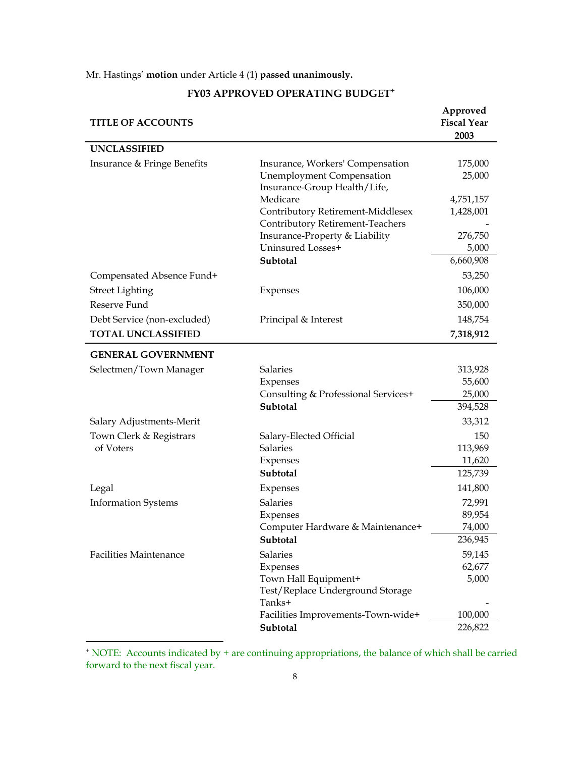Mr. Hastings' **motion** under Article 4 (1) **passed unanimously.**

## FY03 APPROVED OPERATING BUDGET+

| TITLE OF ACCOUNTS | | Approved Fiscal Year 2003 |
|---|---|---|
| **UNCLASSIFIED** | | |
| Insurance & Fringe Benefits | Insurance, Workers' Compensation | 175,000 |
| | Unemployment Compensation | 25,000 |
| | Insurance-Group Health/Life, Medicare | 4,751,157 |
| | Contributory Retirement-Middlesex | 1,428,001 |
| | Contributory Retirement-Teachers | - |
| | Insurance-Property & Liability | 276,750 |
| | Uninsured Losses+ | 5,000 |
| | **Subtotal** | 6,660,908 |
| Compensated Absence Fund+ | | 53,250 |
| Street Lighting | Expenses | 106,000 |
| Reserve Fund | | 350,000 |
| Debt Service (non-excluded) | Principal & Interest | 148,754 |
| **TOTAL UNCLASSIFIED** | | **7,318,912** |
| **GENERAL GOVERNMENT** | | |
| Selectmen/Town Manager | Salaries | 313,928 |
| | Expenses | 55,600 |
| | Consulting & Professional Services+ | 25,000 |
| | **Subtotal** | 394,528 |
| Salary Adjustments-Merit | | 33,312 |
| Town Clerk & Registrars of Voters | Salary-Elected Official | 150 |
| | Salaries | 113,969 |
| | Expenses | 11,620 |
| | **Subtotal** | 125,739 |
| Legal | Expenses | 141,800 |
| Information Systems | Salaries | 72,991 |
| | Expenses | 89,954 |
| | Computer Hardware & Maintenance+ | 74,000 |
| | **Subtotal** | 236,945 |
| Facilities Maintenance | Salaries | 59,145 |
| | Expenses | 62,677 |
| | Town Hall Equipment+ | 5,000 |
| | Test/Replace Underground Storage Tanks+ | - |
| | Facilities Improvements-Town-wide+ | 100,000 |
| | **Subtotal** | 226,822 |

+ NOTE: Accounts indicated by + are continuing appropriations, the balance of which shall be carried forward to the next fiscal year.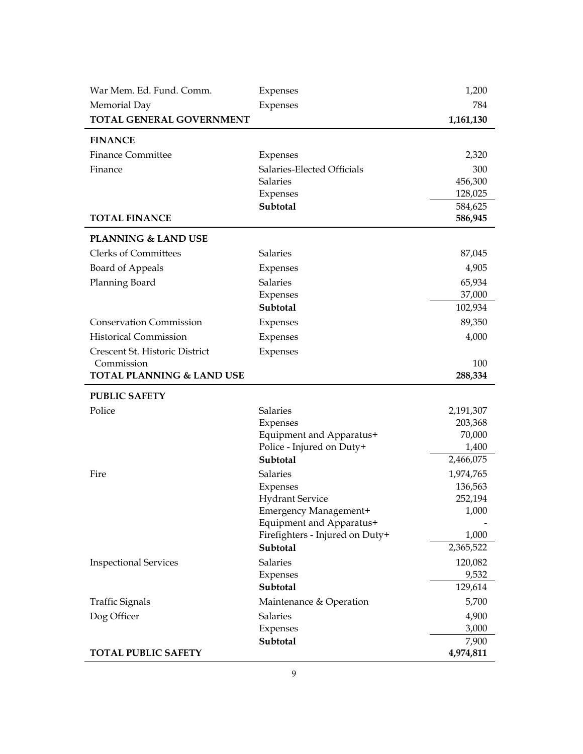| | | |
|---|---|---|
| War Mem. Ed. Fund. Comm. | Expenses | 1,200 |
| Memorial Day | Expenses | 784 |
| **TOTAL GENERAL GOVERNMENT** | | **1,161,130** |
| **FINANCE** | | |
| Finance Committee | Expenses | 2,320 |
| Finance | Salaries-Elected Officials | 300 |
| | Salaries | 456,300 |
| | Expenses | 128,025 |
| | **Subtotal** | 584,625 |
| **TOTAL FINANCE** | | **586,945** |
| **PLANNING & LAND USE** | | |
| Clerks of Committees | Salaries | 87,045 |
| Board of Appeals | Expenses | 4,905 |
| Planning Board | Salaries | 65,934 |
| | Expenses | 37,000 |
| | **Subtotal** | 102,934 |
| Conservation Commission | Expenses | 89,350 |
| Historical Commission | Expenses | 4,000 |
| Crescent St. Historic District Commission | Expenses | 100 |
| **TOTAL PLANNING & LAND USE** | | **288,334** |
| **PUBLIC SAFETY** | | |
| Police | Salaries | 2,191,307 |
| | Expenses | 203,368 |
| | Equipment and Apparatus+ | 70,000 |
| | Police - Injured on Duty+ | 1,400 |
| | **Subtotal** | 2,466,075 |
| Fire | Salaries | 1,974,765 |
| | Expenses | 136,563 |
| | Hydrant Service | 252,194 |
| | Emergency Management+ | 1,000 |
| | Equipment and Apparatus+ | - |
| | Firefighters - Injured on Duty+ | 1,000 |
| | **Subtotal** | 2,365,522 |
| Inspectional Services | Salaries | 120,082 |
| | Expenses | 9,532 |
| | **Subtotal** | 129,614 |
| Traffic Signals | Maintenance & Operation | 5,700 |
| Dog Officer | Salaries | 4,900 |
| | Expenses | 3,000 |
| | **Subtotal** | 7,900 |
| **TOTAL PUBLIC SAFETY** | | **4,974,811** |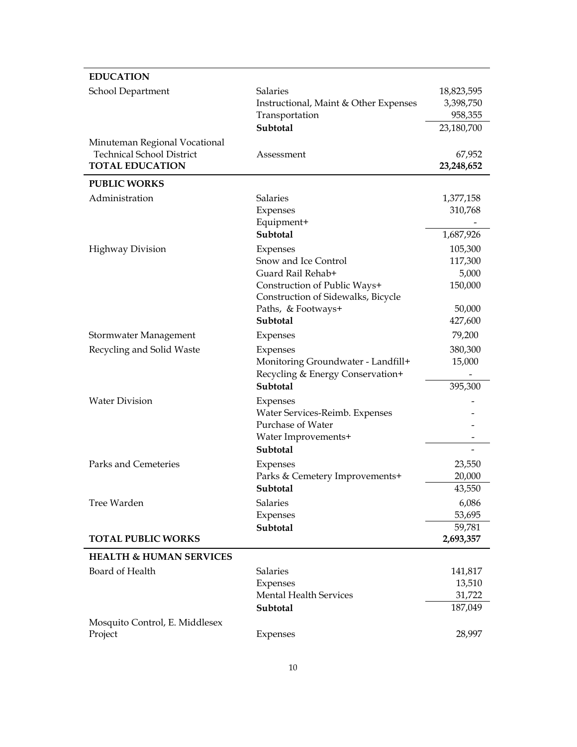| | | |
|---|---|---|
| **EDUCATION** | | |
| School Department | Salaries | 18,823,595 |
| | Instructional, Maint & Other Expenses | 3,398,750 |
| | Transportation | 958,355 |
| | **Subtotal** | 23,180,700 |
| Minuteman Regional Vocational Technical School District | Assessment | 67,952 |
| **TOTAL EDUCATION** | | **23,248,652** |
| **PUBLIC WORKS** | | |
| Administration | Salaries | 1,377,158 |
| | Expenses | 310,768 |
| | Equipment+ | - |
| | **Subtotal** | 1,687,926 |
| Highway Division | Expenses | 105,300 |
| | Snow and Ice Control | 117,300 |
| | Guard Rail Rehab+ | 5,000 |
| | Construction of Public Ways+ | 150,000 |
| | Construction of Sidewalks, Bicycle Paths, & Footways+ | 50,000 |
| | **Subtotal** | 427,600 |
| Stormwater Management | Expenses | 79,200 |
| Recycling and Solid Waste | Expenses | 380,300 |
| | Monitoring Groundwater - Landfill+ | 15,000 |
| | Recycling & Energy Conservation+ | - |
| | **Subtotal** | 395,300 |
| Water Division | Expenses | - |
| | Water Services-Reimb. Expenses | - |
| | Purchase of Water | - |
| | Water Improvements+ | - |
| | **Subtotal** | - |
| Parks and Cemeteries | Expenses | 23,550 |
| | Parks & Cemetery Improvements+ | 20,000 |
| | **Subtotal** | 43,550 |
| Tree Warden | Salaries | 6,086 |
| | Expenses | 53,695 |
| | **Subtotal** | 59,781 |
| **TOTAL PUBLIC WORKS** | | **2,693,357** |
| **HEALTH & HUMAN SERVICES** | | |
| Board of Health | Salaries | 141,817 |
| | Expenses | 13,510 |
| | Mental Health Services | 31,722 |
| | **Subtotal** | 187,049 |
| Mosquito Control, E. Middlesex Project | Expenses | 28,997 |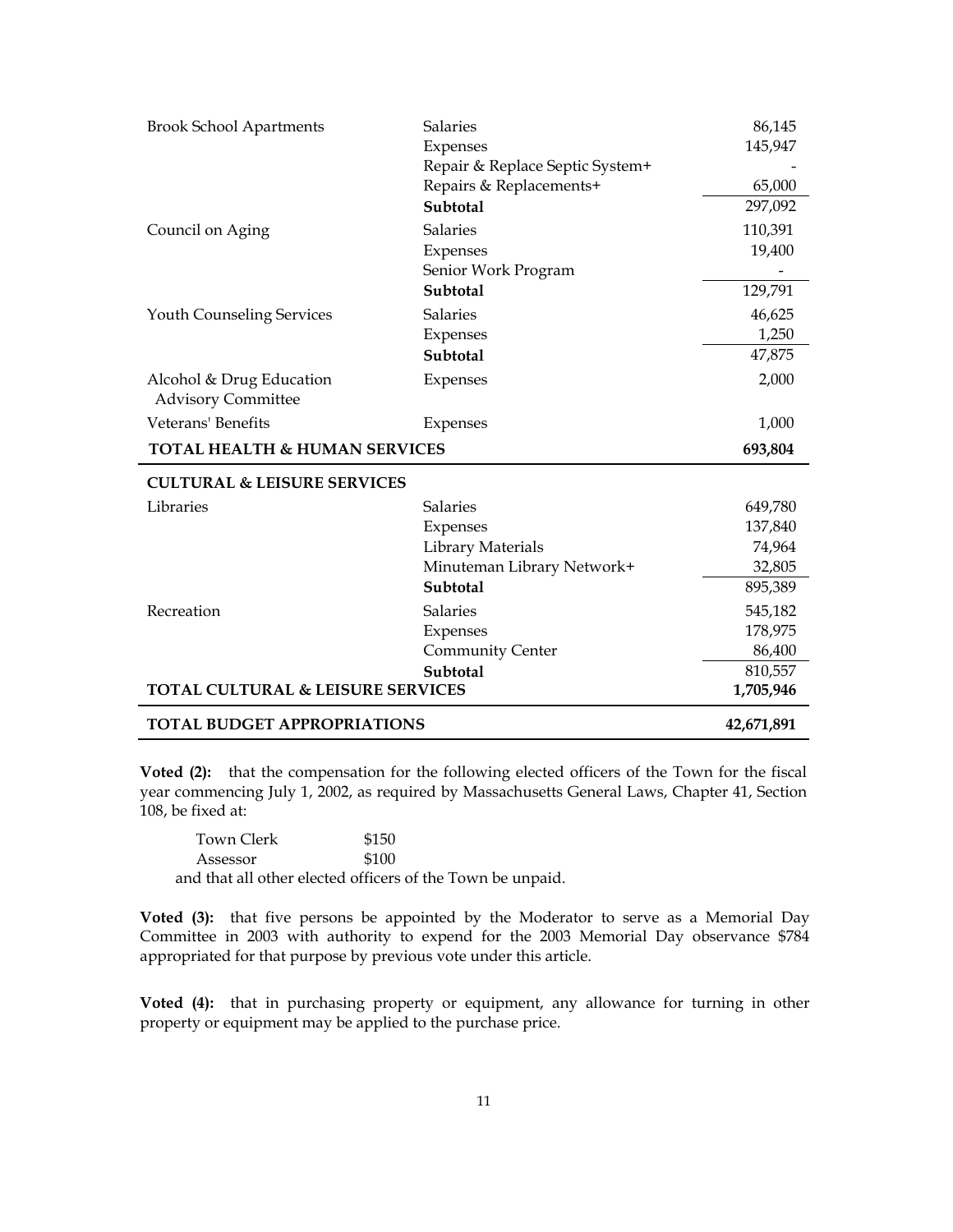| | | |
|---|---|---|
| Brook School Apartments | Salaries | 86,145 |
| | Expenses | 145,947 |
| | Repair & Replace Septic System+ | - |
| | Repairs & Replacements+ | 65,000 |
| | **Subtotal** | 297,092 |
| Council on Aging | Salaries | 110,391 |
| | Expenses | 19,400 |
| | Senior Work Program | - |
| | **Subtotal** | 129,791 |
| Youth Counseling Services | Salaries | 46,625 |
| | Expenses | 1,250 |
| | **Subtotal** | 47,875 |
| Alcohol & Drug Education Advisory Committee | Expenses | 2,000 |
| Veterans' Benefits | Expenses | 1,000 |
| **TOTAL HEALTH & HUMAN SERVICES** | | **693,804** |
| **CULTURAL & LEISURE SERVICES** | | |
| Libraries | Salaries | 649,780 |
| | Expenses | 137,840 |
| | Library Materials | 74,964 |
| | Minuteman Library Network+ | 32,805 |
| | **Subtotal** | 895,389 |
| Recreation | Salaries | 545,182 |
| | Expenses | 178,975 |
| | Community Center | 86,400 |
| | **Subtotal** | 810,557 |
| **TOTAL CULTURAL & LEISURE SERVICES** | | **1,705,946** |
| **TOTAL BUDGET APPROPRIATIONS** | | **42,671,891** |

**Voted (2):** that the compensation for the following elected officers of the Town for the fiscal year commencing July 1, 2002, as required by Massachusetts General Laws, Chapter 41, Section 108, be fixed at:

| | |
|---|---|
| Town Clerk | $150 |
| Assessor | $100 |

and that all other elected officers of the Town be unpaid.

**Voted (3):** that five persons be appointed by the Moderator to serve as a Memorial Day Committee in 2003 with authority to expend for the 2003 Memorial Day observance $784 appropriated for that purpose by previous vote under this article.

**Voted (4):** that in purchasing property or equipment, any allowance for turning in other property or equipment may be applied to the purchase price.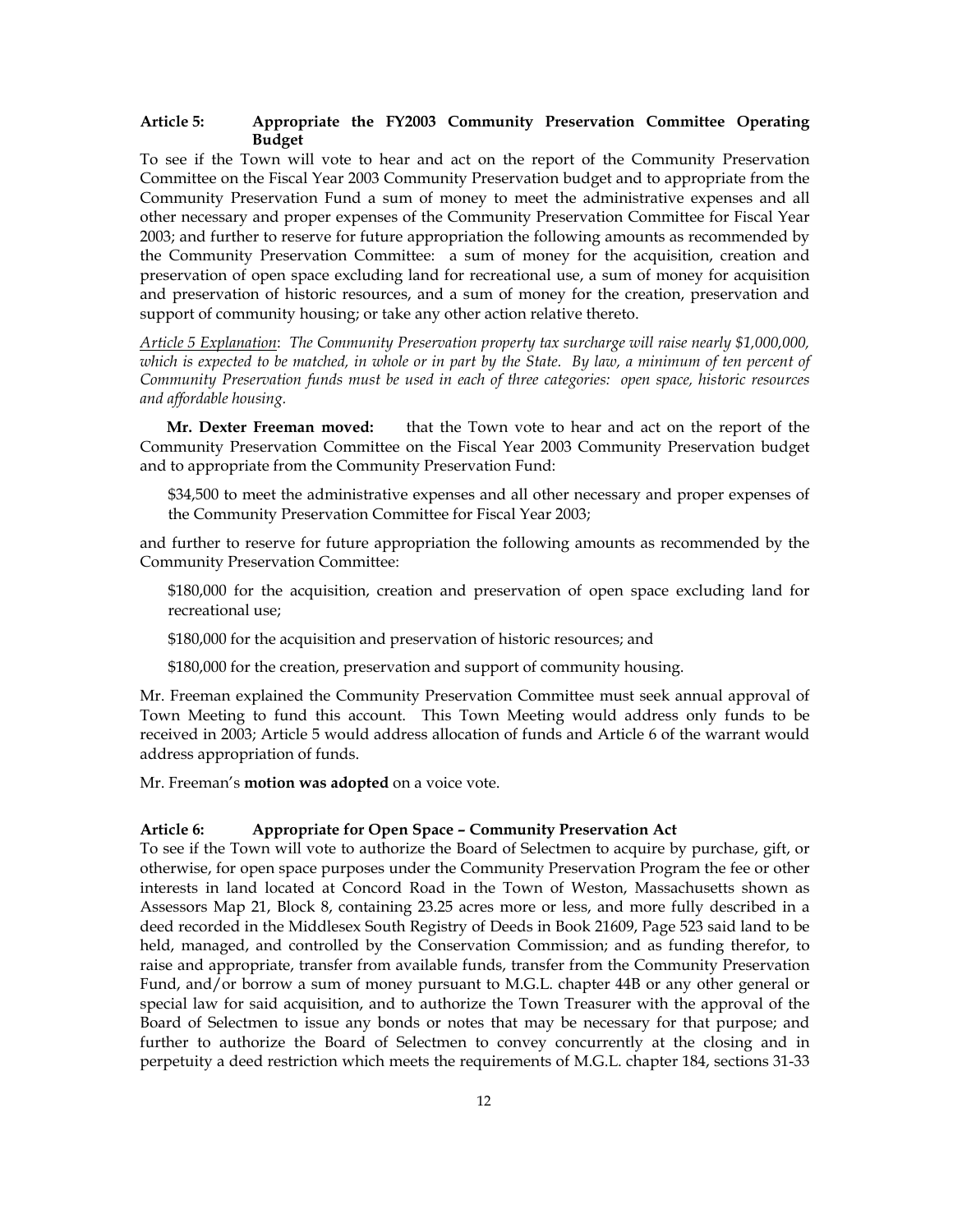### Article 5: Appropriate the FY2003 Community Preservation Committee Operating Budget

To see if the Town will vote to hear and act on the report of the Community Preservation Committee on the Fiscal Year 2003 Community Preservation budget and to appropriate from the Community Preservation Fund a sum of money to meet the administrative expenses and all other necessary and proper expenses of the Community Preservation Committee for Fiscal Year 2003; and further to reserve for future appropriation the following amounts as recommended by the Community Preservation Committee: a sum of money for the acquisition, creation and preservation of open space excluding land for recreational use, a sum of money for acquisition and preservation of historic resources, and a sum of money for the creation, preservation and support of community housing; or take any other action relative thereto.

*Article 5 Explanation: The Community Preservation property tax surcharge will raise nearly $1,000,000, which is expected to be matched, in whole or in part by the State. By law, a minimum of ten percent of Community Preservation funds must be used in each of three categories: open space, historic resources and affordable housing.*

**Mr. Dexter Freeman moved:** that the Town vote to hear and act on the report of the Community Preservation Committee on the Fiscal Year 2003 Community Preservation budget and to appropriate from the Community Preservation Fund:

$34,500 to meet the administrative expenses and all other necessary and proper expenses of the Community Preservation Committee for Fiscal Year 2003;

and further to reserve for future appropriation the following amounts as recommended by the Community Preservation Committee:

$180,000 for the acquisition, creation and preservation of open space excluding land for recreational use;

$180,000 for the acquisition and preservation of historic resources; and

$180,000 for the creation, preservation and support of community housing.

Mr. Freeman explained the Community Preservation Committee must seek annual approval of Town Meeting to fund this account. This Town Meeting would address only funds to be received in 2003; Article 5 would address allocation of funds and Article 6 of the warrant would address appropriation of funds.

Mr. Freeman's **motion was adopted** on a voice vote.

### Article 6: Appropriate for Open Space – Community Preservation Act

To see if the Town will vote to authorize the Board of Selectmen to acquire by purchase, gift, or otherwise, for open space purposes under the Community Preservation Program the fee or other interests in land located at Concord Road in the Town of Weston, Massachusetts shown as Assessors Map 21, Block 8, containing 23.25 acres more or less, and more fully described in a deed recorded in the Middlesex South Registry of Deeds in Book 21609, Page 523 said land to be held, managed, and controlled by the Conservation Commission; and as funding therefor, to raise and appropriate, transfer from available funds, transfer from the Community Preservation Fund, and/or borrow a sum of money pursuant to M.G.L. chapter 44B or any other general or special law for said acquisition, and to authorize the Town Treasurer with the approval of the Board of Selectmen to issue any bonds or notes that may be necessary for that purpose; and further to authorize the Board of Selectmen to convey concurrently at the closing and in perpetuity a deed restriction which meets the requirements of M.G.L. chapter 184, sections 31-33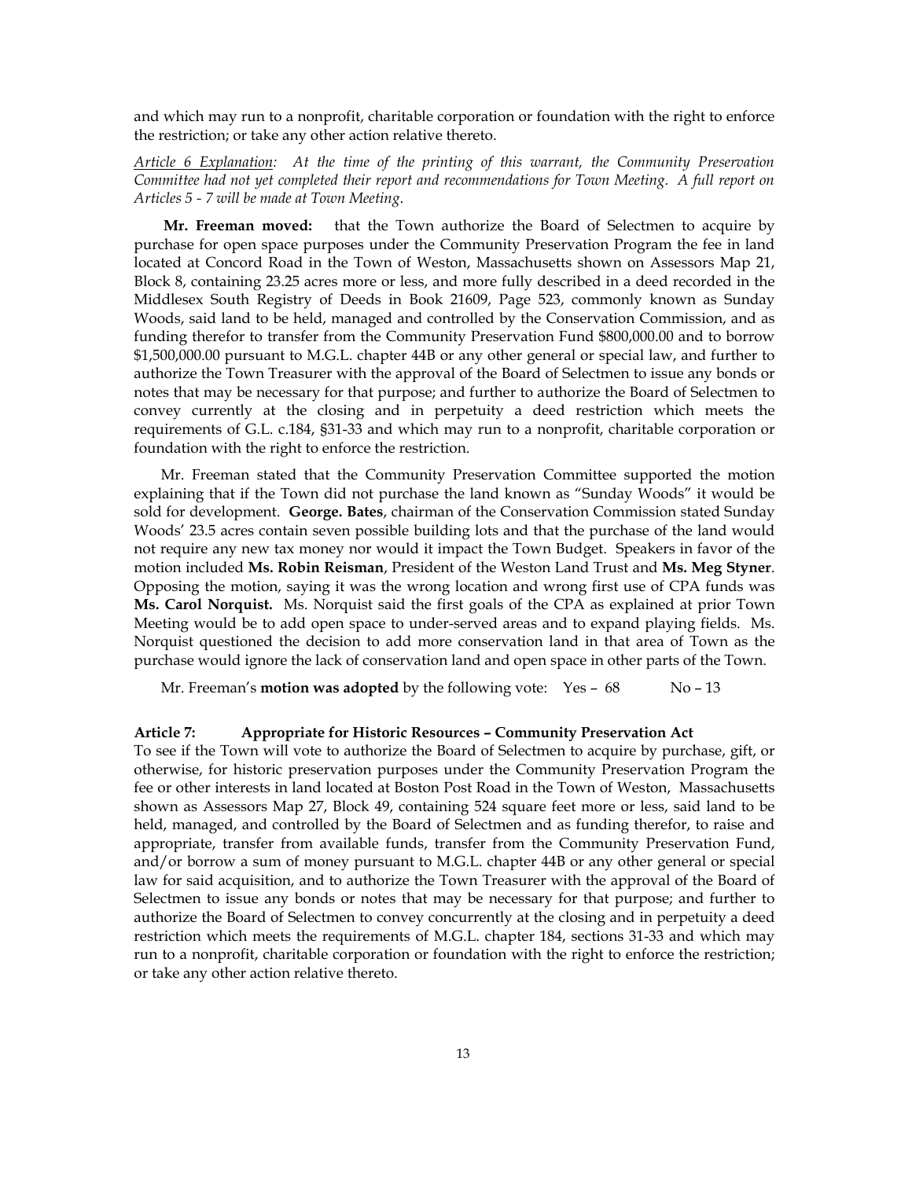and which may run to a nonprofit, charitable corporation or foundation with the right to enforce the restriction; or take any other action relative thereto.

*<u>Article 6 Explanation</u>: At the time of the printing of this warrant, the Community Preservation Committee had not yet completed their report and recommendations for Town Meeting. A full report on Articles 5 - 7 will be made at Town Meeting.*

**Mr. Freeman moved:** that the Town authorize the Board of Selectmen to acquire by purchase for open space purposes under the Community Preservation Program the fee in land located at Concord Road in the Town of Weston, Massachusetts shown on Assessors Map 21, Block 8, containing 23.25 acres more or less, and more fully described in a deed recorded in the Middlesex South Registry of Deeds in Book 21609, Page 523, commonly known as Sunday Woods, said land to be held, managed and controlled by the Conservation Commission, and as funding therefor to transfer from the Community Preservation Fund $800,000.00 and to borrow $1,500,000.00 pursuant to M.G.L. chapter 44B or any other general or special law, and further to authorize the Town Treasurer with the approval of the Board of Selectmen to issue any bonds or notes that may be necessary for that purpose; and further to authorize the Board of Selectmen to convey currently at the closing and in perpetuity a deed restriction which meets the requirements of G.L. c.184, §31-33 and which may run to a nonprofit, charitable corporation or foundation with the right to enforce the restriction.

Mr. Freeman stated that the Community Preservation Committee supported the motion explaining that if the Town did not purchase the land known as "Sunday Woods" it would be sold for development. **George. Bates**, chairman of the Conservation Commission stated Sunday Woods' 23.5 acres contain seven possible building lots and that the purchase of the land would not require any new tax money nor would it impact the Town Budget. Speakers in favor of the motion included **Ms. Robin Reisman**, President of the Weston Land Trust and **Ms. Meg Styner**. Opposing the motion, saying it was the wrong location and wrong first use of CPA funds was **Ms. Carol Norquist.** Ms. Norquist said the first goals of the CPA as explained at prior Town Meeting would be to add open space to under-served areas and to expand playing fields. Ms. Norquist questioned the decision to add more conservation land in that area of Town as the purchase would ignore the lack of conservation land and open space in other parts of the Town.

Mr. Freeman's **motion was adopted** by the following vote: Yes – 68 No – 13

**Article 7: Appropriate for Historic Resources – Community Preservation Act**

To see if the Town will vote to authorize the Board of Selectmen to acquire by purchase, gift, or otherwise, for historic preservation purposes under the Community Preservation Program the fee or other interests in land located at Boston Post Road in the Town of Weston, Massachusetts shown as Assessors Map 27, Block 49, containing 524 square feet more or less, said land to be held, managed, and controlled by the Board of Selectmen and as funding therefor, to raise and appropriate, transfer from available funds, transfer from the Community Preservation Fund, and/or borrow a sum of money pursuant to M.G.L. chapter 44B or any other general or special law for said acquisition, and to authorize the Town Treasurer with the approval of the Board of Selectmen to issue any bonds or notes that may be necessary for that purpose; and further to authorize the Board of Selectmen to convey concurrently at the closing and in perpetuity a deed restriction which meets the requirements of M.G.L. chapter 184, sections 31-33 and which may run to a nonprofit, charitable corporation or foundation with the right to enforce the restriction; or take any other action relative thereto.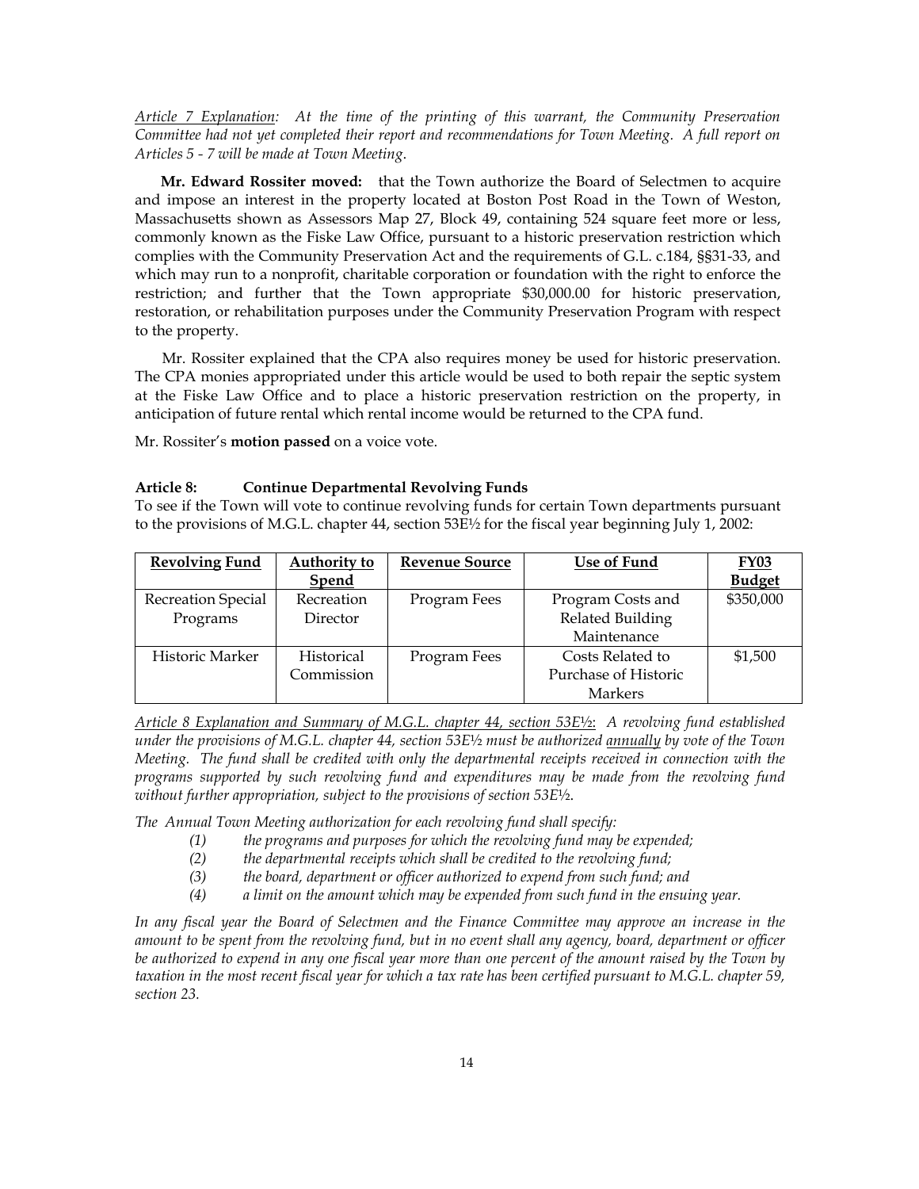*Article 7 Explanation: At the time of the printing of this warrant, the Community Preservation Committee had not yet completed their report and recommendations for Town Meeting. A full report on Articles 5 - 7 will be made at Town Meeting.*

**Mr. Edward Rossiter moved:** that the Town authorize the Board of Selectmen to acquire and impose an interest in the property located at Boston Post Road in the Town of Weston, Massachusetts shown as Assessors Map 27, Block 49, containing 524 square feet more or less, commonly known as the Fiske Law Office, pursuant to a historic preservation restriction which complies with the Community Preservation Act and the requirements of G.L. c.184, §§31-33, and which may run to a nonprofit, charitable corporation or foundation with the right to enforce the restriction; and further that the Town appropriate $30,000.00 for historic preservation, restoration, or rehabilitation purposes under the Community Preservation Program with respect to the property.

Mr. Rossiter explained that the CPA also requires money be used for historic preservation. The CPA monies appropriated under this article would be used to both repair the septic system at the Fiske Law Office and to place a historic preservation restriction on the property, in anticipation of future rental which rental income would be returned to the CPA fund.

Mr. Rossiter's **motion passed** on a voice vote.

**Article 8: Continue Departmental Revolving Funds**

To see if the Town will vote to continue revolving funds for certain Town departments pursuant to the provisions of M.G.L. chapter 44, section 53E½ for the fiscal year beginning July 1, 2002:

| Revolving Fund | Authority to Spend | Revenue Source | Use of Fund | FY03 Budget |
|---|---|---|---|---|
| Recreation Special Programs | Recreation Director | Program Fees | Program Costs and Related Building Maintenance | $350,000 |
| Historic Marker | Historical Commission | Program Fees | Costs Related to Purchase of Historic Markers | $1,500 |

*Article 8 Explanation and Summary of M.G.L. chapter 44, section 53E½: A revolving fund established under the provisions of M.G.L. chapter 44, section 53E½ must be authorized annually by vote of the Town Meeting. The fund shall be credited with only the departmental receipts received in connection with the programs supported by such revolving fund and expenditures may be made from the revolving fund without further appropriation, subject to the provisions of section 53E½.*

*The Annual Town Meeting authorization for each revolving fund shall specify:*

1. *the programs and purposes for which the revolving fund may be expended;*
2. *the departmental receipts which shall be credited to the revolving fund;*
3. *the board, department or officer authorized to expend from such fund; and*
4. *a limit on the amount which may be expended from such fund in the ensuing year.*

*In any fiscal year the Board of Selectmen and the Finance Committee may approve an increase in the amount to be spent from the revolving fund, but in no event shall any agency, board, department or officer be authorized to expend in any one fiscal year more than one percent of the amount raised by the Town by taxation in the most recent fiscal year for which a tax rate has been certified pursuant to M.G.L. chapter 59, section 23.*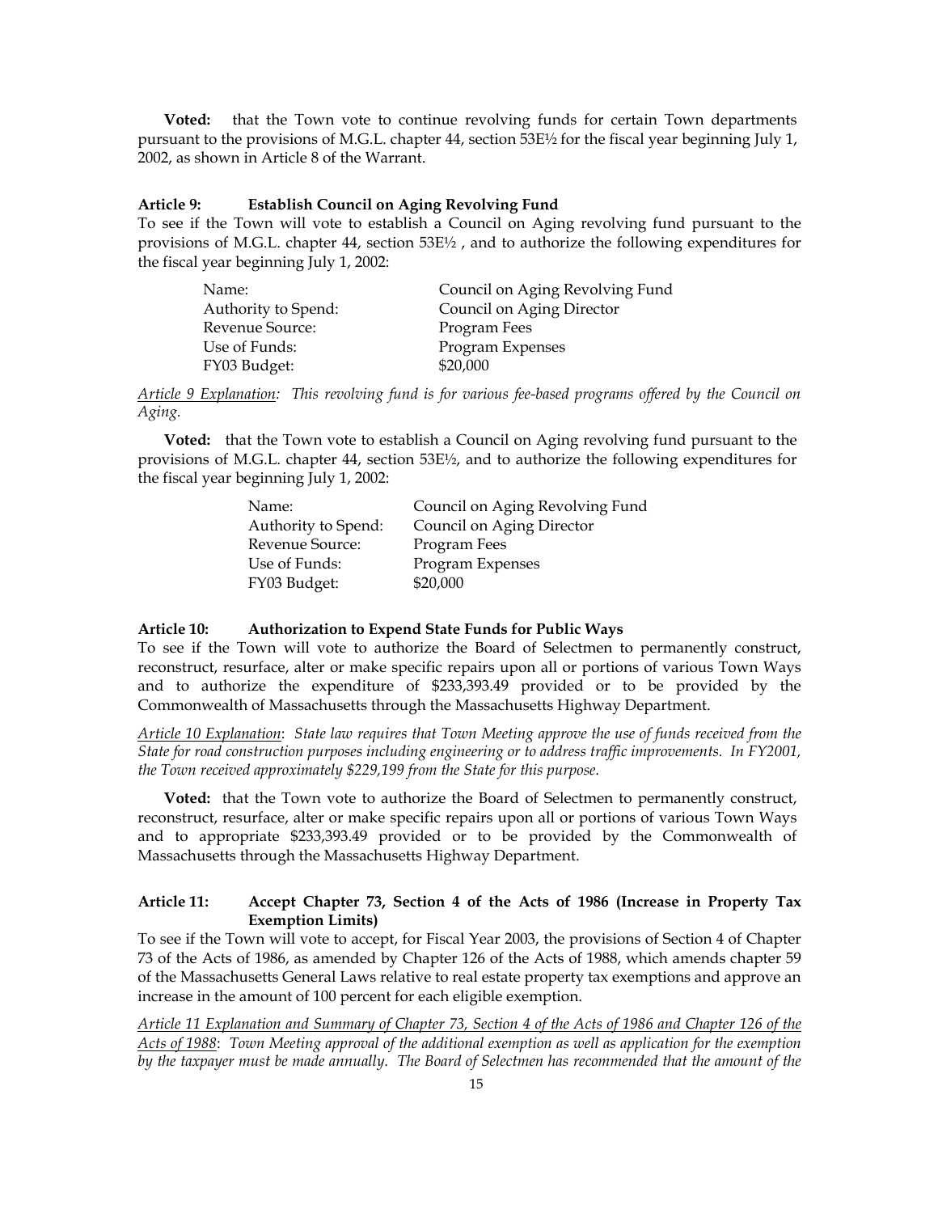**Voted:** that the Town vote to continue revolving funds for certain Town departments pursuant to the provisions of M.G.L. chapter 44, section 53E½ for the fiscal year beginning July 1, 2002, as shown in Article 8 of the Warrant.

**Article 9: Establish Council on Aging Revolving Fund**

To see if the Town will vote to establish a Council on Aging revolving fund pursuant to the provisions of M.G.L. chapter 44, section 53E½ , and to authorize the following expenditures for the fiscal year beginning July 1, 2002:

| | |
|---|---|
| Name: | Council on Aging Revolving Fund |
| Authority to Spend: | Council on Aging Director |
| Revenue Source: | Program Fees |
| Use of Funds: | Program Expenses |
| FY03 Budget: | $20,000 |

*<u>Article 9 Explanation</u>: This revolving fund is for various fee-based programs offered by the Council on Aging.*

**Voted:** that the Town vote to establish a Council on Aging revolving fund pursuant to the provisions of M.G.L. chapter 44, section 53E½, and to authorize the following expenditures for the fiscal year beginning July 1, 2002:

| | |
|---|---|
| Name: | Council on Aging Revolving Fund |
| Authority to Spend: | Council on Aging Director |
| Revenue Source: | Program Fees |
| Use of Funds: | Program Expenses |
| FY03 Budget: | $20,000 |

**Article 10: Authorization to Expend State Funds for Public Ways**

To see if the Town will vote to authorize the Board of Selectmen to permanently construct, reconstruct, resurface, alter or make specific repairs upon all or portions of various Town Ways and to authorize the expenditure of $233,393.49 provided or to be provided by the Commonwealth of Massachusetts through the Massachusetts Highway Department.

*<u>Article 10 Explanation</u>: State law requires that Town Meeting approve the use of funds received from the State for road construction purposes including engineering or to address traffic improvements. In FY2001, the Town received approximately $229,199 from the State for this purpose.*

**Voted:** that the Town vote to authorize the Board of Selectmen to permanently construct, reconstruct, resurface, alter or make specific repairs upon all or portions of various Town Ways and to appropriate $233,393.49 provided or to be provided by the Commonwealth of Massachusetts through the Massachusetts Highway Department.

**Article 11: Accept Chapter 73, Section 4 of the Acts of 1986 (Increase in Property Tax Exemption Limits)**

To see if the Town will vote to accept, for Fiscal Year 2003, the provisions of Section 4 of Chapter 73 of the Acts of 1986, as amended by Chapter 126 of the Acts of 1988, which amends chapter 59 of the Massachusetts General Laws relative to real estate property tax exemptions and approve an increase in the amount of 100 percent for each eligible exemption.

*<u>Article 11 Explanation and Summary of Chapter 73, Section 4 of the Acts of 1986 and Chapter 126 of the Acts of 1988</u>: Town Meeting approval of the additional exemption as well as application for the exemption by the taxpayer must be made annually. The Board of Selectmen has recommended that the amount of the*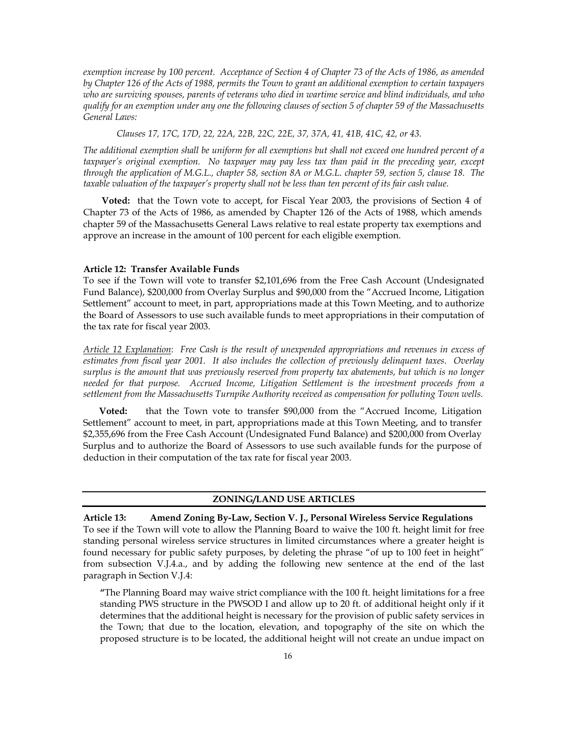*exemption increase by 100 percent. Acceptance of Section 4 of Chapter 73 of the Acts of 1986, as amended by Chapter 126 of the Acts of 1988, permits the Town to grant an additional exemption to certain taxpayers who are surviving spouses, parents of veterans who died in wartime service and blind individuals, and who qualify for an exemption under any one the following clauses of section 5 of chapter 59 of the Massachusetts General Laws:*

*Clauses 17, 17C, 17D, 22, 22A, 22B, 22C, 22E, 37, 37A, 41, 41B, 41C, 42, or 43.*

*The additional exemption shall be uniform for all exemptions but shall not exceed one hundred percent of a taxpayer's original exemption. No taxpayer may pay less tax than paid in the preceding year, except through the application of M.G.L., chapter 58, section 8A or M.G.L. chapter 59, section 5, clause 18. The taxable valuation of the taxpayer's property shall not be less than ten percent of its fair cash value.*

**Voted:** that the Town vote to accept, for Fiscal Year 2003, the provisions of Section 4 of Chapter 73 of the Acts of 1986, as amended by Chapter 126 of the Acts of 1988, which amends chapter 59 of the Massachusetts General Laws relative to real estate property tax exemptions and approve an increase in the amount of 100 percent for each eligible exemption.

**Article 12: Transfer Available Funds**

To see if the Town will vote to transfer $2,101,696 from the Free Cash Account (Undesignated Fund Balance), $200,000 from Overlay Surplus and $90,000 from the "Accrued Income, Litigation Settlement" account to meet, in part, appropriations made at this Town Meeting, and to authorize the Board of Assessors to use such available funds to meet appropriations in their computation of the tax rate for fiscal year 2003.

*Article 12 Explanation: Free Cash is the result of unexpended appropriations and revenues in excess of estimates from fiscal year 2001. It also includes the collection of previously delinquent taxes. Overlay surplus is the amount that was previously reserved from property tax abatements, but which is no longer needed for that purpose. Accrued Income, Litigation Settlement is the investment proceeds from a settlement from the Massachusetts Turnpike Authority received as compensation for polluting Town wells.*

**Voted:** that the Town vote to transfer $90,000 from the "Accrued Income, Litigation Settlement" account to meet, in part, appropriations made at this Town Meeting, and to transfer $2,355,696 from the Free Cash Account (Undesignated Fund Balance) and $200,000 from Overlay Surplus and to authorize the Board of Assessors to use such available funds for the purpose of deduction in their computation of the tax rate for fiscal year 2003.

## ZONING/LAND USE ARTICLES

**Article 13: Amend Zoning By-Law, Section V. J., Personal Wireless Service Regulations**

To see if the Town will vote to allow the Planning Board to waive the 100 ft. height limit for free standing personal wireless service structures in limited circumstances where a greater height is found necessary for public safety purposes, by deleting the phrase "of up to 100 feet in height" from subsection V.J.4.a., and by adding the following new sentence at the end of the last paragraph in Section V.J.4:

"The Planning Board may waive strict compliance with the 100 ft. height limitations for a free standing PWS structure in the PWSOD I and allow up to 20 ft. of additional height only if it determines that the additional height is necessary for the provision of public safety services in the Town; that due to the location, elevation, and topography of the site on which the proposed structure is to be located, the additional height will not create an undue impact on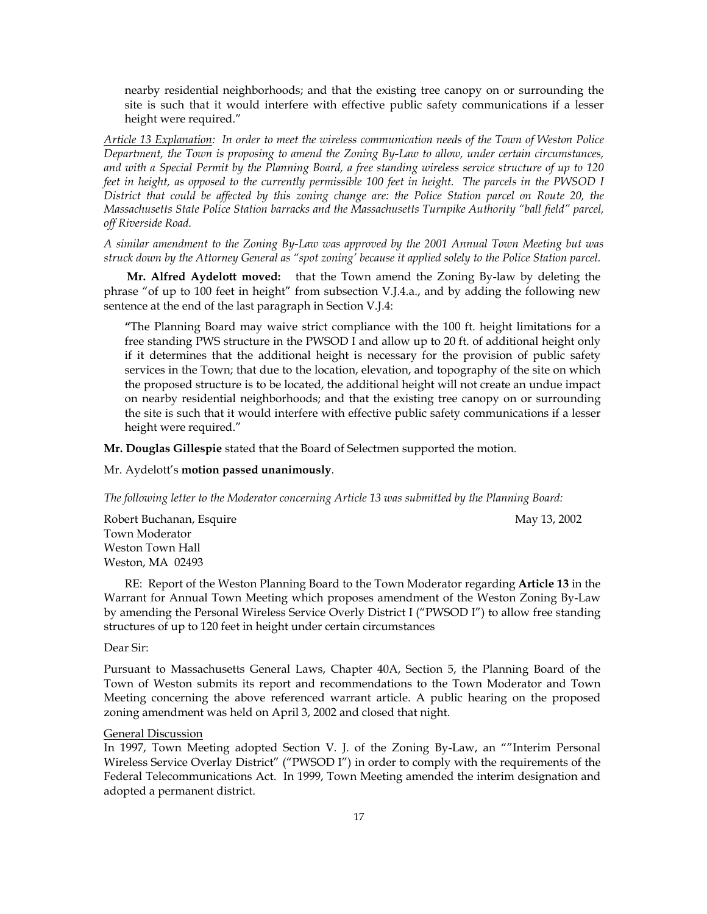nearby residential neighborhoods; and that the existing tree canopy on or surrounding the site is such that it would interfere with effective public safety communications if a lesser height were required."

*Article 13 Explanation: In order to meet the wireless communication needs of the Town of Weston Police Department, the Town is proposing to amend the Zoning By-Law to allow, under certain circumstances, and with a Special Permit by the Planning Board, a free standing wireless service structure of up to 120 feet in height, as opposed to the currently permissible 100 feet in height. The parcels in the PWSOD I District that could be affected by this zoning change are: the Police Station parcel on Route 20, the Massachusetts State Police Station barracks and the Massachusetts Turnpike Authority "ball field" parcel, off Riverside Road.*

*A similar amendment to the Zoning By-Law was approved by the 2001 Annual Town Meeting but was struck down by the Attorney General as "spot zoning' because it applied solely to the Police Station parcel.*

**Mr. Alfred Aydelott moved:** that the Town amend the Zoning By-law by deleting the phrase "of up to 100 feet in height" from subsection V.J.4.a., and by adding the following new sentence at the end of the last paragraph in Section V.J.4:

> "The Planning Board may waive strict compliance with the 100 ft. height limitations for a free standing PWS structure in the PWSOD I and allow up to 20 ft. of additional height only if it determines that the additional height is necessary for the provision of public safety services in the Town; that due to the location, elevation, and topography of the site on which the proposed structure is to be located, the additional height will not create an undue impact on nearby residential neighborhoods; and that the existing tree canopy on or surrounding the site is such that it would interfere with effective public safety communications if a lesser height were required."

**Mr. Douglas Gillespie** stated that the Board of Selectmen supported the motion.

Mr. Aydelott's **motion passed unanimously**.

*The following letter to the Moderator concerning Article 13 was submitted by the Planning Board:*

Robert Buchanan, Esquire
Town Moderator
Weston Town Hall
Weston, MA 02493

May 13, 2002

RE: Report of the Weston Planning Board to the Town Moderator regarding **Article 13** in the Warrant for Annual Town Meeting which proposes amendment of the Weston Zoning By-Law by amending the Personal Wireless Service Overly District I ("PWSOD I") to allow free standing structures of up to 120 feet in height under certain circumstances

Dear Sir:

Pursuant to Massachusetts General Laws, Chapter 40A, Section 5, the Planning Board of the Town of Weston submits its report and recommendations to the Town Moderator and Town Meeting concerning the above referenced warrant article. A public hearing on the proposed zoning amendment was held on April 3, 2002 and closed that night.

<u>General Discussion</u>

In 1997, Town Meeting adopted Section V. J. of the Zoning By-Law, an ""Interim Personal Wireless Service Overlay District" ("PWSOD I") in order to comply with the requirements of the Federal Telecommunications Act. In 1999, Town Meeting amended the interim designation and adopted a permanent district.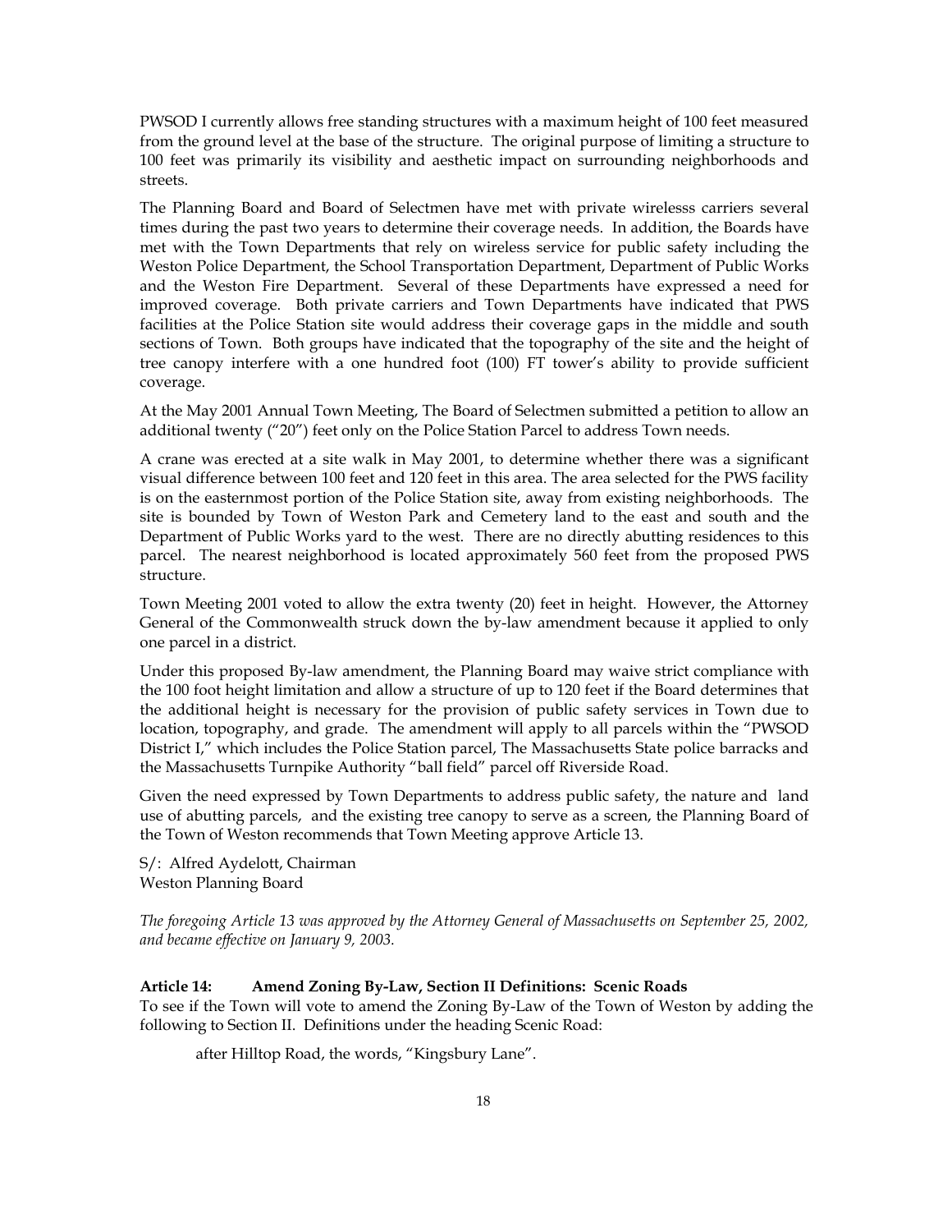PWSOD I currently allows free standing structures with a maximum height of 100 feet measured from the ground level at the base of the structure. The original purpose of limiting a structure to 100 feet was primarily its visibility and aesthetic impact on surrounding neighborhoods and streets.

The Planning Board and Board of Selectmen have met with private wirelesss carriers several times during the past two years to determine their coverage needs. In addition, the Boards have met with the Town Departments that rely on wireless service for public safety including the Weston Police Department, the School Transportation Department, Department of Public Works and the Weston Fire Department. Several of these Departments have expressed a need for improved coverage. Both private carriers and Town Departments have indicated that PWS facilities at the Police Station site would address their coverage gaps in the middle and south sections of Town. Both groups have indicated that the topography of the site and the height of tree canopy interfere with a one hundred foot (100) FT tower's ability to provide sufficient coverage.

At the May 2001 Annual Town Meeting, The Board of Selectmen submitted a petition to allow an additional twenty ("20") feet only on the Police Station Parcel to address Town needs.

A crane was erected at a site walk in May 2001, to determine whether there was a significant visual difference between 100 feet and 120 feet in this area. The area selected for the PWS facility is on the easternmost portion of the Police Station site, away from existing neighborhoods. The site is bounded by Town of Weston Park and Cemetery land to the east and south and the Department of Public Works yard to the west. There are no directly abutting residences to this parcel. The nearest neighborhood is located approximately 560 feet from the proposed PWS structure.

Town Meeting 2001 voted to allow the extra twenty (20) feet in height. However, the Attorney General of the Commonwealth struck down the by-law amendment because it applied to only one parcel in a district.

Under this proposed By-law amendment, the Planning Board may waive strict compliance with the 100 foot height limitation and allow a structure of up to 120 feet if the Board determines that the additional height is necessary for the provision of public safety services in Town due to location, topography, and grade. The amendment will apply to all parcels within the "PWSOD District I," which includes the Police Station parcel, The Massachusetts State police barracks and the Massachusetts Turnpike Authority "ball field" parcel off Riverside Road.

Given the need expressed by Town Departments to address public safety, the nature and land use of abutting parcels, and the existing tree canopy to serve as a screen, the Planning Board of the Town of Weston recommends that Town Meeting approve Article 13.

S/: Alfred Aydelott, Chairman
Weston Planning Board

*The foregoing Article 13 was approved by the Attorney General of Massachusetts on September 25, 2002, and became effective on January 9, 2003.*

**Article 14: Amend Zoning By-Law, Section II Definitions: Scenic Roads**

To see if the Town will vote to amend the Zoning By-Law of the Town of Weston by adding the following to Section II. Definitions under the heading Scenic Road:

after Hilltop Road, the words, "Kingsbury Lane".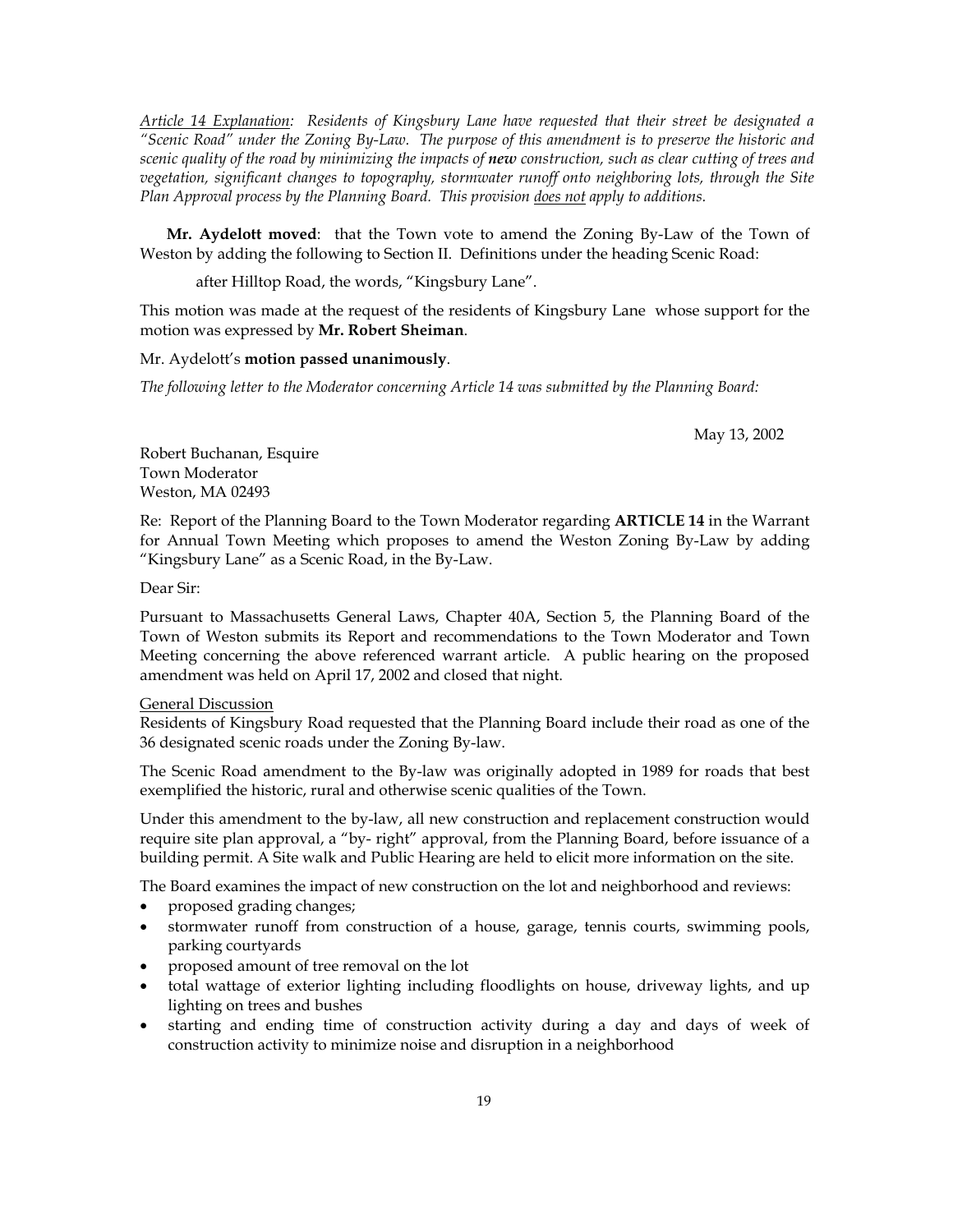*<u>Article 14 Explanation</u>: Residents of Kingsbury Lane have requested that their street be designated a "Scenic Road" under the Zoning By-Law. The purpose of this amendment is to preserve the historic and scenic quality of the road by minimizing the impacts of **new** construction, such as clear cutting of trees and vegetation, significant changes to topography, stormwater runoff onto neighboring lots, through the Site Plan Approval process by the Planning Board. This provision <u>does not</u> apply to additions.*

**Mr. Aydelott moved**: that the Town vote to amend the Zoning By-Law of the Town of Weston by adding the following to Section II. Definitions under the heading Scenic Road:

after Hilltop Road, the words, "Kingsbury Lane".

This motion was made at the request of the residents of Kingsbury Lane whose support for the motion was expressed by **Mr. Robert Sheiman**.

Mr. Aydelott's **motion passed unanimously**.

*The following letter to the Moderator concerning Article 14 was submitted by the Planning Board:*

May 13, 2002

Robert Buchanan, Esquire
Town Moderator
Weston, MA 02493

Re: Report of the Planning Board to the Town Moderator regarding **ARTICLE 14** in the Warrant for Annual Town Meeting which proposes to amend the Weston Zoning By-Law by adding "Kingsbury Lane" as a Scenic Road, in the By-Law.

Dear Sir:

Pursuant to Massachusetts General Laws, Chapter 40A, Section 5, the Planning Board of the Town of Weston submits its Report and recommendations to the Town Moderator and Town Meeting concerning the above referenced warrant article. A public hearing on the proposed amendment was held on April 17, 2002 and closed that night.

<u>General Discussion</u>

Residents of Kingsbury Road requested that the Planning Board include their road as one of the 36 designated scenic roads under the Zoning By-law.

The Scenic Road amendment to the By-law was originally adopted in 1989 for roads that best exemplified the historic, rural and otherwise scenic qualities of the Town.

Under this amendment to the by-law, all new construction and replacement construction would require site plan approval, a "by- right" approval, from the Planning Board, before issuance of a building permit. A Site walk and Public Hearing are held to elicit more information on the site.

The Board examines the impact of new construction on the lot and neighborhood and reviews:

- proposed grading changes;
- stormwater runoff from construction of a house, garage, tennis courts, swimming pools, parking courtyards
- proposed amount of tree removal on the lot
- total wattage of exterior lighting including floodlights on house, driveway lights, and up lighting on trees and bushes
- starting and ending time of construction activity during a day and days of week of construction activity to minimize noise and disruption in a neighborhood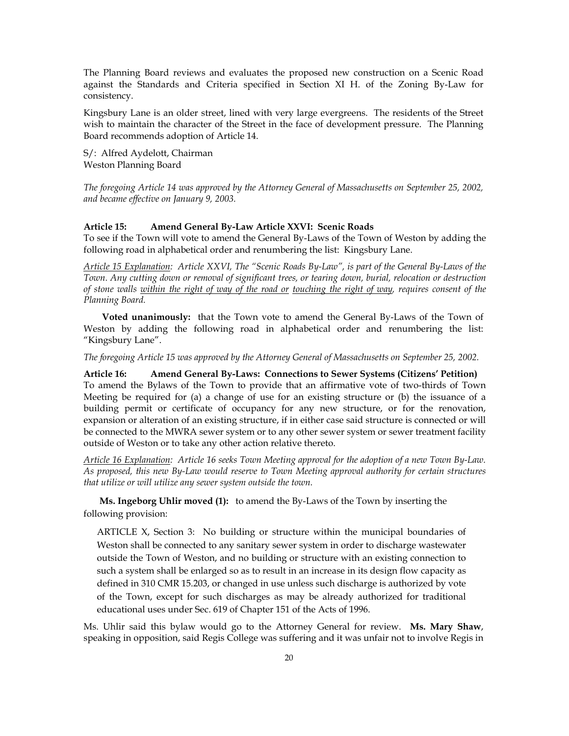The Planning Board reviews and evaluates the proposed new construction on a Scenic Road against the Standards and Criteria specified in Section XI H. of the Zoning By-Law for consistency.

Kingsbury Lane is an older street, lined with very large evergreens. The residents of the Street wish to maintain the character of the Street in the face of development pressure. The Planning Board recommends adoption of Article 14.

S/: Alfred Aydelott, Chairman
Weston Planning Board

*The foregoing Article 14 was approved by the Attorney General of Massachusetts on September 25, 2002, and became effective on January 9, 2003.*

**Article 15: Amend General By-Law Article XXVI: Scenic Roads**

To see if the Town will vote to amend the General By-Laws of the Town of Weston by adding the following road in alphabetical order and renumbering the list: Kingsbury Lane.

*Article 15 Explanation: Article XXVI, The "Scenic Roads By-Law", is part of the General By-Laws of the Town. Any cutting down or removal of significant trees, or tearing down, burial, relocation or destruction of stone walls within the right of way of the road or touching the right of way, requires consent of the Planning Board.*

**Voted unanimously:** that the Town vote to amend the General By-Laws of the Town of Weston by adding the following road in alphabetical order and renumbering the list: "Kingsbury Lane".

*The foregoing Article 15 was approved by the Attorney General of Massachusetts on September 25, 2002.*

**Article 16: Amend General By-Laws: Connections to Sewer Systems (Citizens' Petition)**

To amend the Bylaws of the Town to provide that an affirmative vote of two-thirds of Town Meeting be required for (a) a change of use for an existing structure or (b) the issuance of a building permit or certificate of occupancy for any new structure, or for the renovation, expansion or alteration of an existing structure, if in either case said structure is connected or will be connected to the MWRA sewer system or to any other sewer system or sewer treatment facility outside of Weston or to take any other action relative thereto.

*Article 16 Explanation: Article 16 seeks Town Meeting approval for the adoption of a new Town By-Law. As proposed, this new By-Law would reserve to Town Meeting approval authority for certain structures that utilize or will utilize any sewer system outside the town.*

**Ms. Ingeborg Uhlir moved (1):** to amend the By-Laws of the Town by inserting the following provision:

> ARTICLE X, Section 3: No building or structure within the municipal boundaries of Weston shall be connected to any sanitary sewer system in order to discharge wastewater outside the Town of Weston, and no building or structure with an existing connection to such a system shall be enlarged so as to result in an increase in its design flow capacity as defined in 310 CMR 15.203, or changed in use unless such discharge is authorized by vote of the Town, except for such discharges as may be already authorized for traditional educational uses under Sec. 619 of Chapter 151 of the Acts of 1996.

Ms. Uhlir said this bylaw would go to the Attorney General for review. **Ms. Mary Shaw**, speaking in opposition, said Regis College was suffering and it was unfair not to involve Regis in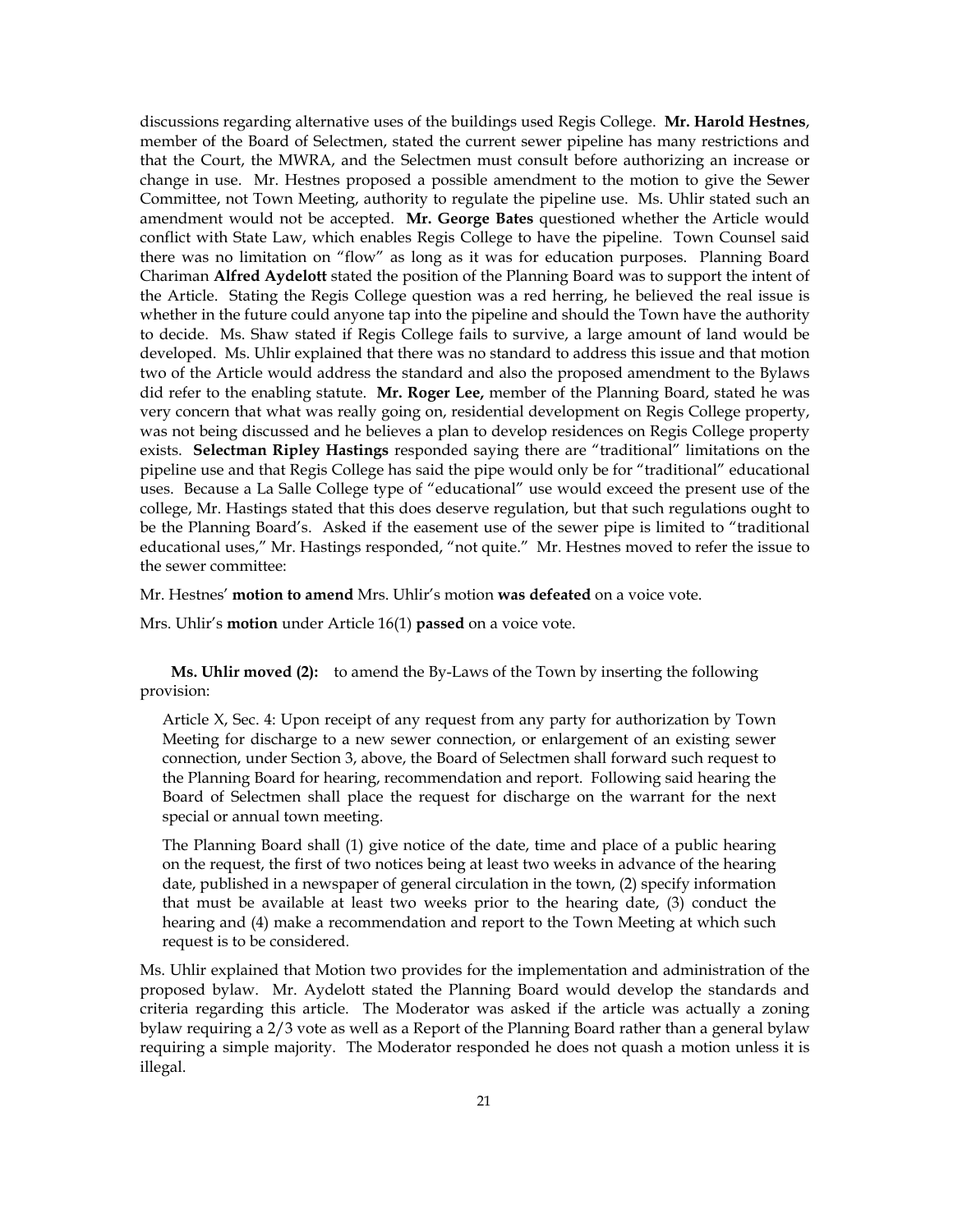discussions regarding alternative uses of the buildings used Regis College. **Mr. Harold Hestnes**, member of the Board of Selectmen, stated the current sewer pipeline has many restrictions and that the Court, the MWRA, and the Selectmen must consult before authorizing an increase or change in use. Mr. Hestnes proposed a possible amendment to the motion to give the Sewer Committee, not Town Meeting, authority to regulate the pipeline use. Ms. Uhlir stated such an amendment would not be accepted. **Mr. George Bates** questioned whether the Article would conflict with State Law, which enables Regis College to have the pipeline. Town Counsel said there was no limitation on "flow" as long as it was for education purposes. Planning Board Chariman **Alfred Aydelott** stated the position of the Planning Board was to support the intent of the Article. Stating the Regis College question was a red herring, he believed the real issue is whether in the future could anyone tap into the pipeline and should the Town have the authority to decide. Ms. Shaw stated if Regis College fails to survive, a large amount of land would be developed. Ms. Uhlir explained that there was no standard to address this issue and that motion two of the Article would address the standard and also the proposed amendment to the Bylaws did refer to the enabling statute. **Mr. Roger Lee,** member of the Planning Board, stated he was very concern that what was really going on, residential development on Regis College property, was not being discussed and he believes a plan to develop residences on Regis College property exists. **Selectman Ripley Hastings** responded saying there are "traditional" limitations on the pipeline use and that Regis College has said the pipe would only be for "traditional" educational uses. Because a La Salle College type of "educational" use would exceed the present use of the college, Mr. Hastings stated that this does deserve regulation, but that such regulations ought to be the Planning Board's. Asked if the easement use of the sewer pipe is limited to "traditional educational uses," Mr. Hastings responded, "not quite." Mr. Hestnes moved to refer the issue to the sewer committee:

Mr. Hestnes' **motion to amend** Mrs. Uhlir's motion **was defeated** on a voice vote.

Mrs. Uhlir's **motion** under Article 16(1) **passed** on a voice vote.

**Ms. Uhlir moved (2):** to amend the By-Laws of the Town by inserting the following provision:

> Article X, Sec. 4: Upon receipt of any request from any party for authorization by Town Meeting for discharge to a new sewer connection, or enlargement of an existing sewer connection, under Section 3, above, the Board of Selectmen shall forward such request to the Planning Board for hearing, recommendation and report. Following said hearing the Board of Selectmen shall place the request for discharge on the warrant for the next special or annual town meeting.
>
> The Planning Board shall (1) give notice of the date, time and place of a public hearing on the request, the first of two notices being at least two weeks in advance of the hearing date, published in a newspaper of general circulation in the town, (2) specify information that must be available at least two weeks prior to the hearing date, (3) conduct the hearing and (4) make a recommendation and report to the Town Meeting at which such request is to be considered.

Ms. Uhlir explained that Motion two provides for the implementation and administration of the proposed bylaw. Mr. Aydelott stated the Planning Board would develop the standards and criteria regarding this article. The Moderator was asked if the article was actually a zoning bylaw requiring a 2/3 vote as well as a Report of the Planning Board rather than a general bylaw requiring a simple majority. The Moderator responded he does not quash a motion unless it is illegal.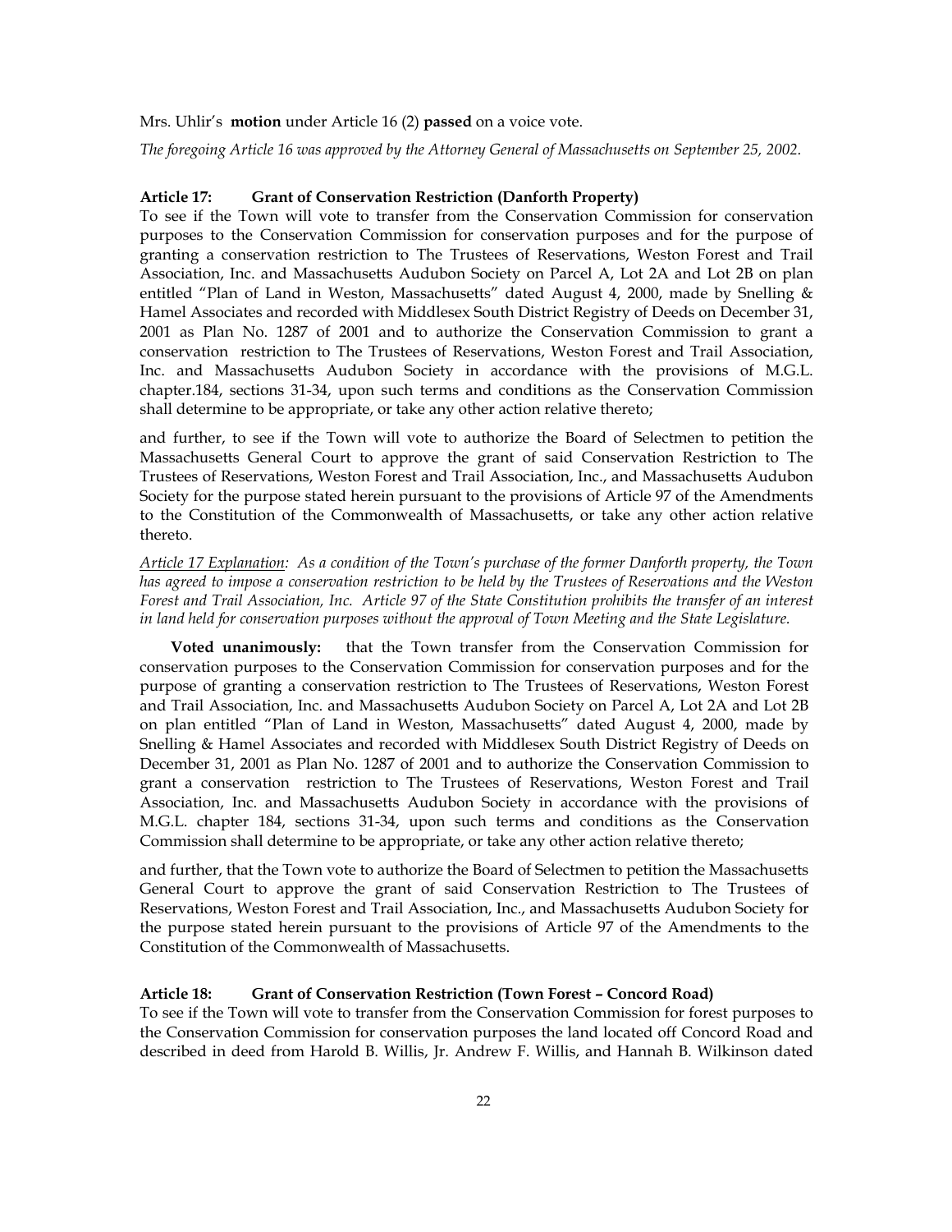Mrs. Uhlir's **motion** under Article 16 (2) **passed** on a voice vote.

*The foregoing Article 16 was approved by the Attorney General of Massachusetts on September 25, 2002.*

**Article 17: Grant of Conservation Restriction (Danforth Property)**

To see if the Town will vote to transfer from the Conservation Commission for conservation purposes to the Conservation Commission for conservation purposes and for the purpose of granting a conservation restriction to The Trustees of Reservations, Weston Forest and Trail Association, Inc. and Massachusetts Audubon Society on Parcel A, Lot 2A and Lot 2B on plan entitled "Plan of Land in Weston, Massachusetts" dated August 4, 2000, made by Snelling & Hamel Associates and recorded with Middlesex South District Registry of Deeds on December 31, 2001 as Plan No. 1287 of 2001 and to authorize the Conservation Commission to grant a conservation restriction to The Trustees of Reservations, Weston Forest and Trail Association, Inc. and Massachusetts Audubon Society in accordance with the provisions of M.G.L. chapter.184, sections 31-34, upon such terms and conditions as the Conservation Commission shall determine to be appropriate, or take any other action relative thereto;

and further, to see if the Town will vote to authorize the Board of Selectmen to petition the Massachusetts General Court to approve the grant of said Conservation Restriction to The Trustees of Reservations, Weston Forest and Trail Association, Inc., and Massachusetts Audubon Society for the purpose stated herein pursuant to the provisions of Article 97 of the Amendments to the Constitution of the Commonwealth of Massachusetts, or take any other action relative thereto.

*Article 17 Explanation: As a condition of the Town's purchase of the former Danforth property, the Town has agreed to impose a conservation restriction to be held by the Trustees of Reservations and the Weston Forest and Trail Association, Inc. Article 97 of the State Constitution prohibits the transfer of an interest in land held for conservation purposes without the approval of Town Meeting and the State Legislature.*

**Voted unanimously:** that the Town transfer from the Conservation Commission for conservation purposes to the Conservation Commission for conservation purposes and for the purpose of granting a conservation restriction to The Trustees of Reservations, Weston Forest and Trail Association, Inc. and Massachusetts Audubon Society on Parcel A, Lot 2A and Lot 2B on plan entitled "Plan of Land in Weston, Massachusetts" dated August 4, 2000, made by Snelling & Hamel Associates and recorded with Middlesex South District Registry of Deeds on December 31, 2001 as Plan No. 1287 of 2001 and to authorize the Conservation Commission to grant a conservation restriction to The Trustees of Reservations, Weston Forest and Trail Association, Inc. and Massachusetts Audubon Society in accordance with the provisions of M.G.L. chapter 184, sections 31-34, upon such terms and conditions as the Conservation Commission shall determine to be appropriate, or take any other action relative thereto;

and further, that the Town vote to authorize the Board of Selectmen to petition the Massachusetts General Court to approve the grant of said Conservation Restriction to The Trustees of Reservations, Weston Forest and Trail Association, Inc., and Massachusetts Audubon Society for the purpose stated herein pursuant to the provisions of Article 97 of the Amendments to the Constitution of the Commonwealth of Massachusetts.

**Article 18: Grant of Conservation Restriction (Town Forest – Concord Road)**

To see if the Town will vote to transfer from the Conservation Commission for forest purposes to the Conservation Commission for conservation purposes the land located off Concord Road and described in deed from Harold B. Willis, Jr. Andrew F. Willis, and Hannah B. Wilkinson dated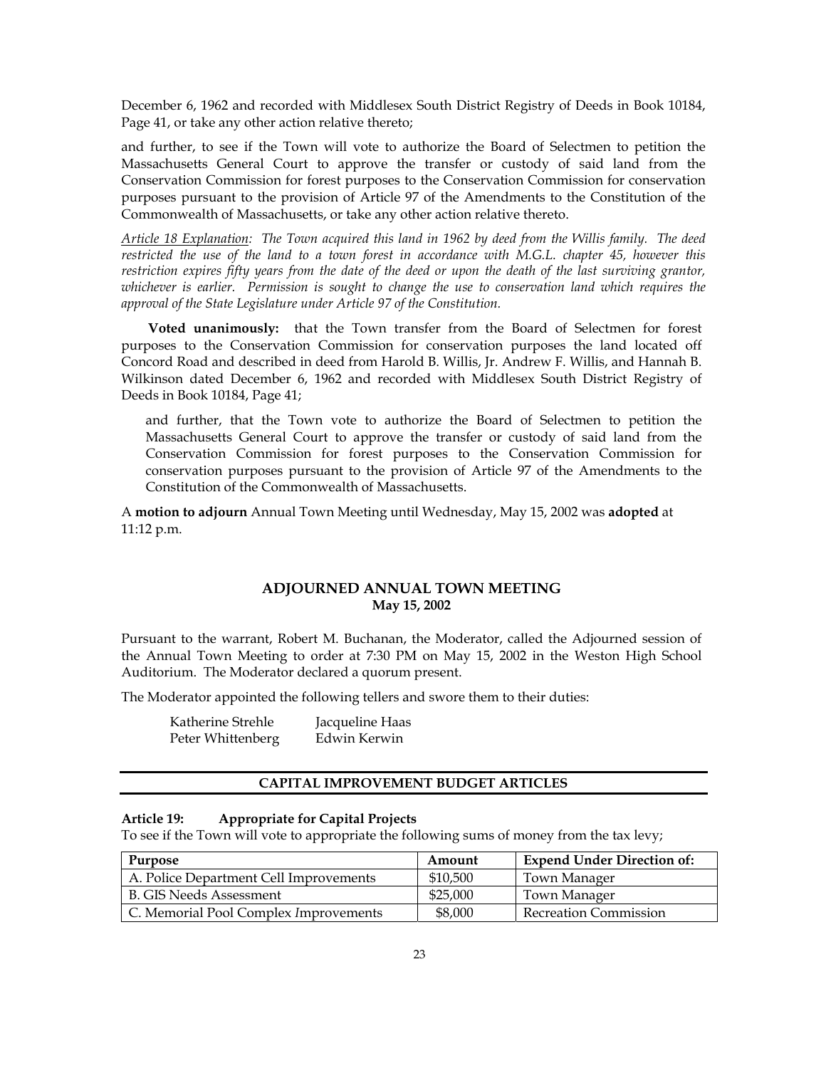December 6, 1962 and recorded with Middlesex South District Registry of Deeds in Book 10184, Page 41, or take any other action relative thereto;

and further, to see if the Town will vote to authorize the Board of Selectmen to petition the Massachusetts General Court to approve the transfer or custody of said land from the Conservation Commission for forest purposes to the Conservation Commission for conservation purposes pursuant to the provision of Article 97 of the Amendments to the Constitution of the Commonwealth of Massachusetts, or take any other action relative thereto.

*Article 18 Explanation: The Town acquired this land in 1962 by deed from the Willis family. The deed restricted the use of the land to a town forest in accordance with M.G.L. chapter 45, however this restriction expires fifty years from the date of the deed or upon the death of the last surviving grantor, whichever is earlier. Permission is sought to change the use to conservation land which requires the approval of the State Legislature under Article 97 of the Constitution.*

**Voted unanimously:** that the Town transfer from the Board of Selectmen for forest purposes to the Conservation Commission for conservation purposes the land located off Concord Road and described in deed from Harold B. Willis, Jr. Andrew F. Willis, and Hannah B. Wilkinson dated December 6, 1962 and recorded with Middlesex South District Registry of Deeds in Book 10184, Page 41;

and further, that the Town vote to authorize the Board of Selectmen to petition the Massachusetts General Court to approve the transfer or custody of said land from the Conservation Commission for forest purposes to the Conservation Commission for conservation purposes pursuant to the provision of Article 97 of the Amendments to the Constitution of the Commonwealth of Massachusetts.

A **motion to adjourn** Annual Town Meeting until Wednesday, May 15, 2002 was **adopted** at 11:12 p.m.

## ADJOURNED ANNUAL TOWN MEETING
**May 15, 2002**

Pursuant to the warrant, Robert M. Buchanan, the Moderator, called the Adjourned session of the Annual Town Meeting to order at 7:30 PM on May 15, 2002 in the Weston High School Auditorium. The Moderator declared a quorum present.

The Moderator appointed the following tellers and swore them to their duties:

| | |
|---|---|
| Katherine Strehle | Jacqueline Haas |
| Peter Whittenberg | Edwin Kerwin |

## CAPITAL IMPROVEMENT BUDGET ARTICLES

**Article 19: Appropriate for Capital Projects**

To see if the Town will vote to appropriate the following sums of money from the tax levy;

| Purpose | Amount | Expend Under Direction of: |
|---|---|---|
| A. Police Department Cell Improvements | \$10,500 | Town Manager |
| B. GIS Needs Assessment | \$25,000 | Town Manager |
| C. Memorial Pool Complex Improvements | \$8,000 | Recreation Commission |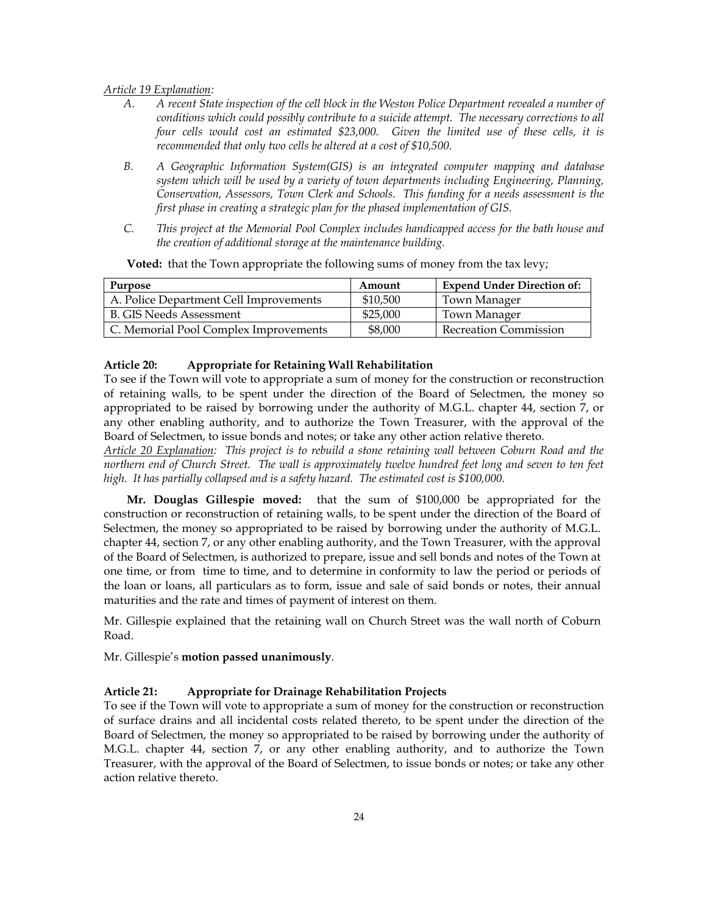*Article 19 Explanation:*

- *A. A recent State inspection of the cell block in the Weston Police Department revealed a number of conditions which could possibly contribute to a suicide attempt. The necessary corrections to all four cells would cost an estimated $23,000. Given the limited use of these cells, it is recommended that only two cells be altered at a cost of $10,500.*
- *B. A Geographic Information System(GIS) is an integrated computer mapping and database system which will be used by a variety of town departments including Engineering, Planning, Conservation, Assessors, Town Clerk and Schools. This funding for a needs assessment is the first phase in creating a strategic plan for the phased implementation of GIS.*
- *C. This project at the Memorial Pool Complex includes handicapped access for the bath house and the creation of additional storage at the maintenance building.*

**Voted:** that the Town appropriate the following sums of money from the tax levy;

| Purpose | Amount | Expend Under Direction of: |
|---|---|---|
| A. Police Department Cell Improvements | $10,500 | Town Manager |
| B. GIS Needs Assessment | $25,000 | Town Manager |
| C. Memorial Pool Complex Improvements | $8,000 | Recreation Commission |

**Article 20: Appropriate for Retaining Wall Rehabilitation**

To see if the Town will vote to appropriate a sum of money for the construction or reconstruction of retaining walls, to be spent under the direction of the Board of Selectmen, the money so appropriated to be raised by borrowing under the authority of M.G.L. chapter 44, section 7, or any other enabling authority, and to authorize the Town Treasurer, with the approval of the Board of Selectmen, to issue bonds and notes; or take any other action relative thereto.

*Article 20 Explanation: This project is to rebuild a stone retaining wall between Coburn Road and the northern end of Church Street. The wall is approximately twelve hundred feet long and seven to ten feet high. It has partially collapsed and is a safety hazard. The estimated cost is $100,000.*

**Mr. Douglas Gillespie moved:** that the sum of $100,000 be appropriated for the construction or reconstruction of retaining walls, to be spent under the direction of the Board of Selectmen, the money so appropriated to be raised by borrowing under the authority of M.G.L. chapter 44, section 7, or any other enabling authority, and the Town Treasurer, with the approval of the Board of Selectmen, is authorized to prepare, issue and sell bonds and notes of the Town at one time, or from time to time, and to determine in conformity to law the period or periods of the loan or loans, all particulars as to form, issue and sale of said bonds or notes, their annual maturities and the rate and times of payment of interest on them.

Mr. Gillespie explained that the retaining wall on Church Street was the wall north of Coburn Road.

Mr. Gillespie's **motion passed unanimously**.

**Article 21: Appropriate for Drainage Rehabilitation Projects**

To see if the Town will vote to appropriate a sum of money for the construction or reconstruction of surface drains and all incidental costs related thereto, to be spent under the direction of the Board of Selectmen, the money so appropriated to be raised by borrowing under the authority of M.G.L. chapter 44, section 7, or any other enabling authority, and to authorize the Town Treasurer, with the approval of the Board of Selectmen, to issue bonds or notes; or take any other action relative thereto.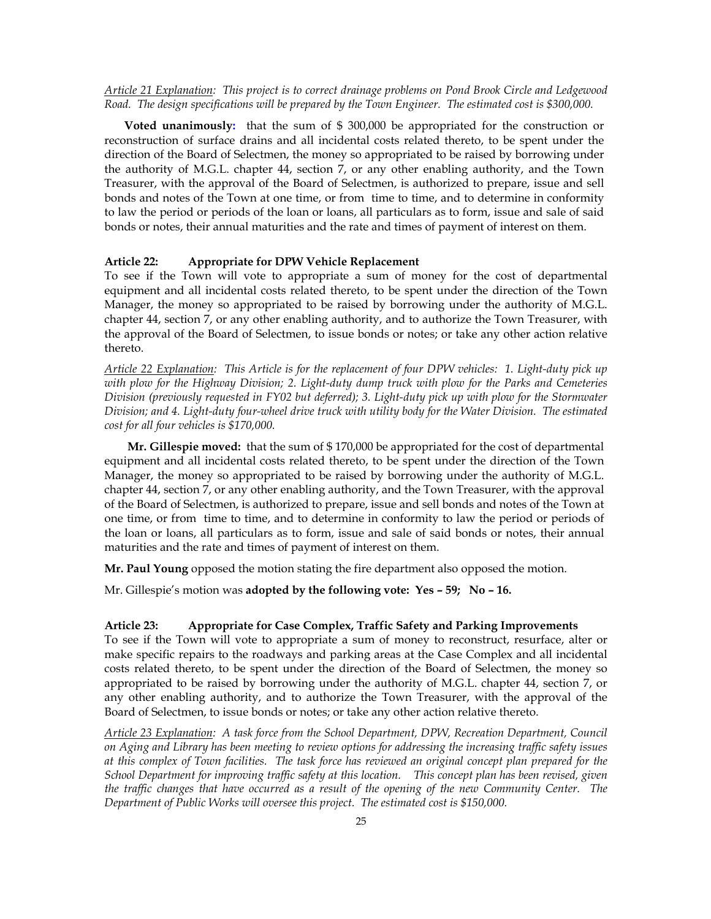*<u>Article 21 Explanation</u>: This project is to correct drainage problems on Pond Brook Circle and Ledgewood Road. The design specifications will be prepared by the Town Engineer. The estimated cost is $300,000.*

**Voted unanimously:** that the sum of $ 300,000 be appropriated for the construction or reconstruction of surface drains and all incidental costs related thereto, to be spent under the direction of the Board of Selectmen, the money so appropriated to be raised by borrowing under the authority of M.G.L. chapter 44, section 7, or any other enabling authority, and the Town Treasurer, with the approval of the Board of Selectmen, is authorized to prepare, issue and sell bonds and notes of the Town at one time, or from time to time, and to determine in conformity to law the period or periods of the loan or loans, all particulars as to form, issue and sale of said bonds or notes, their annual maturities and the rate and times of payment of interest on them.

**Article 22: Appropriate for DPW Vehicle Replacement**

To see if the Town will vote to appropriate a sum of money for the cost of departmental equipment and all incidental costs related thereto, to be spent under the direction of the Town Manager, the money so appropriated to be raised by borrowing under the authority of M.G.L. chapter 44, section 7, or any other enabling authority, and to authorize the Town Treasurer, with the approval of the Board of Selectmen, to issue bonds or notes; or take any other action relative thereto.

*<u>Article 22 Explanation</u>: This Article is for the replacement of four DPW vehicles: 1. Light-duty pick up with plow for the Highway Division; 2. Light-duty dump truck with plow for the Parks and Cemeteries Division (previously requested in FY02 but deferred); 3. Light-duty pick up with plow for the Stormwater Division; and 4. Light-duty four-wheel drive truck with utility body for the Water Division. The estimated cost for all four vehicles is $170,000.*

**Mr. Gillespie moved:** that the sum of $ 170,000 be appropriated for the cost of departmental equipment and all incidental costs related thereto, to be spent under the direction of the Town Manager, the money so appropriated to be raised by borrowing under the authority of M.G.L. chapter 44, section 7, or any other enabling authority, and the Town Treasurer, with the approval of the Board of Selectmen, is authorized to prepare, issue and sell bonds and notes of the Town at one time, or from time to time, and to determine in conformity to law the period or periods of the loan or loans, all particulars as to form, issue and sale of said bonds or notes, their annual maturities and the rate and times of payment of interest on them.

**Mr. Paul Young** opposed the motion stating the fire department also opposed the motion.

Mr. Gillespie's motion was **adopted by the following vote: Yes – 59; No – 16.**

**Article 23: Appropriate for Case Complex, Traffic Safety and Parking Improvements**

To see if the Town will vote to appropriate a sum of money to reconstruct, resurface, alter or make specific repairs to the roadways and parking areas at the Case Complex and all incidental costs related thereto, to be spent under the direction of the Board of Selectmen, the money so appropriated to be raised by borrowing under the authority of M.G.L. chapter 44, section 7, or any other enabling authority, and to authorize the Town Treasurer, with the approval of the Board of Selectmen, to issue bonds or notes; or take any other action relative thereto.

*<u>Article 23 Explanation</u>: A task force from the School Department, DPW, Recreation Department, Council on Aging and Library has been meeting to review options for addressing the increasing traffic safety issues at this complex of Town facilities. The task force has reviewed an original concept plan prepared for the School Department for improving traffic safety at this location. This concept plan has been revised, given the traffic changes that have occurred as a result of the opening of the new Community Center. The Department of Public Works will oversee this project. The estimated cost is $150,000.*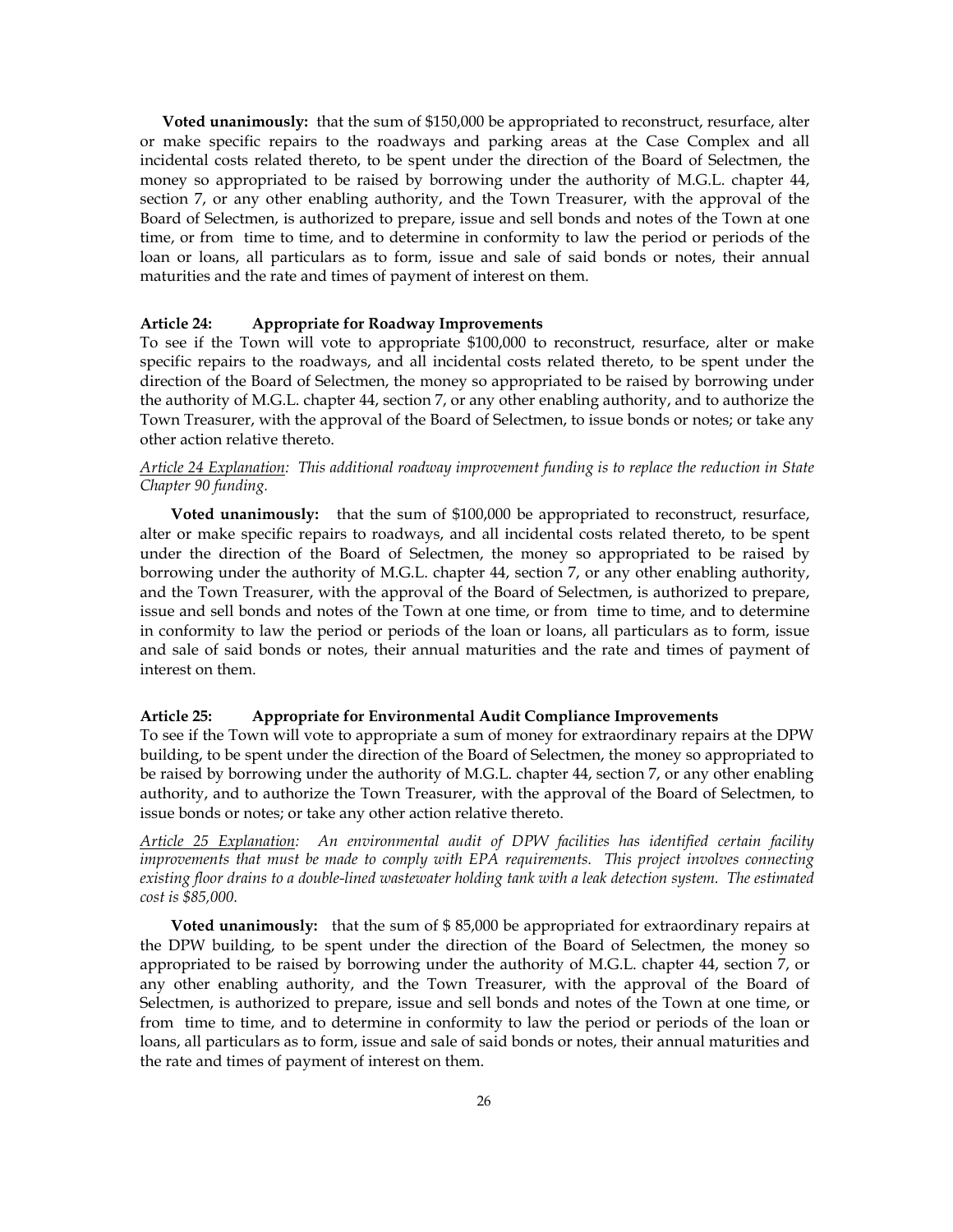**Voted unanimously:** that the sum of $150,000 be appropriated to reconstruct, resurface, alter or make specific repairs to the roadways and parking areas at the Case Complex and all incidental costs related thereto, to be spent under the direction of the Board of Selectmen, the money so appropriated to be raised by borrowing under the authority of M.G.L. chapter 44, section 7, or any other enabling authority, and the Town Treasurer, with the approval of the Board of Selectmen, is authorized to prepare, issue and sell bonds and notes of the Town at one time, or from time to time, and to determine in conformity to law the period or periods of the loan or loans, all particulars as to form, issue and sale of said bonds or notes, their annual maturities and the rate and times of payment of interest on them.

**Article 24: Appropriate for Roadway Improvements**

To see if the Town will vote to appropriate $100,000 to reconstruct, resurface, alter or make specific repairs to the roadways, and all incidental costs related thereto, to be spent under the direction of the Board of Selectmen, the money so appropriated to be raised by borrowing under the authority of M.G.L. chapter 44, section 7, or any other enabling authority, and to authorize the Town Treasurer, with the approval of the Board of Selectmen, to issue bonds or notes; or take any other action relative thereto.

*Article 24 Explanation: This additional roadway improvement funding is to replace the reduction in State Chapter 90 funding.*

**Voted unanimously:** that the sum of $100,000 be appropriated to reconstruct, resurface, alter or make specific repairs to roadways, and all incidental costs related thereto, to be spent under the direction of the Board of Selectmen, the money so appropriated to be raised by borrowing under the authority of M.G.L. chapter 44, section 7, or any other enabling authority, and the Town Treasurer, with the approval of the Board of Selectmen, is authorized to prepare, issue and sell bonds and notes of the Town at one time, or from time to time, and to determine in conformity to law the period or periods of the loan or loans, all particulars as to form, issue and sale of said bonds or notes, their annual maturities and the rate and times of payment of interest on them.

**Article 25: Appropriate for Environmental Audit Compliance Improvements**

To see if the Town will vote to appropriate a sum of money for extraordinary repairs at the DPW building, to be spent under the direction of the Board of Selectmen, the money so appropriated to be raised by borrowing under the authority of M.G.L. chapter 44, section 7, or any other enabling authority, and to authorize the Town Treasurer, with the approval of the Board of Selectmen, to issue bonds or notes; or take any other action relative thereto.

*Article 25 Explanation: An environmental audit of DPW facilities has identified certain facility improvements that must be made to comply with EPA requirements. This project involves connecting existing floor drains to a double-lined wastewater holding tank with a leak detection system. The estimated cost is $85,000.*

**Voted unanimously:** that the sum of $ 85,000 be appropriated for extraordinary repairs at the DPW building, to be spent under the direction of the Board of Selectmen, the money so appropriated to be raised by borrowing under the authority of M.G.L. chapter 44, section 7, or any other enabling authority, and the Town Treasurer, with the approval of the Board of Selectmen, is authorized to prepare, issue and sell bonds and notes of the Town at one time, or from time to time, and to determine in conformity to law the period or periods of the loan or loans, all particulars as to form, issue and sale of said bonds or notes, their annual maturities and the rate and times of payment of interest on them.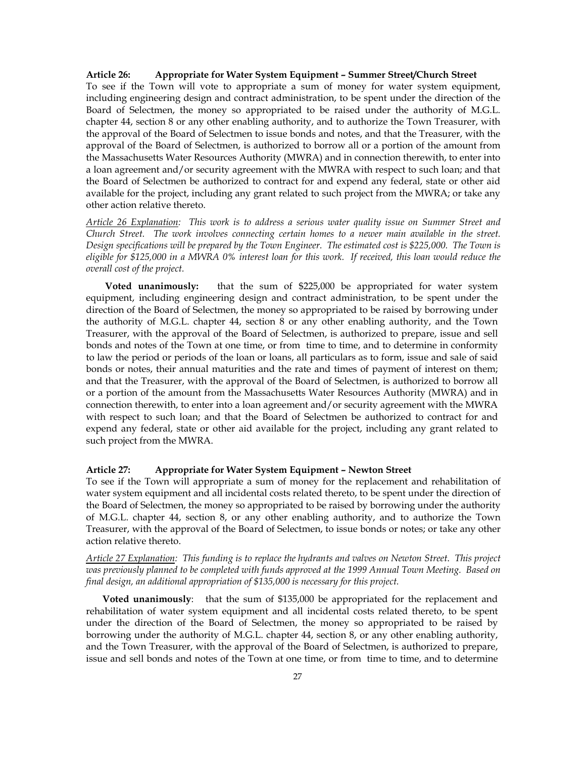**Article 26: Appropriate for Water System Equipment – Summer Street/Church Street**

To see if the Town will vote to appropriate a sum of money for water system equipment, including engineering design and contract administration, to be spent under the direction of the Board of Selectmen, the money so appropriated to be raised under the authority of M.G.L. chapter 44, section 8 or any other enabling authority, and to authorize the Town Treasurer, with the approval of the Board of Selectmen to issue bonds and notes, and that the Treasurer, with the approval of the Board of Selectmen, is authorized to borrow all or a portion of the amount from the Massachusetts Water Resources Authority (MWRA) and in connection therewith, to enter into a loan agreement and/or security agreement with the MWRA with respect to such loan; and that the Board of Selectmen be authorized to contract for and expend any federal, state or other aid available for the project, including any grant related to such project from the MWRA; or take any other action relative thereto.

*Article 26 Explanation: This work is to address a serious water quality issue on Summer Street and Church Street. The work involves connecting certain homes to a newer main available in the street. Design specifications will be prepared by the Town Engineer. The estimated cost is $225,000. The Town is eligible for $125,000 in a MWRA 0% interest loan for this work. If received, this loan would reduce the overall cost of the project.*

**Voted unanimously:** that the sum of $225,000 be appropriated for water system equipment, including engineering design and contract administration, to be spent under the direction of the Board of Selectmen, the money so appropriated to be raised by borrowing under the authority of M.G.L. chapter 44, section 8 or any other enabling authority, and the Town Treasurer, with the approval of the Board of Selectmen, is authorized to prepare, issue and sell bonds and notes of the Town at one time, or from time to time, and to determine in conformity to law the period or periods of the loan or loans, all particulars as to form, issue and sale of said bonds or notes, their annual maturities and the rate and times of payment of interest on them; and that the Treasurer, with the approval of the Board of Selectmen, is authorized to borrow all or a portion of the amount from the Massachusetts Water Resources Authority (MWRA) and in connection therewith, to enter into a loan agreement and/or security agreement with the MWRA with respect to such loan; and that the Board of Selectmen be authorized to contract for and expend any federal, state or other aid available for the project, including any grant related to such project from the MWRA.

**Article 27: Appropriate for Water System Equipment – Newton Street**

To see if the Town will appropriate a sum of money for the replacement and rehabilitation of water system equipment and all incidental costs related thereto, to be spent under the direction of the Board of Selectmen, the money so appropriated to be raised by borrowing under the authority of M.G.L. chapter 44, section 8, or any other enabling authority, and to authorize the Town Treasurer, with the approval of the Board of Selectmen, to issue bonds or notes; or take any other action relative thereto.

*Article 27 Explanation: This funding is to replace the hydrants and valves on Newton Street. This project was previously planned to be completed with funds approved at the 1999 Annual Town Meeting. Based on final design, an additional appropriation of $135,000 is necessary for this project.*

**Voted unanimously**: that the sum of $135,000 be appropriated for the replacement and rehabilitation of water system equipment and all incidental costs related thereto, to be spent under the direction of the Board of Selectmen, the money so appropriated to be raised by borrowing under the authority of M.G.L. chapter 44, section 8, or any other enabling authority, and the Town Treasurer, with the approval of the Board of Selectmen, is authorized to prepare, issue and sell bonds and notes of the Town at one time, or from time to time, and to determine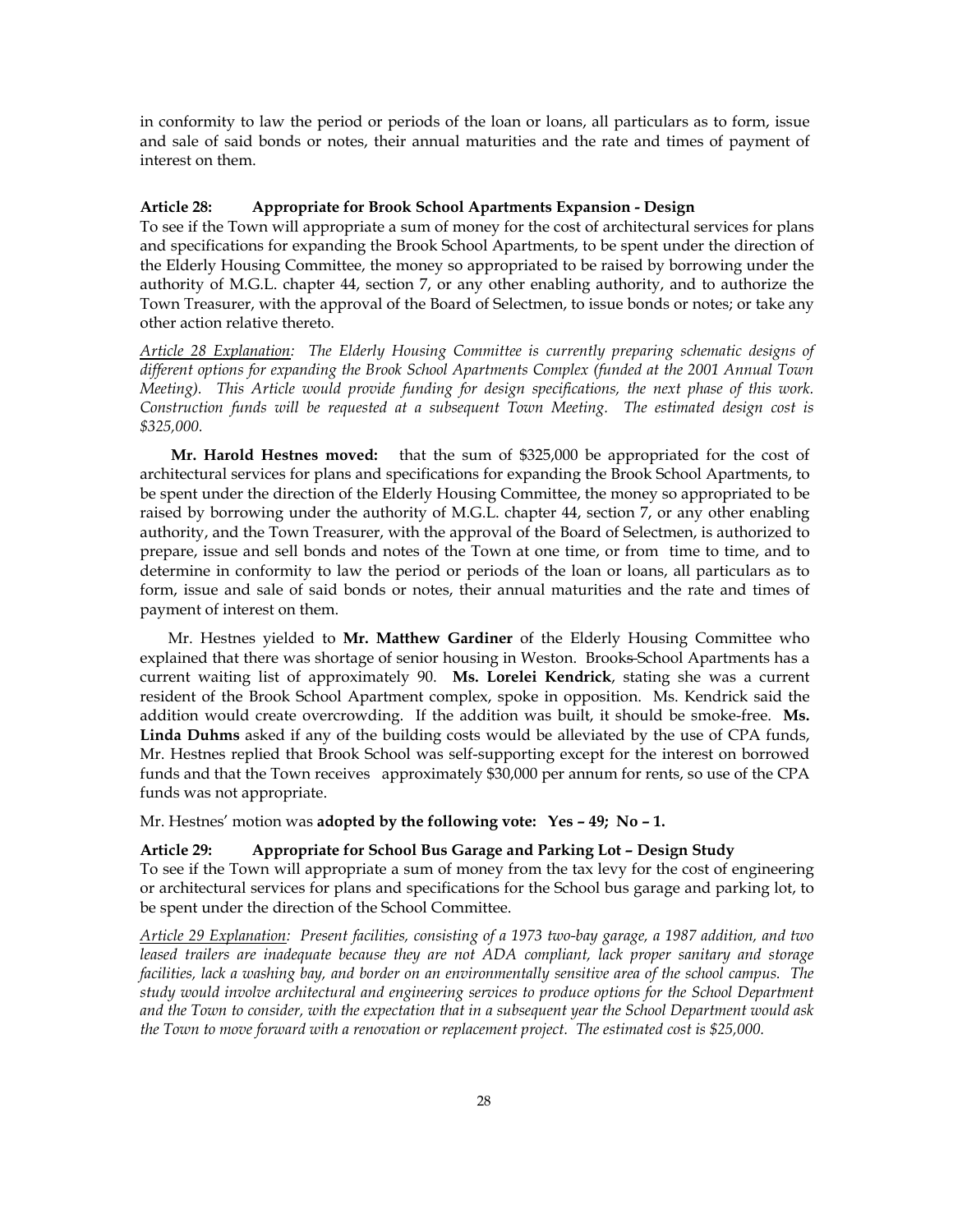in conformity to law the period or periods of the loan or loans, all particulars as to form, issue and sale of said bonds or notes, their annual maturities and the rate and times of payment of interest on them.

**Article 28: Appropriate for Brook School Apartments Expansion - Design**

To see if the Town will appropriate a sum of money for the cost of architectural services for plans and specifications for expanding the Brook School Apartments, to be spent under the direction of the Elderly Housing Committee, the money so appropriated to be raised by borrowing under the authority of M.G.L. chapter 44, section 7, or any other enabling authority, and to authorize the Town Treasurer, with the approval of the Board of Selectmen, to issue bonds or notes; or take any other action relative thereto.

*Article 28 Explanation: The Elderly Housing Committee is currently preparing schematic designs of different options for expanding the Brook School Apartments Complex (funded at the 2001 Annual Town Meeting). This Article would provide funding for design specifications, the next phase of this work. Construction funds will be requested at a subsequent Town Meeting. The estimated design cost is $325,000.*

**Mr. Harold Hestnes moved:** that the sum of $325,000 be appropriated for the cost of architectural services for plans and specifications for expanding the Brook School Apartments, to be spent under the direction of the Elderly Housing Committee, the money so appropriated to be raised by borrowing under the authority of M.G.L. chapter 44, section 7, or any other enabling authority, and the Town Treasurer, with the approval of the Board of Selectmen, is authorized to prepare, issue and sell bonds and notes of the Town at one time, or from time to time, and to determine in conformity to law the period or periods of the loan or loans, all particulars as to form, issue and sale of said bonds or notes, their annual maturities and the rate and times of payment of interest on them.

Mr. Hestnes yielded to **Mr. Matthew Gardiner** of the Elderly Housing Committee who explained that there was shortage of senior housing in Weston. Brooks School Apartments has a current waiting list of approximately 90. **Ms. Lorelei Kendrick**, stating she was a current resident of the Brook School Apartment complex, spoke in opposition. Ms. Kendrick said the addition would create overcrowding. If the addition was built, it should be smoke-free. **Ms. Linda Duhms** asked if any of the building costs would be alleviated by the use of CPA funds, Mr. Hestnes replied that Brook School was self-supporting except for the interest on borrowed funds and that the Town receives approximately $30,000 per annum for rents, so use of the CPA funds was not appropriate.

Mr. Hestnes' motion was **adopted by the following vote: Yes – 49; No – 1.**

**Article 29: Appropriate for School Bus Garage and Parking Lot – Design Study**

To see if the Town will appropriate a sum of money from the tax levy for the cost of engineering or architectural services for plans and specifications for the School bus garage and parking lot, to be spent under the direction of the School Committee.

*Article 29 Explanation: Present facilities, consisting of a 1973 two-bay garage, a 1987 addition, and two leased trailers are inadequate because they are not ADA compliant, lack proper sanitary and storage facilities, lack a washing bay, and border on an environmentally sensitive area of the school campus. The study would involve architectural and engineering services to produce options for the School Department and the Town to consider, with the expectation that in a subsequent year the School Department would ask the Town to move forward with a renovation or replacement project. The estimated cost is $25,000.*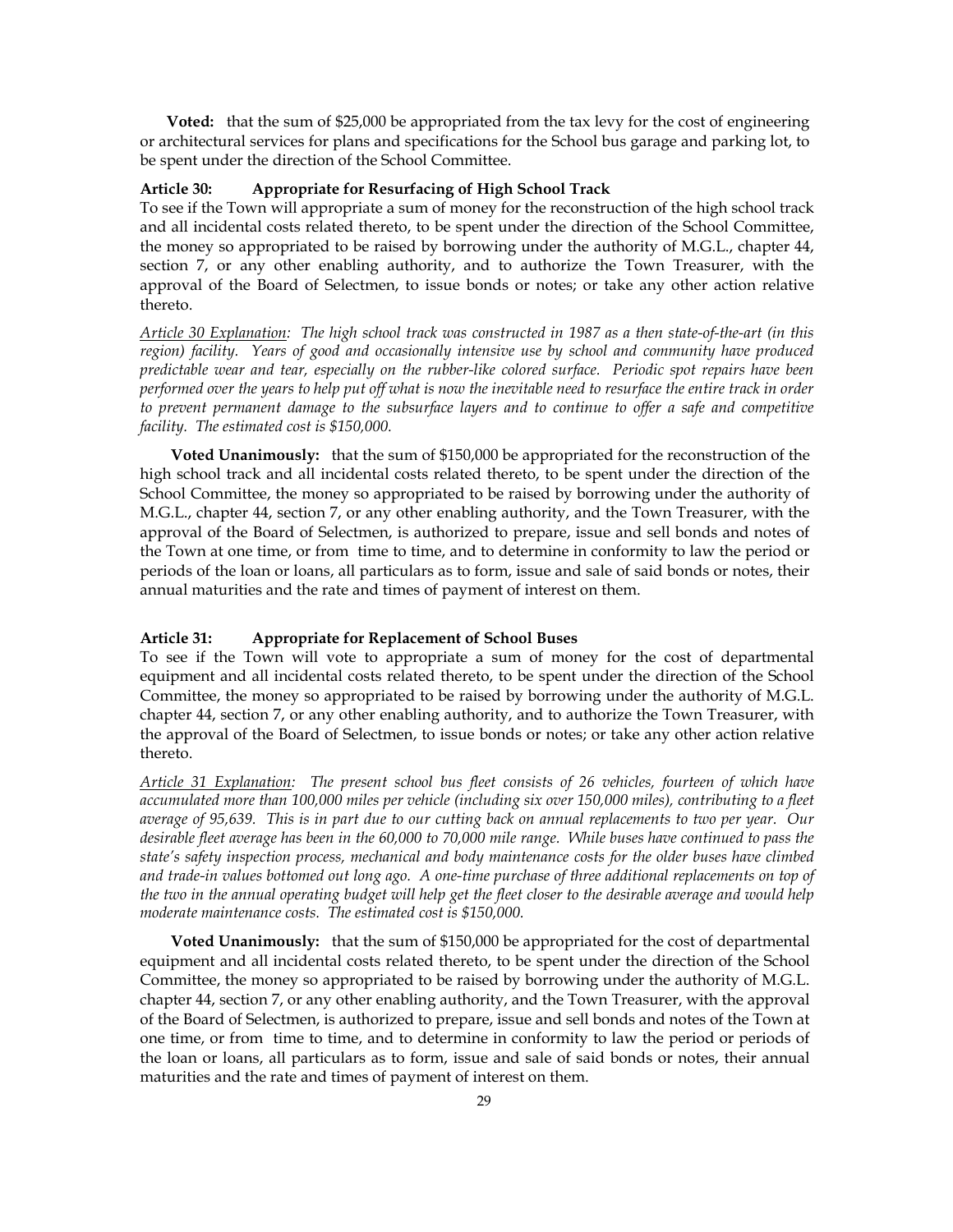**Voted:** that the sum of $25,000 be appropriated from the tax levy for the cost of engineering or architectural services for plans and specifications for the School bus garage and parking lot, to be spent under the direction of the School Committee.

### Article 30: Appropriate for Resurfacing of High School Track

To see if the Town will appropriate a sum of money for the reconstruction of the high school track and all incidental costs related thereto, to be spent under the direction of the School Committee, the money so appropriated to be raised by borrowing under the authority of M.G.L., chapter 44, section 7, or any other enabling authority, and to authorize the Town Treasurer, with the approval of the Board of Selectmen, to issue bonds or notes; or take any other action relative thereto.

*Article 30 Explanation: The high school track was constructed in 1987 as a then state-of-the-art (in this region) facility. Years of good and occasionally intensive use by school and community have produced predictable wear and tear, especially on the rubber-like colored surface. Periodic spot repairs have been performed over the years to help put off what is now the inevitable need to resurface the entire track in order to prevent permanent damage to the subsurface layers and to continue to offer a safe and competitive facility. The estimated cost is $150,000.*

**Voted Unanimously:** that the sum of $150,000 be appropriated for the reconstruction of the high school track and all incidental costs related thereto, to be spent under the direction of the School Committee, the money so appropriated to be raised by borrowing under the authority of M.G.L., chapter 44, section 7, or any other enabling authority, and the Town Treasurer, with the approval of the Board of Selectmen, is authorized to prepare, issue and sell bonds and notes of the Town at one time, or from time to time, and to determine in conformity to law the period or periods of the loan or loans, all particulars as to form, issue and sale of said bonds or notes, their annual maturities and the rate and times of payment of interest on them.

### Article 31: Appropriate for Replacement of School Buses

To see if the Town will vote to appropriate a sum of money for the cost of departmental equipment and all incidental costs related thereto, to be spent under the direction of the School Committee, the money so appropriated to be raised by borrowing under the authority of M.G.L. chapter 44, section 7, or any other enabling authority, and to authorize the Town Treasurer, with the approval of the Board of Selectmen, to issue bonds or notes; or take any other action relative thereto.

*Article 31 Explanation: The present school bus fleet consists of 26 vehicles, fourteen of which have accumulated more than 100,000 miles per vehicle (including six over 150,000 miles), contributing to a fleet average of 95,639. This is in part due to our cutting back on annual replacements to two per year. Our desirable fleet average has been in the 60,000 to 70,000 mile range. While buses have continued to pass the state's safety inspection process, mechanical and body maintenance costs for the older buses have climbed and trade-in values bottomed out long ago. A one-time purchase of three additional replacements on top of the two in the annual operating budget will help get the fleet closer to the desirable average and would help moderate maintenance costs. The estimated cost is $150,000.*

**Voted Unanimously:** that the sum of $150,000 be appropriated for the cost of departmental equipment and all incidental costs related thereto, to be spent under the direction of the School Committee, the money so appropriated to be raised by borrowing under the authority of M.G.L. chapter 44, section 7, or any other enabling authority, and the Town Treasurer, with the approval of the Board of Selectmen, is authorized to prepare, issue and sell bonds and notes of the Town at one time, or from time to time, and to determine in conformity to law the period or periods of the loan or loans, all particulars as to form, issue and sale of said bonds or notes, their annual maturities and the rate and times of payment of interest on them.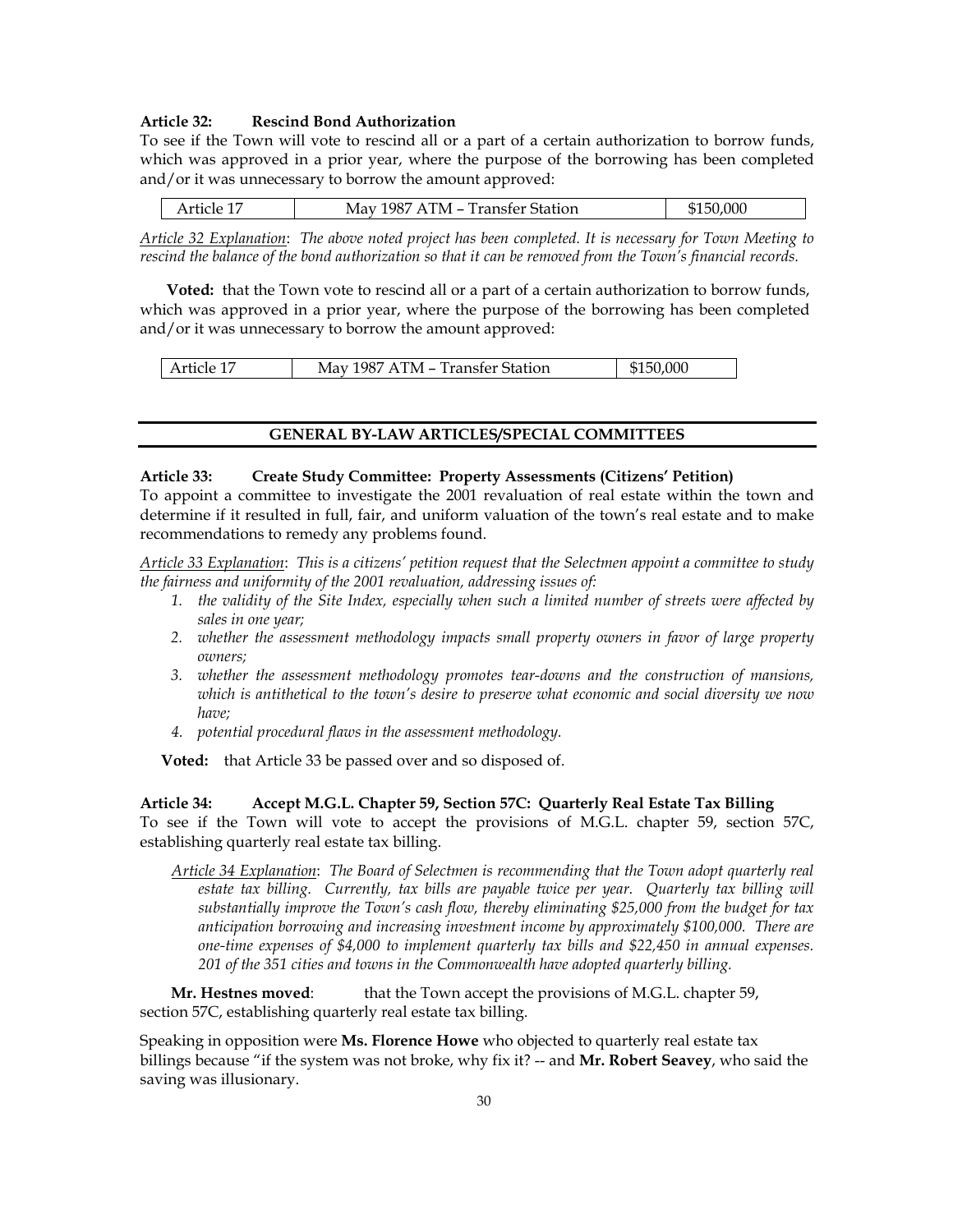**Article 32: Rescind Bond Authorization**

To see if the Town will vote to rescind all or a part of a certain authorization to borrow funds, which was approved in a prior year, where the purpose of the borrowing has been completed and/or it was unnecessary to borrow the amount approved:

| Article 17 | May 1987 ATM – Transfer Station | $150,000 |
|---|---|---|

*Article 32 Explanation: The above noted project has been completed. It is necessary for Town Meeting to rescind the balance of the bond authorization so that it can be removed from the Town's financial records.*

**Voted:** that the Town vote to rescind all or a part of a certain authorization to borrow funds, which was approved in a prior year, where the purpose of the borrowing has been completed and/or it was unnecessary to borrow the amount approved:

| Article 17 | May 1987 ATM – Transfer Station | $150,000 |
|---|---|---|

## GENERAL BY-LAW ARTICLES/SPECIAL COMMITTEES

**Article 33: Create Study Committee: Property Assessments (Citizens' Petition)**

To appoint a committee to investigate the 2001 revaluation of real estate within the town and determine if it resulted in full, fair, and uniform valuation of the town's real estate and to make recommendations to remedy any problems found.

*Article 33 Explanation: This is a citizens' petition request that the Selectmen appoint a committee to study the fairness and uniformity of the 2001 revaluation, addressing issues of:*

1. *the validity of the Site Index, especially when such a limited number of streets were affected by sales in one year;*
2. *whether the assessment methodology impacts small property owners in favor of large property owners;*
3. *whether the assessment methodology promotes tear-downs and the construction of mansions, which is antithetical to the town's desire to preserve what economic and social diversity we now have;*
4. *potential procedural flaws in the assessment methodology.*

**Voted:** that Article 33 be passed over and so disposed of.

**Article 34: Accept M.G.L. Chapter 59, Section 57C: Quarterly Real Estate Tax Billing**

To see if the Town will vote to accept the provisions of M.G.L. chapter 59, section 57C, establishing quarterly real estate tax billing.

*Article 34 Explanation: The Board of Selectmen is recommending that the Town adopt quarterly real estate tax billing. Currently, tax bills are payable twice per year. Quarterly tax billing will substantially improve the Town's cash flow, thereby eliminating $25,000 from the budget for tax anticipation borrowing and increasing investment income by approximately $100,000. There are one-time expenses of $4,000 to implement quarterly tax bills and $22,450 in annual expenses. 201 of the 351 cities and towns in the Commonwealth have adopted quarterly billing.*

**Mr. Hestnes moved**: that the Town accept the provisions of M.G.L. chapter 59, section 57C, establishing quarterly real estate tax billing.

Speaking in opposition were **Ms. Florence Howe** who objected to quarterly real estate tax billings because "if the system was not broke, why fix it? -- and **Mr. Robert Seavey**, who said the saving was illusionary.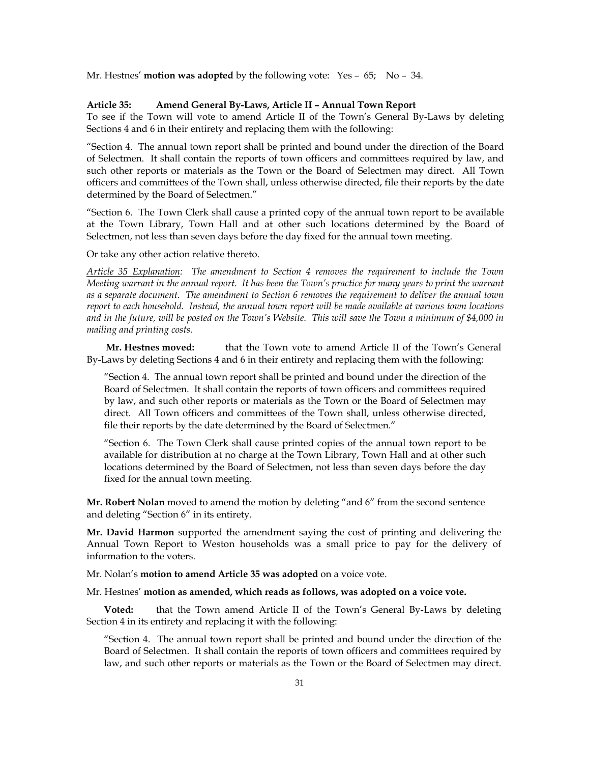Mr. Hestnes' **motion was adopted** by the following vote: Yes – 65; No – 34.

**Article 35: Amend General By-Laws, Article II – Annual Town Report**

To see if the Town will vote to amend Article II of the Town's General By-Laws by deleting Sections 4 and 6 in their entirety and replacing them with the following:

"Section 4. The annual town report shall be printed and bound under the direction of the Board of Selectmen. It shall contain the reports of town officers and committees required by law, and such other reports or materials as the Town or the Board of Selectmen may direct. All Town officers and committees of the Town shall, unless otherwise directed, file their reports by the date determined by the Board of Selectmen."

"Section 6. The Town Clerk shall cause a printed copy of the annual town report to be available at the Town Library, Town Hall and at other such locations determined by the Board of Selectmen, not less than seven days before the day fixed for the annual town meeting.

Or take any other action relative thereto.

*<u>Article 35 Explanation</u>: The amendment to Section 4 removes the requirement to include the Town Meeting warrant in the annual report. It has been the Town's practice for many years to print the warrant as a separate document. The amendment to Section 6 removes the requirement to deliver the annual town report to each household. Instead, the annual town report will be made available at various town locations and in the future, will be posted on the Town's Website. This will save the Town a minimum of $4,000 in mailing and printing costs.*

**Mr. Hestnes moved:** that the Town vote to amend Article II of the Town's General By-Laws by deleting Sections 4 and 6 in their entirety and replacing them with the following:

> "Section 4. The annual town report shall be printed and bound under the direction of the Board of Selectmen. It shall contain the reports of town officers and committees required by law, and such other reports or materials as the Town or the Board of Selectmen may direct. All Town officers and committees of the Town shall, unless otherwise directed, file their reports by the date determined by the Board of Selectmen."
>
> "Section 6. The Town Clerk shall cause printed copies of the annual town report to be available for distribution at no charge at the Town Library, Town Hall and at other such locations determined by the Board of Selectmen, not less than seven days before the day fixed for the annual town meeting.

**Mr. Robert Nolan** moved to amend the motion by deleting "and 6" from the second sentence and deleting "Section 6" in its entirety.

**Mr. David Harmon** supported the amendment saying the cost of printing and delivering the Annual Town Report to Weston households was a small price to pay for the delivery of information to the voters.

Mr. Nolan's **motion to amend Article 35 was adopted** on a voice vote.

Mr. Hestnes' **motion as amended, which reads as follows, was adopted on a voice vote.**

**Voted:** that the Town amend Article II of the Town's General By-Laws by deleting Section 4 in its entirety and replacing it with the following:

> "Section 4. The annual town report shall be printed and bound under the direction of the Board of Selectmen. It shall contain the reports of town officers and committees required by law, and such other reports or materials as the Town or the Board of Selectmen may direct.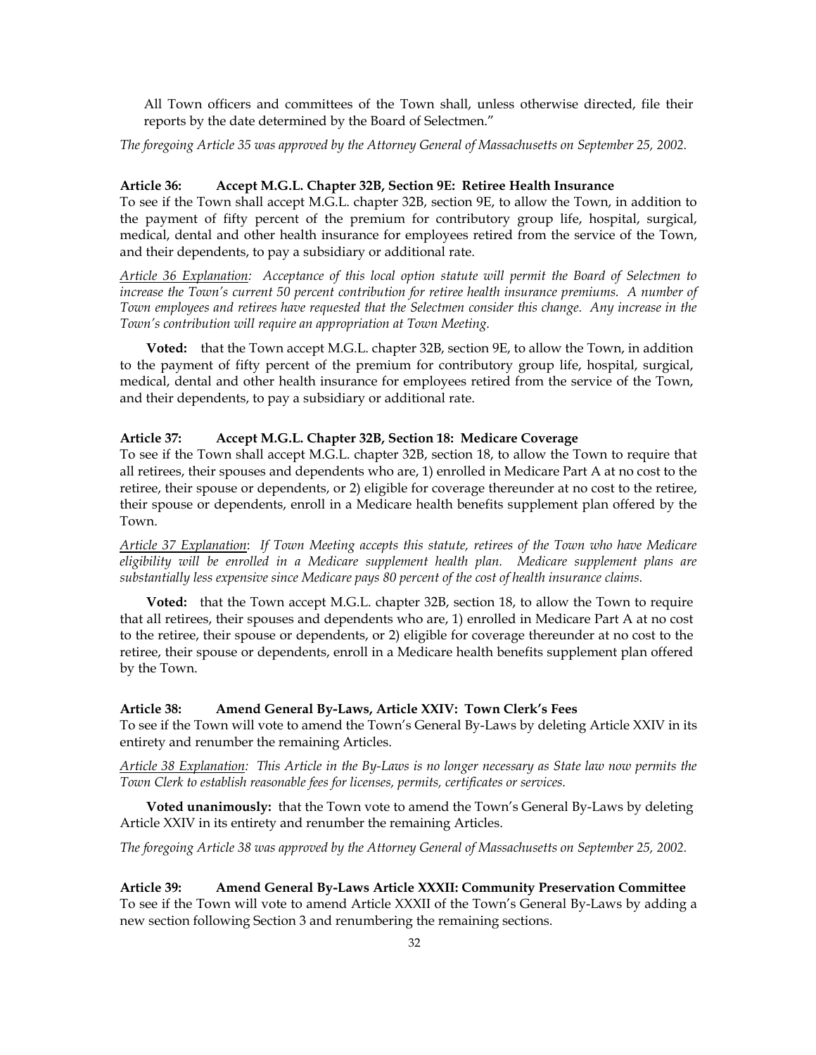All Town officers and committees of the Town shall, unless otherwise directed, file their reports by the date determined by the Board of Selectmen."

*The foregoing Article 35 was approved by the Attorney General of Massachusetts on September 25, 2002.*

**Article 36: Accept M.G.L. Chapter 32B, Section 9E: Retiree Health Insurance**

To see if the Town shall accept M.G.L. chapter 32B, section 9E, to allow the Town, in addition to the payment of fifty percent of the premium for contributory group life, hospital, surgical, medical, dental and other health insurance for employees retired from the service of the Town, and their dependents, to pay a subsidiary or additional rate.

*Article 36 Explanation: Acceptance of this local option statute will permit the Board of Selectmen to increase the Town's current 50 percent contribution for retiree health insurance premiums. A number of Town employees and retirees have requested that the Selectmen consider this change. Any increase in the Town's contribution will require an appropriation at Town Meeting.*

**Voted:** that the Town accept M.G.L. chapter 32B, section 9E, to allow the Town, in addition to the payment of fifty percent of the premium for contributory group life, hospital, surgical, medical, dental and other health insurance for employees retired from the service of the Town, and their dependents, to pay a subsidiary or additional rate.

**Article 37: Accept M.G.L. Chapter 32B, Section 18: Medicare Coverage**

To see if the Town shall accept M.G.L. chapter 32B, section 18, to allow the Town to require that all retirees, their spouses and dependents who are, 1) enrolled in Medicare Part A at no cost to the retiree, their spouse or dependents, or 2) eligible for coverage thereunder at no cost to the retiree, their spouse or dependents, enroll in a Medicare health benefits supplement plan offered by the Town.

*Article 37 Explanation: If Town Meeting accepts this statute, retirees of the Town who have Medicare eligibility will be enrolled in a Medicare supplement health plan. Medicare supplement plans are substantially less expensive since Medicare pays 80 percent of the cost of health insurance claims.*

**Voted:** that the Town accept M.G.L. chapter 32B, section 18, to allow the Town to require that all retirees, their spouses and dependents who are, 1) enrolled in Medicare Part A at no cost to the retiree, their spouse or dependents, or 2) eligible for coverage thereunder at no cost to the retiree, their spouse or dependents, enroll in a Medicare health benefits supplement plan offered by the Town.

**Article 38: Amend General By-Laws, Article XXIV: Town Clerk's Fees**

To see if the Town will vote to amend the Town's General By-Laws by deleting Article XXIV in its entirety and renumber the remaining Articles.

*Article 38 Explanation: This Article in the By-Laws is no longer necessary as State law now permits the Town Clerk to establish reasonable fees for licenses, permits, certificates or services.*

**Voted unanimously:** that the Town vote to amend the Town's General By-Laws by deleting Article XXIV in its entirety and renumber the remaining Articles.

*The foregoing Article 38 was approved by the Attorney General of Massachusetts on September 25, 2002.*

**Article 39: Amend General By-Laws Article XXXII: Community Preservation Committee**

To see if the Town will vote to amend Article XXXII of the Town's General By-Laws by adding a new section following Section 3 and renumbering the remaining sections.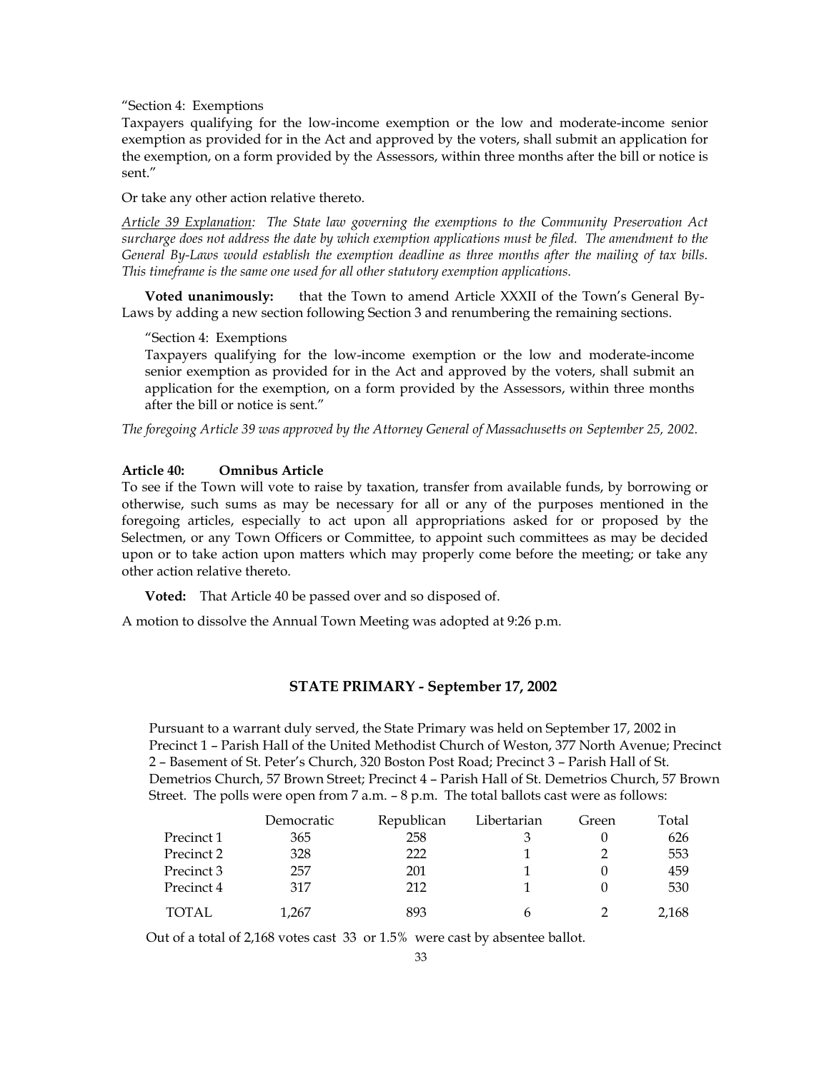"Section 4: Exemptions
Taxpayers qualifying for the low-income exemption or the low and moderate-income senior exemption as provided for in the Act and approved by the voters, shall submit an application for the exemption, on a form provided by the Assessors, within three months after the bill or notice is sent."

Or take any other action relative thereto.

*<u>Article 39 Explanation</u>: The State law governing the exemptions to the Community Preservation Act surcharge does not address the date by which exemption applications must be filed. The amendment to the General By-Laws would establish the exemption deadline as three months after the mailing of tax bills. This timeframe is the same one used for all other statutory exemption applications.*

**Voted unanimously:** that the Town to amend Article XXXII of the Town's General By-Laws by adding a new section following Section 3 and renumbering the remaining sections.

"Section 4: Exemptions
Taxpayers qualifying for the low-income exemption or the low and moderate-income senior exemption as provided for in the Act and approved by the voters, shall submit an application for the exemption, on a form provided by the Assessors, within three months after the bill or notice is sent."

*The foregoing Article 39 was approved by the Attorney General of Massachusetts on September 25, 2002.*

**Article 40: Omnibus Article**

To see if the Town will vote to raise by taxation, transfer from available funds, by borrowing or otherwise, such sums as may be necessary for all or any of the purposes mentioned in the foregoing articles, especially to act upon all appropriations asked for or proposed by the Selectmen, or any Town Officers or Committee, to appoint such committees as may be decided upon or to take action upon matters which may properly come before the meeting; or take any other action relative thereto.

**Voted:** That Article 40 be passed over and so disposed of.

A motion to dissolve the Annual Town Meeting was adopted at 9:26 p.m.

## STATE PRIMARY - September 17, 2002

Pursuant to a warrant duly served, the State Primary was held on September 17, 2002 in Precinct 1 – Parish Hall of the United Methodist Church of Weston, 377 North Avenue; Precinct 2 – Basement of St. Peter's Church, 320 Boston Post Road; Precinct 3 – Parish Hall of St. Demetrios Church, 57 Brown Street; Precinct 4 – Parish Hall of St. Demetrios Church, 57 Brown Street. The polls were open from 7 a.m. – 8 p.m. The total ballots cast were as follows:

| | Democratic | Republican | Libertarian | Green | Total |
|---|---|---|---|---|---|
| Precinct 1 | 365 | 258 | 3 | 0 | 626 |
| Precinct 2 | 328 | 222 | 1 | 2 | 553 |
| Precinct 3 | 257 | 201 | 1 | 0 | 459 |
| Precinct 4 | 317 | 212 | 1 | 0 | 530 |
| TOTAL | 1,267 | 893 | 6 | 2 | 2,168 |

Out of a total of 2,168 votes cast 33 or 1.5% were cast by absentee ballot.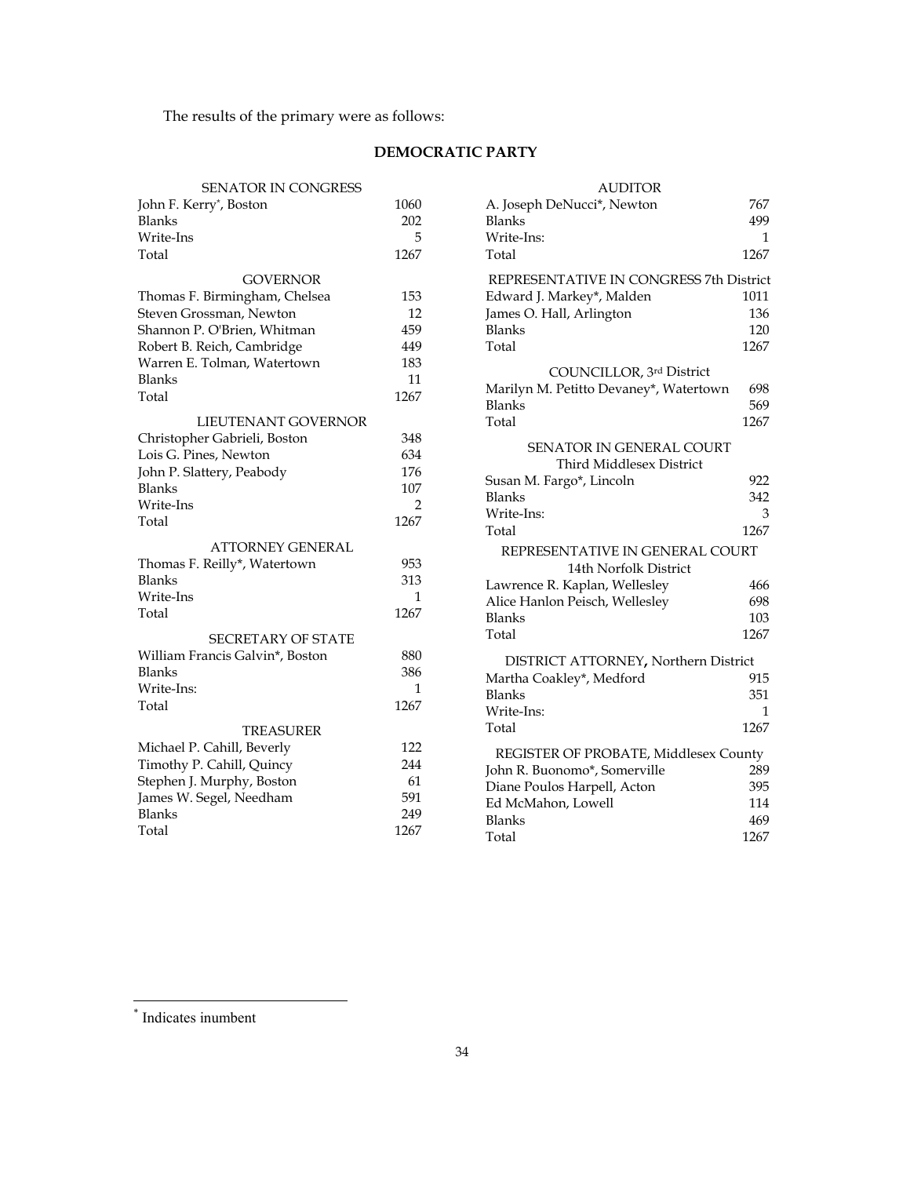The results of the primary were as follows:

## DEMOCRATIC PARTY

| SENATOR IN CONGRESS | |
|---|---|
| John F. Kerry*, Boston | 1060 |
| Blanks | 202 |
| Write-Ins | 5 |
| Total | 1267 |

| GOVERNOR | |
|---|---|
| Thomas F. Birmingham, Chelsea | 153 |
| Steven Grossman, Newton | 12 |
| Shannon P. O'Brien, Whitman | 459 |
| Robert B. Reich, Cambridge | 449 |
| Warren E. Tolman, Watertown | 183 |
| Blanks | 11 |
| Total | 1267 |

| LIEUTENANT GOVERNOR | |
|---|---|
| Christopher Gabrieli, Boston | 348 |
| Lois G. Pines, Newton | 634 |
| John P. Slattery, Peabody | 176 |
| Blanks | 107 |
| Write-Ins | 2 |
| Total | 1267 |

| ATTORNEY GENERAL | |
|---|---|
| Thomas F. Reilly*, Watertown | 953 |
| Blanks | 313 |
| Write-Ins | 1 |
| Total | 1267 |

| SECRETARY OF STATE | |
|---|---|
| William Francis Galvin*, Boston | 880 |
| Blanks | 386 |
| Write-Ins: | 1 |
| Total | 1267 |

| TREASURER | |
|---|---|
| Michael P. Cahill, Beverly | 122 |
| Timothy P. Cahill, Quincy | 244 |
| Stephen J. Murphy, Boston | 61 |
| James W. Segel, Needham | 591 |
| Blanks | 249 |
| Total | 1267 |

| AUDITOR | |
|---|---|
| A. Joseph DeNucci*, Newton | 767 |
| Blanks | 499 |
| Write-Ins: | 1 |
| Total | 1267 |

| REPRESENTATIVE IN CONGRESS 7th District | |
|---|---|
| Edward J. Markey*, Malden | 1011 |
| James O. Hall, Arlington | 136 |
| Blanks | 120 |
| Total | 1267 |

| COUNCILLOR, 3rd District | |
|---|---|
| Marilyn M. Petitto Devaney*, Watertown | 698 |
| Blanks | 569 |
| Total | 1267 |

| SENATOR IN GENERAL COURT Third Middlesex District | |
|---|---|
| Susan M. Fargo*, Lincoln | 922 |
| Blanks | 342 |
| Write-Ins: | 3 |
| Total | 1267 |

| REPRESENTATIVE IN GENERAL COURT 14th Norfolk District | |
|---|---|
| Lawrence R. Kaplan, Wellesley | 466 |
| Alice Hanlon Peisch, Wellesley | 698 |
| Blanks | 103 |
| Total | 1267 |

| DISTRICT ATTORNEY, Northern District | |
|---|---|
| Martha Coakley*, Medford | 915 |
| Blanks | 351 |
| Write-Ins: | 1 |
| Total | 1267 |

| REGISTER OF PROBATE, Middlesex County | |
|---|---|
| John R. Buonomo*, Somerville | 289 |
| Diane Poulos Harpell, Acton | 395 |
| Ed McMahon, Lowell | 114 |
| Blanks | 469 |
| Total | 1267 |

* Indicates inumbent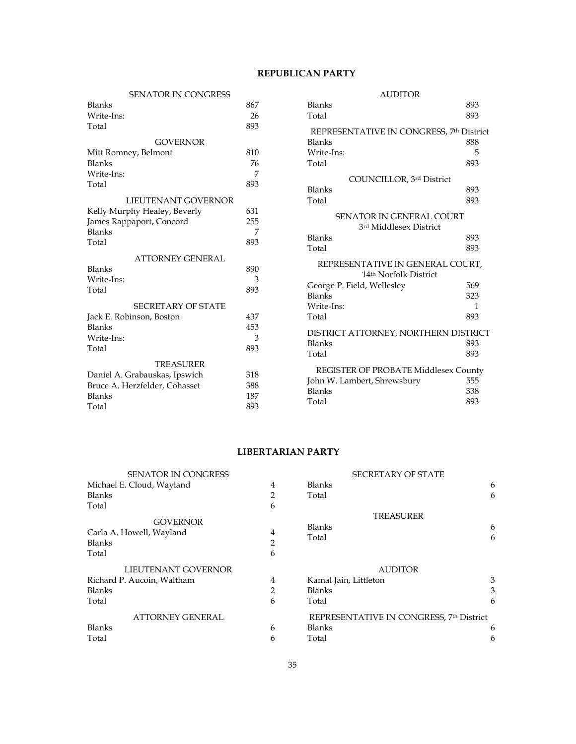## REPUBLICAN PARTY

| SENATOR IN CONGRESS | |
|---|---|
| Blanks | 867 |
| Write-Ins: | 26 |
| Total | 893 |

| GOVERNOR | |
|---|---|
| Mitt Romney, Belmont | 810 |
| Blanks | 76 |
| Write-Ins: | 7 |
| Total | 893 |

| LIEUTENANT GOVERNOR | |
|---|---|
| Kelly Murphy Healey, Beverly | 631 |
| James Rappaport, Concord | 255 |
| Blanks | 7 |
| Total | 893 |

| ATTORNEY GENERAL | |
|---|---|
| Blanks | 890 |
| Write-Ins: | 3 |
| Total | 893 |

| SECRETARY OF STATE | |
|---|---|
| Jack E. Robinson, Boston | 437 |
| Blanks | 453 |
| Write-Ins: | 3 |
| Total | 893 |

| TREASURER | |
|---|---|
| Daniel A. Grabauskas, Ipswich | 318 |
| Bruce A. Herzfelder, Cohasset | 388 |
| Blanks | 187 |
| Total | 893 |

| AUDITOR | |
|---|---|
| Blanks | 893 |
| Total | 893 |

| REPRESENTATIVE IN CONGRESS, 7th District | |
|---|---|
| Blanks | 888 |
| Write-Ins: | 5 |
| Total | 893 |

| COUNCILLOR, 3rd District | |
|---|---|
| Blanks | 893 |
| Total | 893 |

| SENATOR IN GENERAL COURT 3rd Middlesex District | |
|---|---|
| Blanks | 893 |
| Total | 893 |

| REPRESENTATIVE IN GENERAL COURT, 14th Norfolk District | |
|---|---|
| George P. Field, Wellesley | 569 |
| Blanks | 323 |
| Write-Ins: | 1 |
| Total | 893 |

| DISTRICT ATTORNEY, NORTHERN DISTRICT | |
|---|---|
| Blanks | 893 |
| Total | 893 |

| REGISTER OF PROBATE Middlesex County | |
|---|---|
| John W. Lambert, Shrewsbury | 555 |
| Blanks | 338 |
| Total | 893 |

## LIBERTARIAN PARTY

| SENATOR IN CONGRESS | |
|---|---|
| Michael E. Cloud, Wayland | 4 |
| Blanks | 2 |
| Total | 6 |

| GOVERNOR | |
|---|---|
| Carla A. Howell, Wayland | 4 |
| Blanks | 2 |
| Total | 6 |

| LIEUTENANT GOVERNOR | |
|---|---|
| Richard P. Aucoin, Waltham | 4 |
| Blanks | 2 |
| Total | 6 |

| ATTORNEY GENERAL | |
|---|---|
| Blanks | 6 |
| Total | 6 |

| SECRETARY OF STATE | |
|---|---|
| Blanks | 6 |
| Total | 6 |

| TREASURER | |
|---|---|
| Blanks | 6 |
| Total | 6 |

| AUDITOR | |
|---|---|
| Kamal Jain, Littleton | 3 |
| Blanks | 3 |
| Total | 6 |

| REPRESENTATIVE IN CONGRESS, 7th District | |
|---|---|
| Blanks | 6 |
| Total | 6 |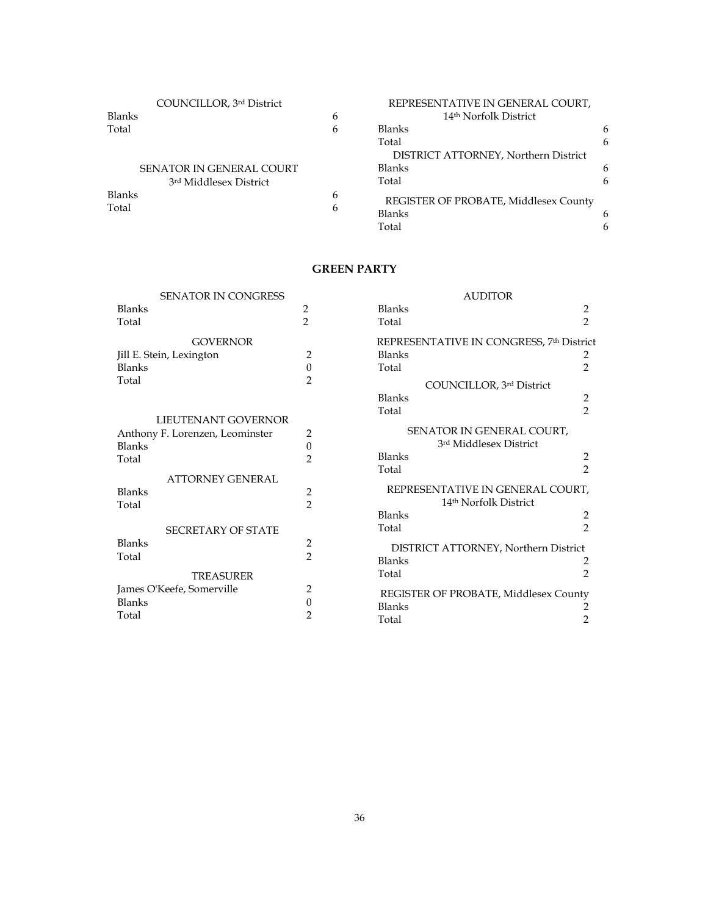| COUNCILLOR, 3rd District | |
|---|---|
| Blanks | 6 |
| Total | 6 |

| SENATOR IN GENERAL COURT, 3rd Middlesex District | |
|---|---|
| Blanks | 6 |
| Total | 6 |

| REPRESENTATIVE IN GENERAL COURT, 14th Norfolk District | |
|---|---|
| Blanks | 6 |
| Total | 6 |

| DISTRICT ATTORNEY, Northern District | |
|---|---|
| Blanks | 6 |
| Total | 6 |

| REGISTER OF PROBATE, Middlesex County | |
|---|---|
| Blanks | 6 |
| Total | 6 |

## GREEN PARTY

| SENATOR IN CONGRESS | |
|---|---|
| Blanks | 2 |
| Total | 2 |

| GOVERNOR | |
|---|---|
| Jill E. Stein, Lexington | 2 |
| Blanks | 0 |
| Total | 2 |

| LIEUTENANT GOVERNOR | |
|---|---|
| Anthony F. Lorenzen, Leominster | 2 |
| Blanks | 0 |
| Total | 2 |

| ATTORNEY GENERAL | |
|---|---|
| Blanks | 2 |
| Total | 2 |

| SECRETARY OF STATE | |
|---|---|
| Blanks | 2 |
| Total | 2 |

| TREASURER | |
|---|---|
| James O'Keefe, Somerville | 2 |
| Blanks | 0 |
| Total | 2 |

| AUDITOR | |
|---|---|
| Blanks | 2 |
| Total | 2 |

| REPRESENTATIVE IN CONGRESS, 7th District | |
|---|---|
| Blanks | 2 |
| Total | 2 |

| COUNCILLOR, 3rd District | |
|---|---|
| Blanks | 2 |
| Total | 2 |

| SENATOR IN GENERAL COURT, 3rd Middlesex District | |
|---|---|
| Blanks | 2 |
| Total | 2 |

| REPRESENTATIVE IN GENERAL COURT, 14th Norfolk District | |
|---|---|
| Blanks | 2 |
| Total | 2 |

| DISTRICT ATTORNEY, Northern District | |
|---|---|
| Blanks | 2 |
| Total | 2 |

| REGISTER OF PROBATE, Middlesex County | |
|---|---|
| Blanks | 2 |
| Total | 2 |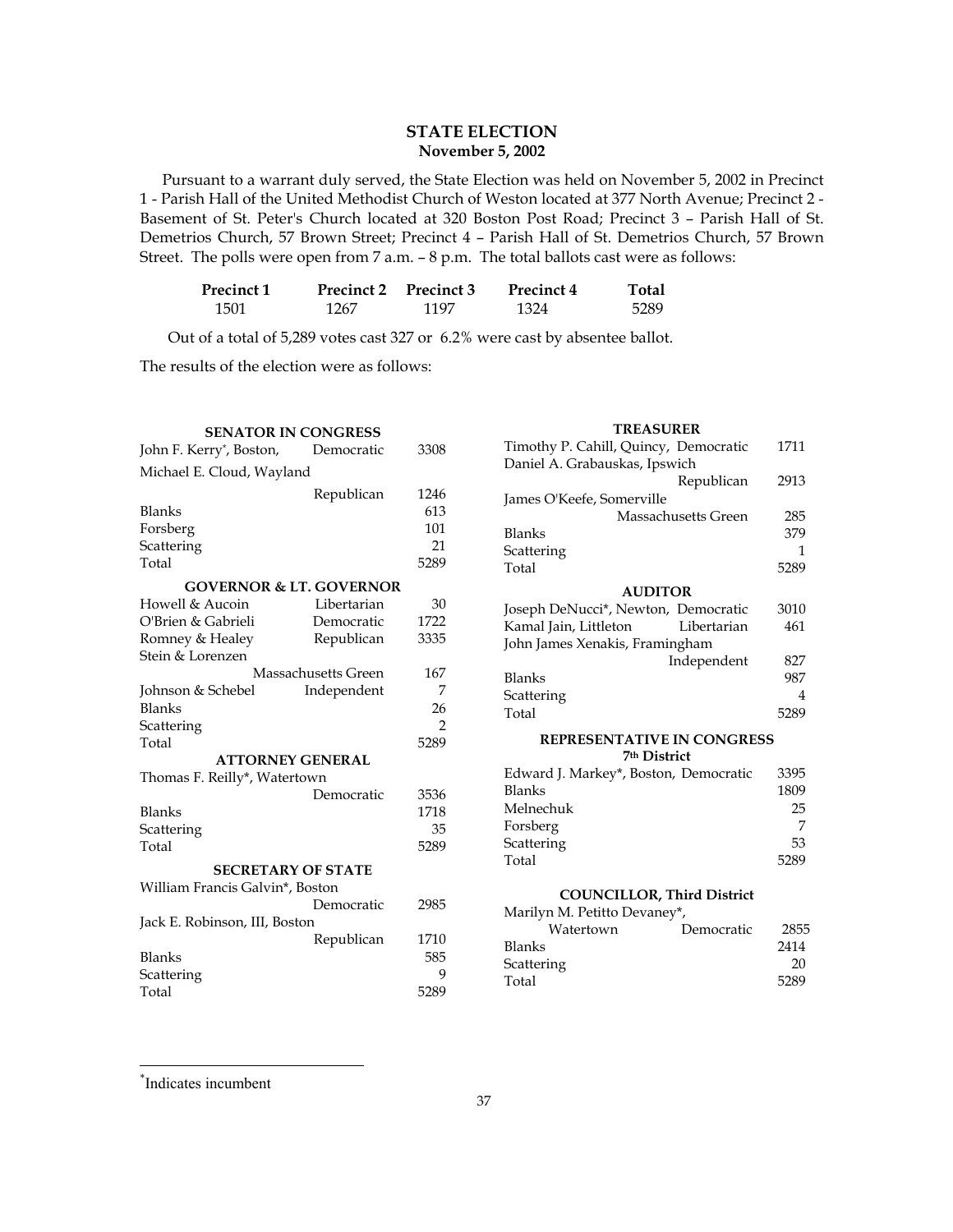## STATE ELECTION
### November 5, 2002

Pursuant to a warrant duly served, the State Election was held on November 5, 2002 in Precinct 1 - Parish Hall of the United Methodist Church of Weston located at 377 North Avenue; Precinct 2 - Basement of St. Peter's Church located at 320 Boston Post Road; Precinct 3 – Parish Hall of St. Demetrios Church, 57 Brown Street; Precinct 4 – Parish Hall of St. Demetrios Church, 57 Brown Street. The polls were open from 7 a.m. – 8 p.m. The total ballots cast were as follows:

| Precinct 1 | Precinct 2 | Precinct 3 | Precinct 4 | Total |
|---|---|---|---|---|
| 1501 | 1267 | 1197 | 1324 | 5289 |

Out of a total of 5,289 votes cast 327 or 6.2% were cast by absentee ballot.

The results of the election were as follows:

**SENATOR IN CONGRESS**

| | | |
|---|---|---|
| John F. Kerry*, Boston, | Democratic | 3308 |
| Michael E. Cloud, Wayland | Republican | 1246 |
| Blanks | | 613 |
| Forsberg | | 101 |
| Scattering | | 21 |
| Total | | 5289 |

**GOVERNOR & LT. GOVERNOR**

| | | |
|---|---|---|
| Howell & Aucoin | Libertarian | 30 |
| O'Brien & Gabrieli | Democratic | 1722 |
| Romney & Healey | Republican | 3335 |
| Stein & Lorenzen | Massachusetts Green | 167 |
| Johnson & Schebel | Independent | 7 |
| Blanks | | 26 |
| Scattering | | 2 |
| Total | | 5289 |

**ATTORNEY GENERAL**

| | | |
|---|---|---|
| Thomas F. Reilly*, Watertown | Democratic | 3536 |
| Blanks | | 1718 |
| Scattering | | 35 |
| Total | | 5289 |

**SECRETARY OF STATE**

| | | |
|---|---|---|
| William Francis Galvin*, Boston | Democratic | 2985 |
| Jack E. Robinson, III, Boston | Republican | 1710 |
| Blanks | | 585 |
| Scattering | | 9 |
| Total | | 5289 |

**TREASURER**

| | | |
|---|---|---|
| Timothy P. Cahill, Quincy, | Democratic | 1711 |
| Daniel A. Grabauskas, Ipswich | Republican | 2913 |
| James O'Keefe, Somerville | Massachusetts Green | 285 |
| Blanks | | 379 |
| Scattering | | 1 |
| Total | | 5289 |

**AUDITOR**

| | | |
|---|---|---|
| Joseph DeNucci*, Newton, | Democratic | 3010 |
| Kamal Jain, Littleton | Libertarian | 461 |
| John James Xenakis, Framingham | Independent | 827 |
| Blanks | | 987 |
| Scattering | | 4 |
| Total | | 5289 |

**REPRESENTATIVE IN CONGRESS**
**7th District**

| | | |
|---|---|---|
| Edward J. Markey*, Boston, | Democratic | 3395 |
| Blanks | | 1809 |
| Melnechuk | | 25 |
| Forsberg | | 7 |
| Scattering | | 53 |
| Total | | 5289 |

**COUNCILLOR, Third District**

| | | |
|---|---|---|
| Marilyn M. Petitto Devaney*, Watertown | Democratic | 2855 |
| Blanks | | 2414 |
| Scattering | | 20 |
| Total | | 5289 |

*Indicates incumbent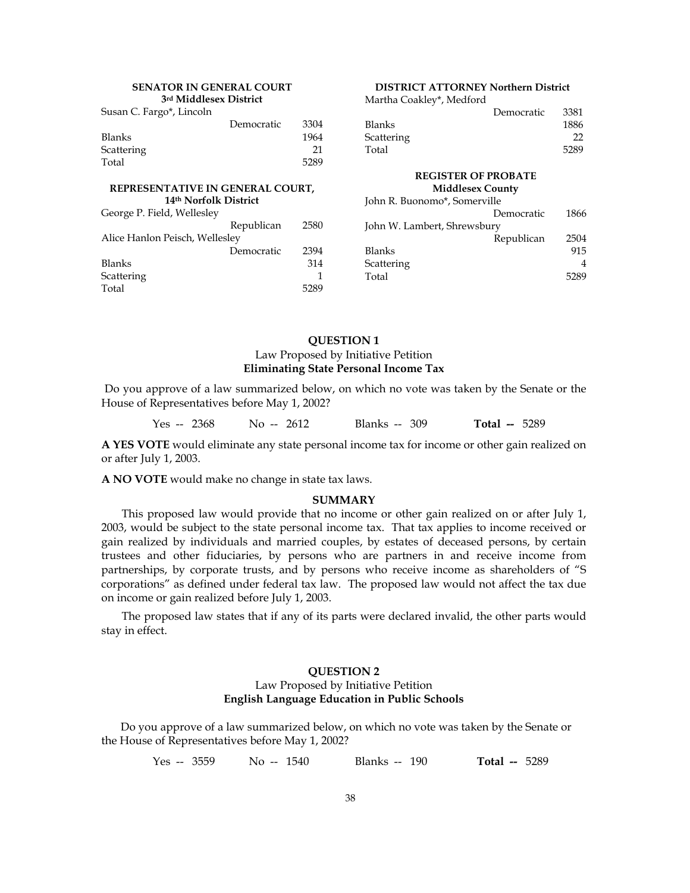**SENATOR IN GENERAL COURT**
**3rd Middlesex District**

| Candidate | Party | Votes |
|---|---|---|
| Susan C. Fargo*, Lincoln | Democratic | 3304 |
| Blanks | | 1964 |
| Scattering | | 21 |
| Total | | 5289 |

**REPRESENTATIVE IN GENERAL COURT,**
**14th Norfolk District**

| Candidate | Party | Votes |
|---|---|---|
| George P. Field, Wellesley | Republican | 2580 |
| Alice Hanlon Peisch, Wellesley | Democratic | 2394 |
| Blanks | | 314 |
| Scattering | | 1 |
| Total | | 5289 |

**DISTRICT ATTORNEY Northern District**

| Candidate | Party | Votes |
|---|---|---|
| Martha Coakley*, Medford | Democratic | 3381 |
| Blanks | | 1886 |
| Scattering | | 22 |
| Total | | 5289 |

**REGISTER OF PROBATE**
**Middlesex County**

| Candidate | Party | Votes |
|---|---|---|
| John R. Buonomo*, Somerville | Democratic | 1866 |
| John W. Lambert, Shrewsbury | Republican | 2504 |
| Blanks | | 915 |
| Scattering | | 4 |
| Total | | 5289 |

## QUESTION 1

Law Proposed by Initiative Petition

**Eliminating State Personal Income Tax**

Do you approve of a law summarized below, on which no vote was taken by the Senate or the House of Representatives before May 1, 2002?

Yes -- 2368 No -- 2612 Blanks -- 309 **Total --** 5289

**A YES VOTE** would eliminate any state personal income tax for income or other gain realized on or after July 1, 2003.

**A NO VOTE** would make no change in state tax laws.

**SUMMARY**

This proposed law would provide that no income or other gain realized on or after July 1, 2003, would be subject to the state personal income tax. That tax applies to income received or gain realized by individuals and married couples, by estates of deceased persons, by certain trustees and other fiduciaries, by persons who are partners in and receive income from partnerships, by corporate trusts, and by persons who receive income as shareholders of "S corporations" as defined under federal tax law. The proposed law would not affect the tax due on income or gain realized before July 1, 2003.

The proposed law states that if any of its parts were declared invalid, the other parts would stay in effect.

## QUESTION 2

Law Proposed by Initiative Petition

**English Language Education in Public Schools**

Do you approve of a law summarized below, on which no vote was taken by the Senate or the House of Representatives before May 1, 2002?

Yes -- 3559 No -- 1540 Blanks -- 190 **Total --** 5289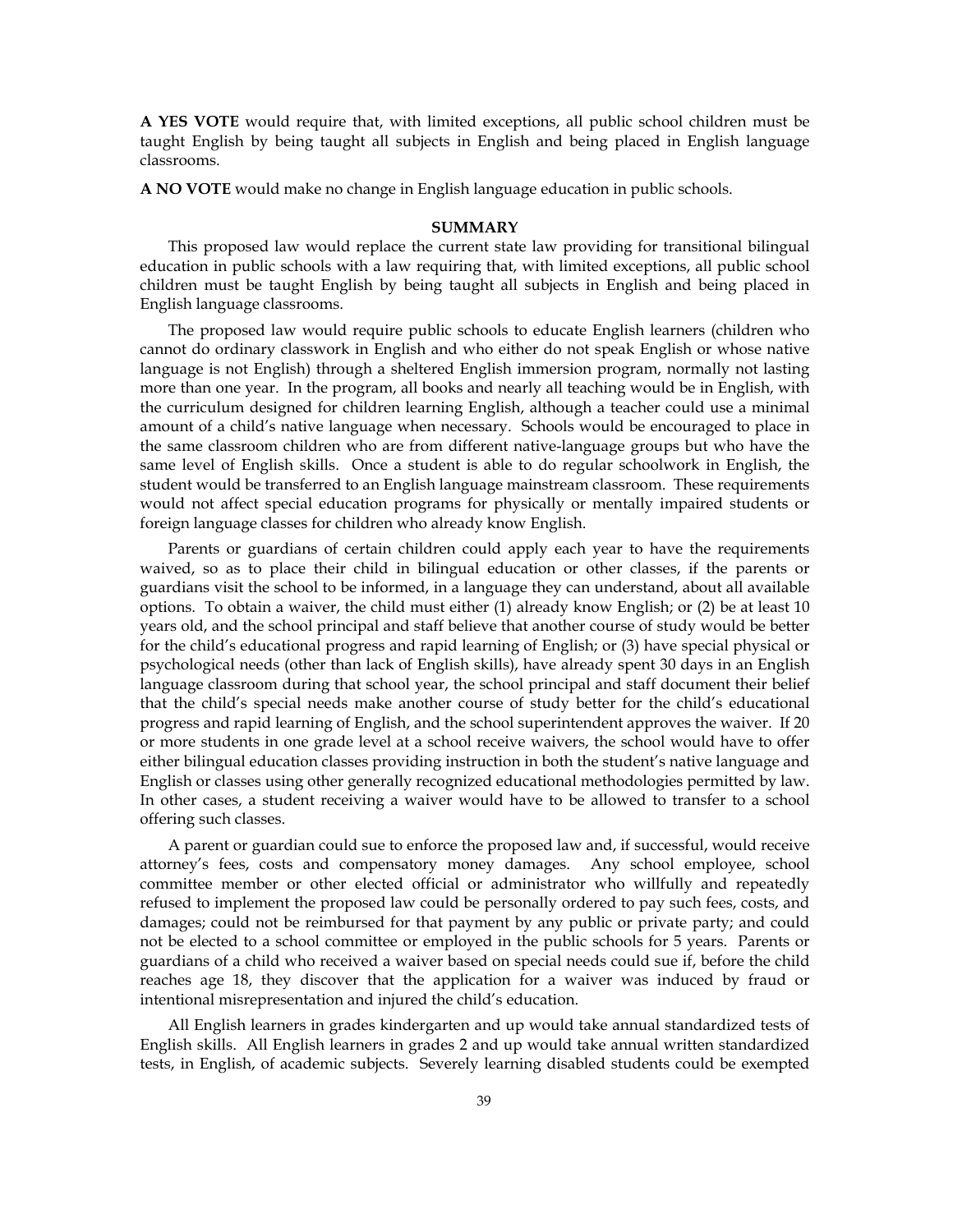**A YES VOTE** would require that, with limited exceptions, all public school children must be taught English by being taught all subjects in English and being placed in English language classrooms.

**A NO VOTE** would make no change in English language education in public schools.

**SUMMARY**

This proposed law would replace the current state law providing for transitional bilingual education in public schools with a law requiring that, with limited exceptions, all public school children must be taught English by being taught all subjects in English and being placed in English language classrooms.

The proposed law would require public schools to educate English learners (children who cannot do ordinary classwork in English and who either do not speak English or whose native language is not English) through a sheltered English immersion program, normally not lasting more than one year. In the program, all books and nearly all teaching would be in English, with the curriculum designed for children learning English, although a teacher could use a minimal amount of a child's native language when necessary. Schools would be encouraged to place in the same classroom children who are from different native-language groups but who have the same level of English skills. Once a student is able to do regular schoolwork in English, the student would be transferred to an English language mainstream classroom. These requirements would not affect special education programs for physically or mentally impaired students or foreign language classes for children who already know English.

Parents or guardians of certain children could apply each year to have the requirements waived, so as to place their child in bilingual education or other classes, if the parents or guardians visit the school to be informed, in a language they can understand, about all available options. To obtain a waiver, the child must either (1) already know English; or (2) be at least 10 years old, and the school principal and staff believe that another course of study would be better for the child's educational progress and rapid learning of English; or (3) have special physical or psychological needs (other than lack of English skills), have already spent 30 days in an English language classroom during that school year, the school principal and staff document their belief that the child's special needs make another course of study better for the child's educational progress and rapid learning of English, and the school superintendent approves the waiver. If 20 or more students in one grade level at a school receive waivers, the school would have to offer either bilingual education classes providing instruction in both the student's native language and English or classes using other generally recognized educational methodologies permitted by law. In other cases, a student receiving a waiver would have to be allowed to transfer to a school offering such classes.

A parent or guardian could sue to enforce the proposed law and, if successful, would receive attorney's fees, costs and compensatory money damages. Any school employee, school committee member or other elected official or administrator who willfully and repeatedly refused to implement the proposed law could be personally ordered to pay such fees, costs, and damages; could not be reimbursed for that payment by any public or private party; and could not be elected to a school committee or employed in the public schools for 5 years. Parents or guardians of a child who received a waiver based on special needs could sue if, before the child reaches age 18, they discover that the application for a waiver was induced by fraud or intentional misrepresentation and injured the child's education.

All English learners in grades kindergarten and up would take annual standardized tests of English skills. All English learners in grades 2 and up would take annual written standardized tests, in English, of academic subjects. Severely learning disabled students could be exempted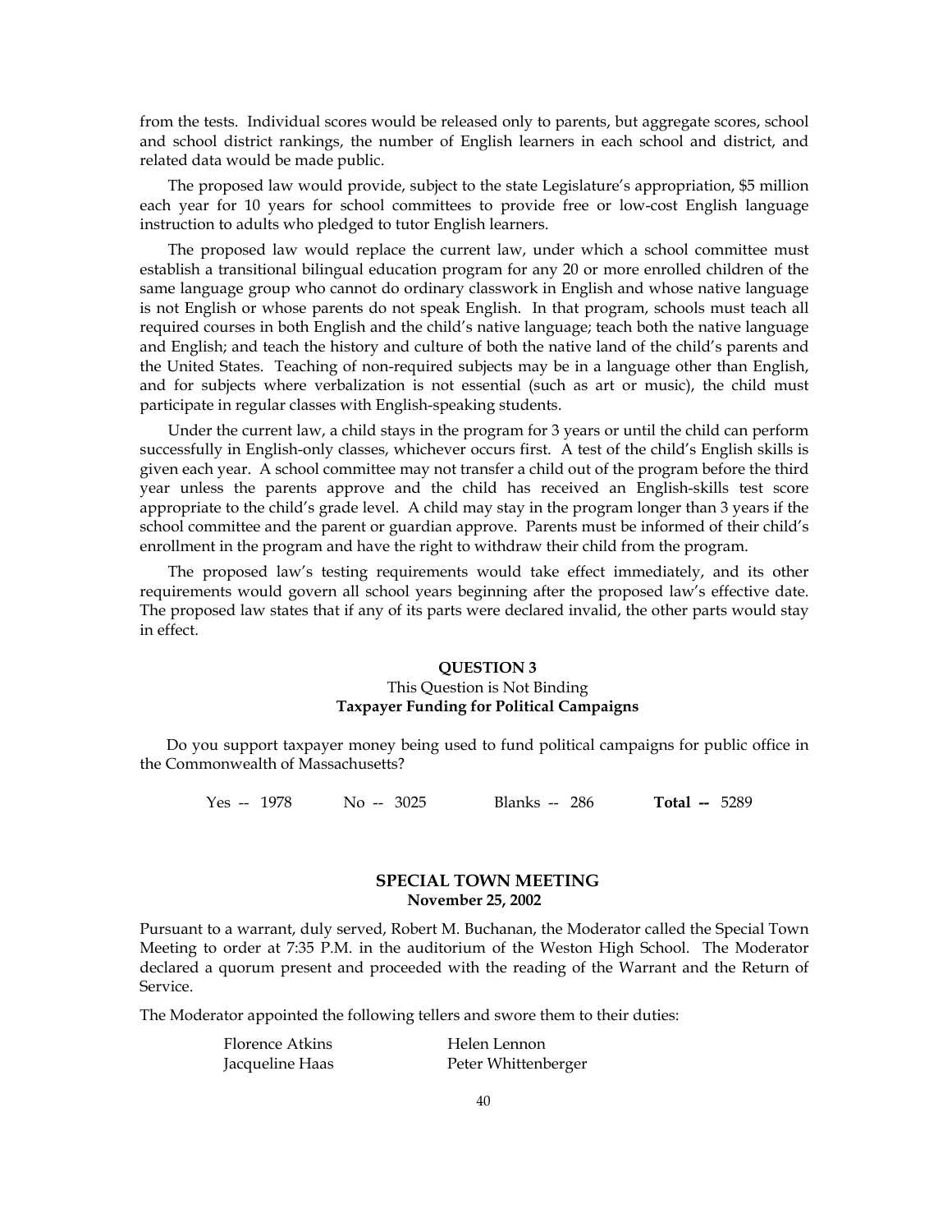from the tests. Individual scores would be released only to parents, but aggregate scores, school and school district rankings, the number of English learners in each school and district, and related data would be made public.

The proposed law would provide, subject to the state Legislature's appropriation, $5 million each year for 10 years for school committees to provide free or low-cost English language instruction to adults who pledged to tutor English learners.

The proposed law would replace the current law, under which a school committee must establish a transitional bilingual education program for any 20 or more enrolled children of the same language group who cannot do ordinary classwork in English and whose native language is not English or whose parents do not speak English. In that program, schools must teach all required courses in both English and the child's native language; teach both the native language and English; and teach the history and culture of both the native land of the child's parents and the United States. Teaching of non-required subjects may be in a language other than English, and for subjects where verbalization is not essential (such as art or music), the child must participate in regular classes with English-speaking students.

Under the current law, a child stays in the program for 3 years or until the child can perform successfully in English-only classes, whichever occurs first. A test of the child's English skills is given each year. A school committee may not transfer a child out of the program before the third year unless the parents approve and the child has received an English-skills test score appropriate to the child's grade level. A child may stay in the program longer than 3 years if the school committee and the parent or guardian approve. Parents must be informed of their child's enrollment in the program and have the right to withdraw their child from the program.

The proposed law's testing requirements would take effect immediately, and its other requirements would govern all school years beginning after the proposed law's effective date. The proposed law states that if any of its parts were declared invalid, the other parts would stay in effect.

### QUESTION 3

This Question is Not Binding

**Taxpayer Funding for Political Campaigns**

Do you support taxpayer money being used to fund political campaigns for public office in the Commonwealth of Massachusetts?

Yes -- 1978 No -- 3025 Blanks -- 286 **Total --** 5289

## SPECIAL TOWN MEETING

**November 25, 2002**

Pursuant to a warrant, duly served, Robert M. Buchanan, the Moderator called the Special Town Meeting to order at 7:35 P.M. in the auditorium of the Weston High School. The Moderator declared a quorum present and proceeded with the reading of the Warrant and the Return of Service.

The Moderator appointed the following tellers and swore them to their duties:

| | |
|---|---|
| Florence Atkins | Helen Lennon |
| Jacqueline Haas | Peter Whittenberger |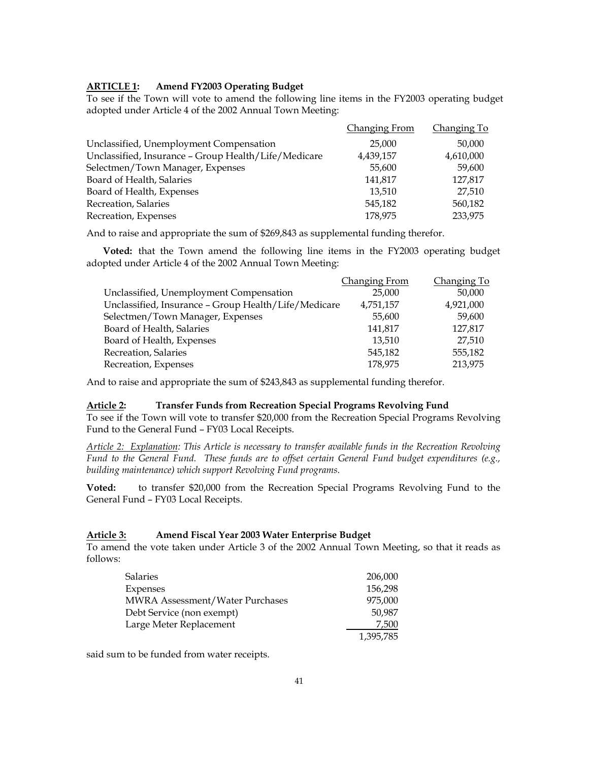**ARTICLE 1: Amend FY2003 Operating Budget**

To see if the Town will vote to amend the following line items in the FY2003 operating budget adopted under Article 4 of the 2002 Annual Town Meeting:

| | Changing From | Changing To |
|---|---|---|
| Unclassified, Unemployment Compensation | 25,000 | 50,000 |
| Unclassified, Insurance – Group Health/Life/Medicare | 4,439,157 | 4,610,000 |
| Selectmen/Town Manager, Expenses | 55,600 | 59,600 |
| Board of Health, Salaries | 141,817 | 127,817 |
| Board of Health, Expenses | 13,510 | 27,510 |
| Recreation, Salaries | 545,182 | 560,182 |
| Recreation, Expenses | 178,975 | 233,975 |

And to raise and appropriate the sum of $269,843 as supplemental funding therefor.

**Voted:** that the Town amend the following line items in the FY2003 operating budget adopted under Article 4 of the 2002 Annual Town Meeting:

| | Changing From | Changing To |
|---|---|---|
| Unclassified, Unemployment Compensation | 25,000 | 50,000 |
| Unclassified, Insurance – Group Health/Life/Medicare | 4,751,157 | 4,921,000 |
| Selectmen/Town Manager, Expenses | 55,600 | 59,600 |
| Board of Health, Salaries | 141,817 | 127,817 |
| Board of Health, Expenses | 13,510 | 27,510 |
| Recreation, Salaries | 545,182 | 555,182 |
| Recreation, Expenses | 178,975 | 213,975 |

And to raise and appropriate the sum of $243,843 as supplemental funding therefor.

**Article 2: Transfer Funds from Recreation Special Programs Revolving Fund**

To see if the Town will vote to transfer $20,000 from the Recreation Special Programs Revolving Fund to the General Fund – FY03 Local Receipts.

*Article 2: Explanation: This Article is necessary to transfer available funds in the Recreation Revolving Fund to the General Fund. These funds are to offset certain General Fund budget expenditures (e.g., building maintenance) which support Revolving Fund programs.*

**Voted:** to transfer $20,000 from the Recreation Special Programs Revolving Fund to the General Fund – FY03 Local Receipts.

**Article 3: Amend Fiscal Year 2003 Water Enterprise Budget**

To amend the vote taken under Article 3 of the 2002 Annual Town Meeting, so that it reads as follows:

| | |
|---|---|
| Salaries | 206,000 |
| Expenses | 156,298 |
| MWRA Assessment/Water Purchases | 975,000 |
| Debt Service (non exempt) | 50,987 |
| Large Meter Replacement | 7,500 |
| | 1,395,785 |

said sum to be funded from water receipts.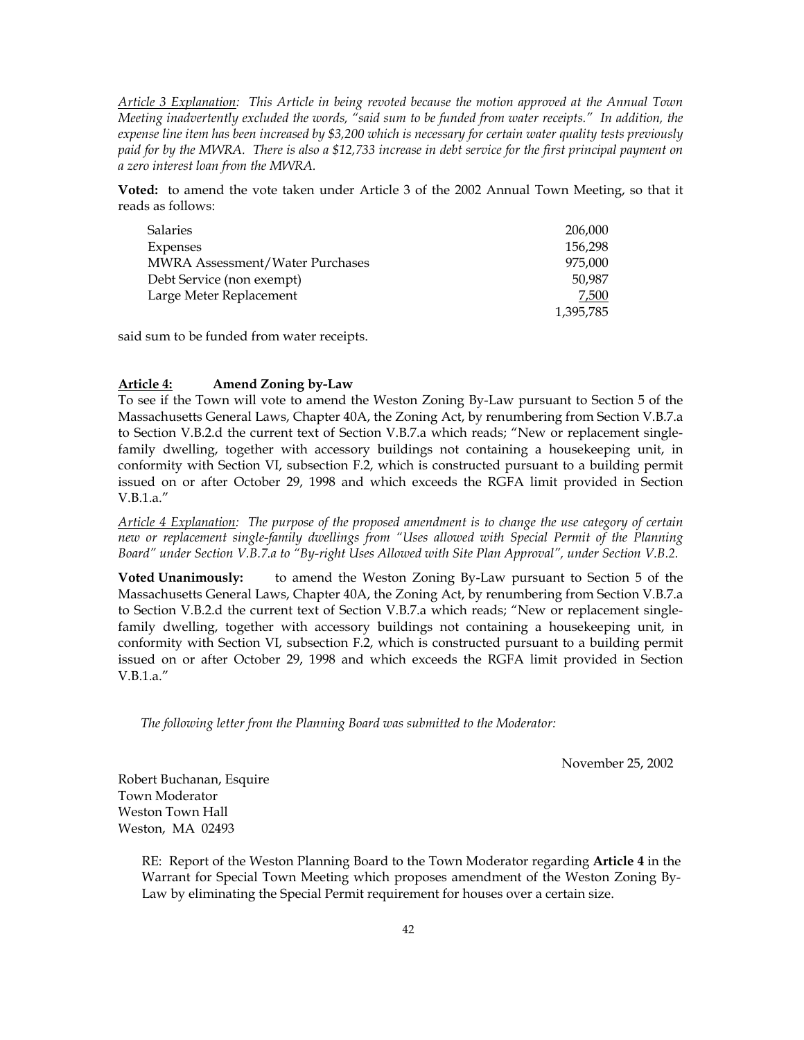*<u>Article 3 Explanation</u>: This Article in being revoted because the motion approved at the Annual Town Meeting inadvertently excluded the words, "said sum to be funded from water receipts." In addition, the expense line item has been increased by $3,200 which is necessary for certain water quality tests previously paid for by the MWRA. There is also a $12,733 increase in debt service for the first principal payment on a zero interest loan from the MWRA.*

**Voted:** to amend the vote taken under Article 3 of the 2002 Annual Town Meeting, so that it reads as follows:

| | |
|---|---:|
| Salaries | 206,000 |
| Expenses | 156,298 |
| MWRA Assessment/Water Purchases | 975,000 |
| Debt Service (non exempt) | 50,987 |
| Large Meter Replacement | <u>7,500</u> |
| | 1,395,785 |

said sum to be funded from water receipts.

**<u>Article 4:</u> Amend Zoning by-Law**

To see if the Town will vote to amend the Weston Zoning By-Law pursuant to Section 5 of the Massachusetts General Laws, Chapter 40A, the Zoning Act, by renumbering from Section V.B.7.a to Section V.B.2.d the current text of Section V.B.7.a which reads; "New or replacement single-family dwelling, together with accessory buildings not containing a housekeeping unit, in conformity with Section VI, subsection F.2, which is constructed pursuant to a building permit issued on or after October 29, 1998 and which exceeds the RGFA limit provided in Section V.B.1.a."

*<u>Article 4 Explanation</u>: The purpose of the proposed amendment is to change the use category of certain new or replacement single-family dwellings from "Uses allowed with Special Permit of the Planning Board" under Section V.B.7.a to "By-right Uses Allowed with Site Plan Approval", under Section V.B.2.*

**Voted Unanimously:** to amend the Weston Zoning By-Law pursuant to Section 5 of the Massachusetts General Laws, Chapter 40A, the Zoning Act, by renumbering from Section V.B.7.a to Section V.B.2.d the current text of Section V.B.7.a which reads; "New or replacement single-family dwelling, together with accessory buildings not containing a housekeeping unit, in conformity with Section VI, subsection F.2, which is constructed pursuant to a building permit issued on or after October 29, 1998 and which exceeds the RGFA limit provided in Section V.B.1.a."

*The following letter from the Planning Board was submitted to the Moderator:*

November 25, 2002

Robert Buchanan, Esquire
Town Moderator
Weston Town Hall
Weston, MA 02493

RE: Report of the Weston Planning Board to the Town Moderator regarding **Article 4** in the Warrant for Special Town Meeting which proposes amendment of the Weston Zoning By-Law by eliminating the Special Permit requirement for houses over a certain size.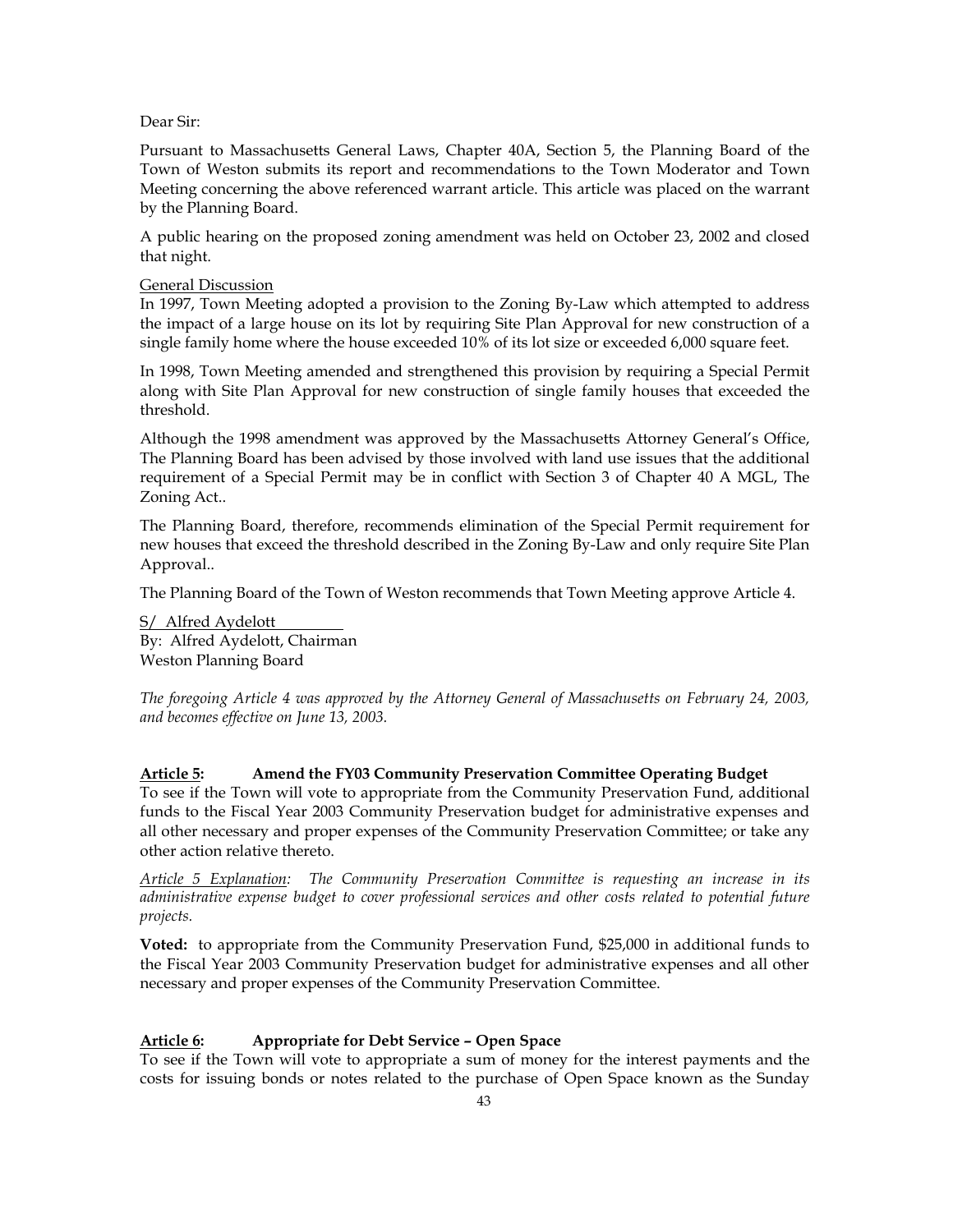Dear Sir:

Pursuant to Massachusetts General Laws, Chapter 40A, Section 5, the Planning Board of the Town of Weston submits its report and recommendations to the Town Moderator and Town Meeting concerning the above referenced warrant article. This article was placed on the warrant by the Planning Board.

A public hearing on the proposed zoning amendment was held on October 23, 2002 and closed that night.

General Discussion

In 1997, Town Meeting adopted a provision to the Zoning By-Law which attempted to address the impact of a large house on its lot by requiring Site Plan Approval for new construction of a single family home where the house exceeded 10% of its lot size or exceeded 6,000 square feet.

In 1998, Town Meeting amended and strengthened this provision by requiring a Special Permit along with Site Plan Approval for new construction of single family houses that exceeded the threshold.

Although the 1998 amendment was approved by the Massachusetts Attorney General's Office, The Planning Board has been advised by those involved with land use issues that the additional requirement of a Special Permit may be in conflict with Section 3 of Chapter 40 A MGL, The Zoning Act..

The Planning Board, therefore, recommends elimination of the Special Permit requirement for new houses that exceed the threshold described in the Zoning By-Law and only require Site Plan Approval..

The Planning Board of the Town of Weston recommends that Town Meeting approve Article 4.

S/ Alfred Aydelott
By: Alfred Aydelott, Chairman
Weston Planning Board

*The foregoing Article 4 was approved by the Attorney General of Massachusetts on February 24, 2003, and becomes effective on June 13, 2003.*

**Article 5: Amend the FY03 Community Preservation Committee Operating Budget**

To see if the Town will vote to appropriate from the Community Preservation Fund, additional funds to the Fiscal Year 2003 Community Preservation budget for administrative expenses and all other necessary and proper expenses of the Community Preservation Committee; or take any other action relative thereto.

*Article 5 Explanation: The Community Preservation Committee is requesting an increase in its administrative expense budget to cover professional services and other costs related to potential future projects.*

**Voted:** to appropriate from the Community Preservation Fund, $25,000 in additional funds to the Fiscal Year 2003 Community Preservation budget for administrative expenses and all other necessary and proper expenses of the Community Preservation Committee.

**Article 6: Appropriate for Debt Service – Open Space**

To see if the Town will vote to appropriate a sum of money for the interest payments and the costs for issuing bonds or notes related to the purchase of Open Space known as the Sunday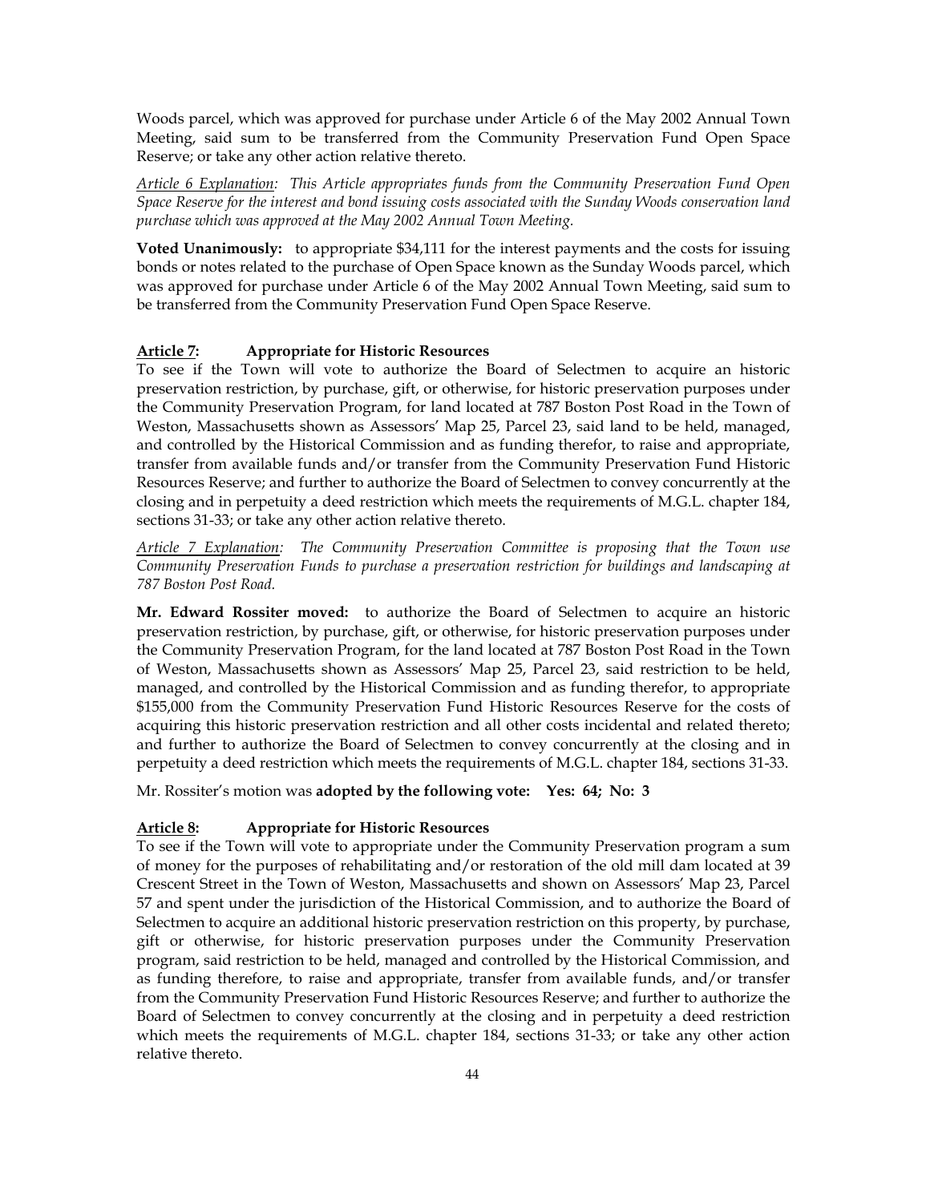Woods parcel, which was approved for purchase under Article 6 of the May 2002 Annual Town Meeting, said sum to be transferred from the Community Preservation Fund Open Space Reserve; or take any other action relative thereto.

*Article 6 Explanation: This Article appropriates funds from the Community Preservation Fund Open Space Reserve for the interest and bond issuing costs associated with the Sunday Woods conservation land purchase which was approved at the May 2002 Annual Town Meeting.*

**Voted Unanimously:** to appropriate $34,111 for the interest payments and the costs for issuing bonds or notes related to the purchase of Open Space known as the Sunday Woods parcel, which was approved for purchase under Article 6 of the May 2002 Annual Town Meeting, said sum to be transferred from the Community Preservation Fund Open Space Reserve.

**Article 7: Appropriate for Historic Resources**

To see if the Town will vote to authorize the Board of Selectmen to acquire an historic preservation restriction, by purchase, gift, or otherwise, for historic preservation purposes under the Community Preservation Program, for land located at 787 Boston Post Road in the Town of Weston, Massachusetts shown as Assessors' Map 25, Parcel 23, said land to be held, managed, and controlled by the Historical Commission and as funding therefor, to raise and appropriate, transfer from available funds and/or transfer from the Community Preservation Fund Historic Resources Reserve; and further to authorize the Board of Selectmen to convey concurrently at the closing and in perpetuity a deed restriction which meets the requirements of M.G.L. chapter 184, sections 31-33; or take any other action relative thereto.

*Article 7 Explanation: The Community Preservation Committee is proposing that the Town use Community Preservation Funds to purchase a preservation restriction for buildings and landscaping at 787 Boston Post Road.*

**Mr. Edward Rossiter moved:** to authorize the Board of Selectmen to acquire an historic preservation restriction, by purchase, gift, or otherwise, for historic preservation purposes under the Community Preservation Program, for the land located at 787 Boston Post Road in the Town of Weston, Massachusetts shown as Assessors' Map 25, Parcel 23, said restriction to be held, managed, and controlled by the Historical Commission and as funding therefor, to appropriate $155,000 from the Community Preservation Fund Historic Resources Reserve for the costs of acquiring this historic preservation restriction and all other costs incidental and related thereto; and further to authorize the Board of Selectmen to convey concurrently at the closing and in perpetuity a deed restriction which meets the requirements of M.G.L. chapter 184, sections 31-33.

Mr. Rossiter's motion was **adopted by the following vote: Yes: 64; No: 3**

**Article 8: Appropriate for Historic Resources**

To see if the Town will vote to appropriate under the Community Preservation program a sum of money for the purposes of rehabilitating and/or restoration of the old mill dam located at 39 Crescent Street in the Town of Weston, Massachusetts and shown on Assessors' Map 23, Parcel 57 and spent under the jurisdiction of the Historical Commission, and to authorize the Board of Selectmen to acquire an additional historic preservation restriction on this property, by purchase, gift or otherwise, for historic preservation purposes under the Community Preservation program, said restriction to be held, managed and controlled by the Historical Commission, and as funding therefore, to raise and appropriate, transfer from available funds, and/or transfer from the Community Preservation Fund Historic Resources Reserve; and further to authorize the Board of Selectmen to convey concurrently at the closing and in perpetuity a deed restriction which meets the requirements of M.G.L. chapter 184, sections 31-33; or take any other action relative thereto.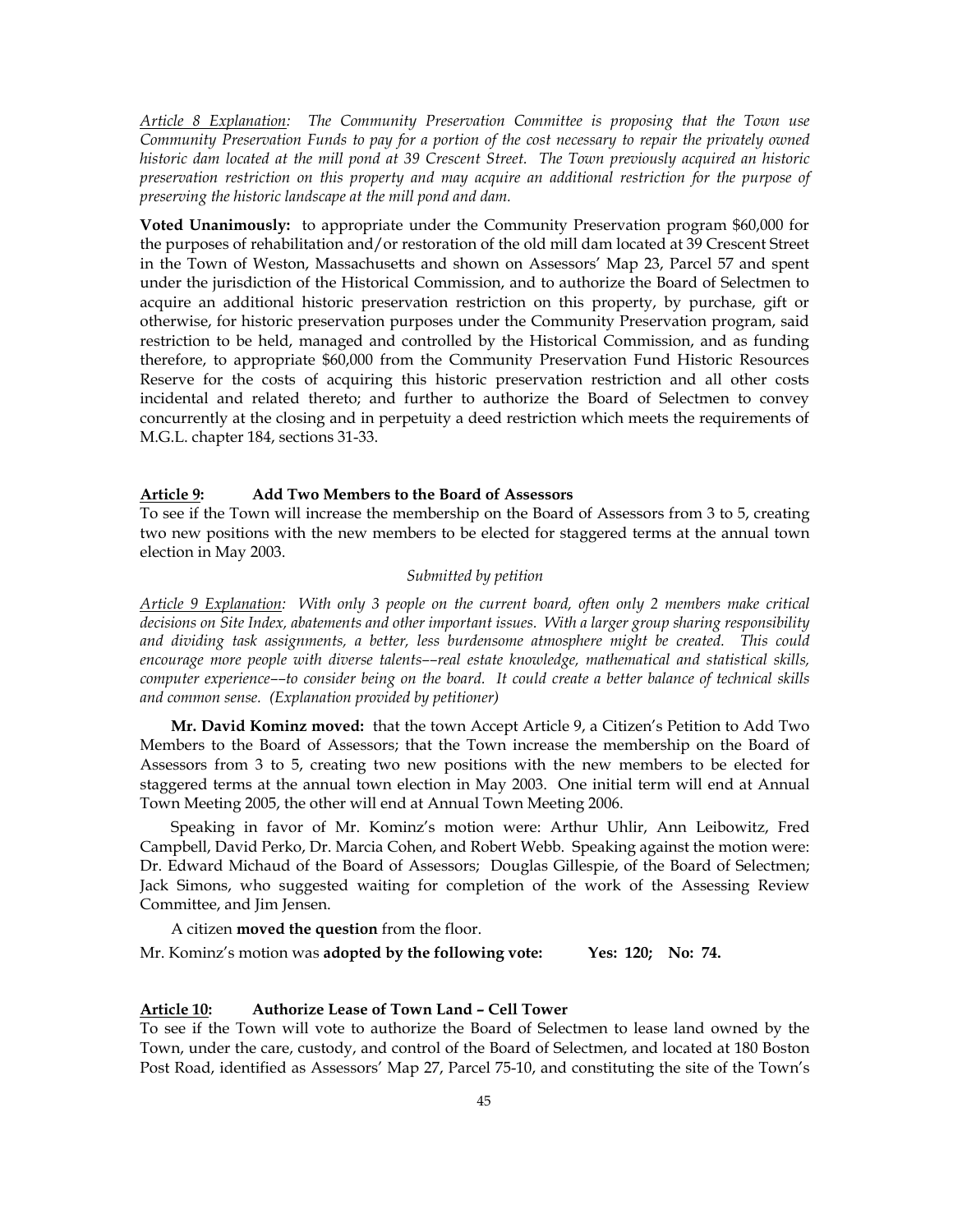*Article 8 Explanation: The Community Preservation Committee is proposing that the Town use Community Preservation Funds to pay for a portion of the cost necessary to repair the privately owned historic dam located at the mill pond at 39 Crescent Street. The Town previously acquired an historic preservation restriction on this property and may acquire an additional restriction for the purpose of preserving the historic landscape at the mill pond and dam.*

**Voted Unanimously:** to appropriate under the Community Preservation program $60,000 for the purposes of rehabilitation and/or restoration of the old mill dam located at 39 Crescent Street in the Town of Weston, Massachusetts and shown on Assessors' Map 23, Parcel 57 and spent under the jurisdiction of the Historical Commission, and to authorize the Board of Selectmen to acquire an additional historic preservation restriction on this property, by purchase, gift or otherwise, for historic preservation purposes under the Community Preservation program, said restriction to be held, managed and controlled by the Historical Commission, and as funding therefore, to appropriate $60,000 from the Community Preservation Fund Historic Resources Reserve for the costs of acquiring this historic preservation restriction and all other costs incidental and related thereto; and further to authorize the Board of Selectmen to convey concurrently at the closing and in perpetuity a deed restriction which meets the requirements of M.G.L. chapter 184, sections 31-33.

**Article 9: Add Two Members to the Board of Assessors**

To see if the Town will increase the membership on the Board of Assessors from 3 to 5, creating two new positions with the new members to be elected for staggered terms at the annual town election in May 2003.

*Submitted by petition*

*Article 9 Explanation: With only 3 people on the current board, often only 2 members make critical decisions on Site Index, abatements and other important issues. With a larger group sharing responsibility and dividing task assignments, a better, less burdensome atmosphere might be created. This could encourage more people with diverse talents––real estate knowledge, mathematical and statistical skills, computer experience––to consider being on the board. It could create a better balance of technical skills and common sense. (Explanation provided by petitioner)*

**Mr. David Kominz moved:** that the town Accept Article 9, a Citizen's Petition to Add Two Members to the Board of Assessors; that the Town increase the membership on the Board of Assessors from 3 to 5, creating two new positions with the new members to be elected for staggered terms at the annual town election in May 2003. One initial term will end at Annual Town Meeting 2005, the other will end at Annual Town Meeting 2006.

Speaking in favor of Mr. Kominz's motion were: Arthur Uhlir, Ann Leibowitz, Fred Campbell, David Perko, Dr. Marcia Cohen, and Robert Webb. Speaking against the motion were: Dr. Edward Michaud of the Board of Assessors; Douglas Gillespie, of the Board of Selectmen; Jack Simons, who suggested waiting for completion of the work of the Assessing Review Committee, and Jim Jensen.

A citizen **moved the question** from the floor.

Mr. Kominz's motion was **adopted by the following vote: Yes: 120; No: 74.**

**Article 10: Authorize Lease of Town Land – Cell Tower**

To see if the Town will vote to authorize the Board of Selectmen to lease land owned by the Town, under the care, custody, and control of the Board of Selectmen, and located at 180 Boston Post Road, identified as Assessors' Map 27, Parcel 75-10, and constituting the site of the Town's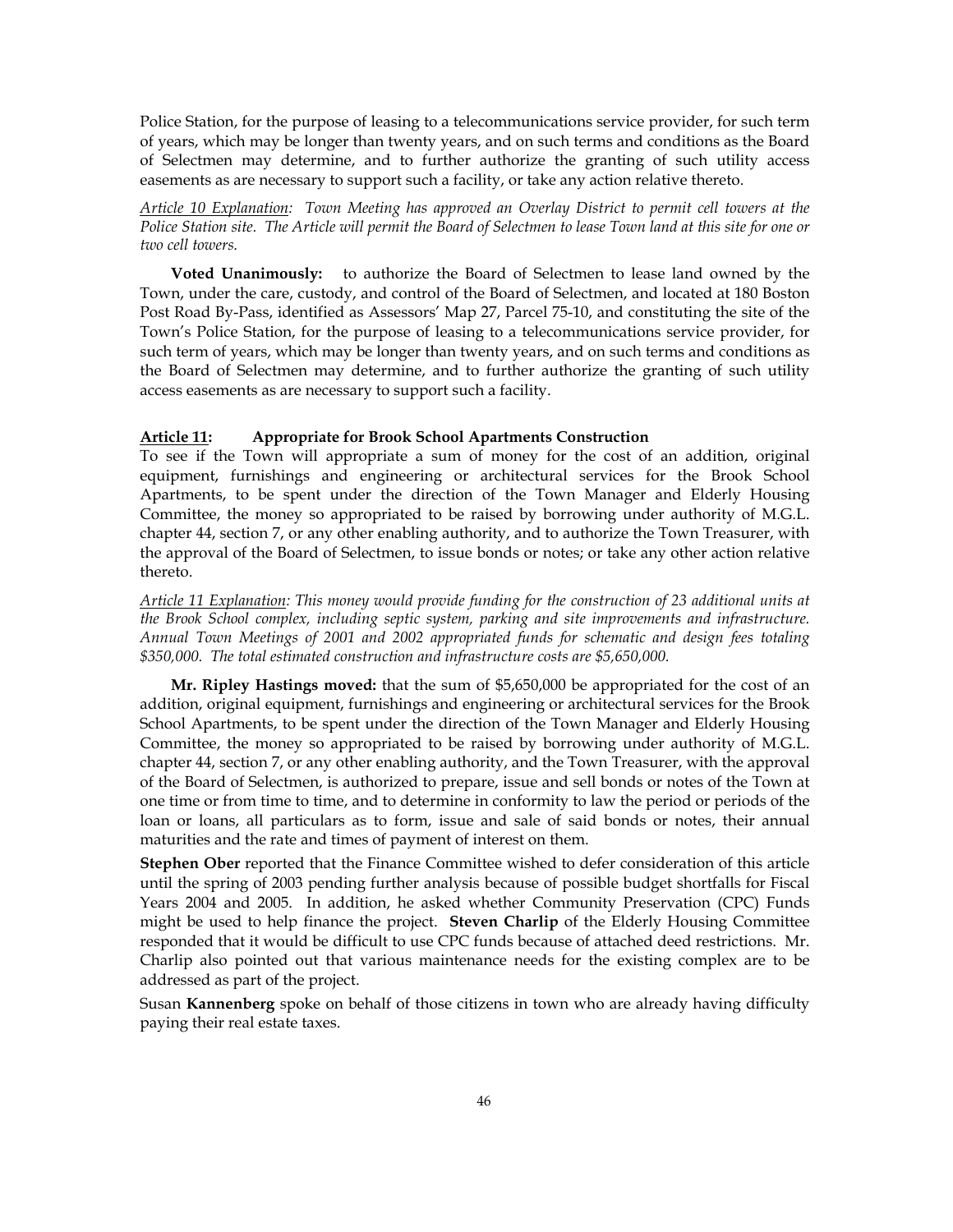Police Station, for the purpose of leasing to a telecommunications service provider, for such term of years, which may be longer than twenty years, and on such terms and conditions as the Board of Selectmen may determine, and to further authorize the granting of such utility access easements as are necessary to support such a facility, or take any action relative thereto.

*Article 10 Explanation: Town Meeting has approved an Overlay District to permit cell towers at the Police Station site. The Article will permit the Board of Selectmen to lease Town land at this site for one or two cell towers.*

**Voted Unanimously:** to authorize the Board of Selectmen to lease land owned by the Town, under the care, custody, and control of the Board of Selectmen, and located at 180 Boston Post Road By-Pass, identified as Assessors' Map 27, Parcel 75-10, and constituting the site of the Town's Police Station, for the purpose of leasing to a telecommunications service provider, for such term of years, which may be longer than twenty years, and on such terms and conditions as the Board of Selectmen may determine, and to further authorize the granting of such utility access easements as are necessary to support such a facility.

### Article 11: Appropriate for Brook School Apartments Construction

To see if the Town will appropriate a sum of money for the cost of an addition, original equipment, furnishings and engineering or architectural services for the Brook School Apartments, to be spent under the direction of the Town Manager and Elderly Housing Committee, the money so appropriated to be raised by borrowing under authority of M.G.L. chapter 44, section 7, or any other enabling authority, and to authorize the Town Treasurer, with the approval of the Board of Selectmen, to issue bonds or notes; or take any other action relative thereto.

*Article 11 Explanation: This money would provide funding for the construction of 23 additional units at the Brook School complex, including septic system, parking and site improvements and infrastructure. Annual Town Meetings of 2001 and 2002 appropriated funds for schematic and design fees totaling $350,000. The total estimated construction and infrastructure costs are $5,650,000.*

**Mr. Ripley Hastings moved:** that the sum of $5,650,000 be appropriated for the cost of an addition, original equipment, furnishings and engineering or architectural services for the Brook School Apartments, to be spent under the direction of the Town Manager and Elderly Housing Committee, the money so appropriated to be raised by borrowing under authority of M.G.L. chapter 44, section 7, or any other enabling authority, and the Town Treasurer, with the approval of the Board of Selectmen, is authorized to prepare, issue and sell bonds or notes of the Town at one time or from time to time, and to determine in conformity to law the period or periods of the loan or loans, all particulars as to form, issue and sale of said bonds or notes, their annual maturities and the rate and times of payment of interest on them.

**Stephen Ober** reported that the Finance Committee wished to defer consideration of this article until the spring of 2003 pending further analysis because of possible budget shortfalls for Fiscal Years 2004 and 2005. In addition, he asked whether Community Preservation (CPC) Funds might be used to help finance the project. **Steven Charlip** of the Elderly Housing Committee responded that it would be difficult to use CPC funds because of attached deed restrictions. Mr. Charlip also pointed out that various maintenance needs for the existing complex are to be addressed as part of the project.

Susan **Kannenberg** spoke on behalf of those citizens in town who are already having difficulty paying their real estate taxes.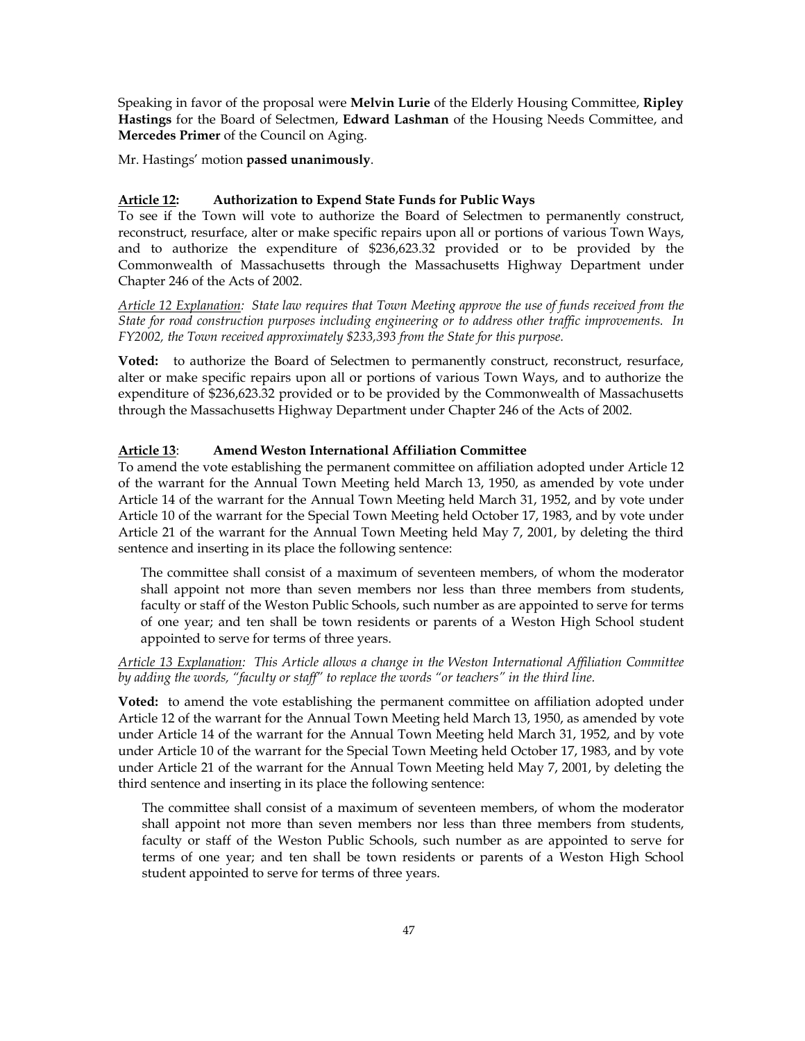Speaking in favor of the proposal were **Melvin Lurie** of the Elderly Housing Committee, **Ripley Hastings** for the Board of Selectmen, **Edward Lashman** of the Housing Needs Committee, and **Mercedes Primer** of the Council on Aging.

Mr. Hastings' motion **passed unanimously**.

**<u>Article 12</u>: Authorization to Expend State Funds for Public Ways**

To see if the Town will vote to authorize the Board of Selectmen to permanently construct, reconstruct, resurface, alter or make specific repairs upon all or portions of various Town Ways, and to authorize the expenditure of $236,623.32 provided or to be provided by the Commonwealth of Massachusetts through the Massachusetts Highway Department under Chapter 246 of the Acts of 2002.

*<u>Article 12 Explanation</u>: State law requires that Town Meeting approve the use of funds received from the State for road construction purposes including engineering or to address other traffic improvements. In FY2002, the Town received approximately $233,393 from the State for this purpose.*

**Voted:** to authorize the Board of Selectmen to permanently construct, reconstruct, resurface, alter or make specific repairs upon all or portions of various Town Ways, and to authorize the expenditure of $236,623.32 provided or to be provided by the Commonwealth of Massachusetts through the Massachusetts Highway Department under Chapter 246 of the Acts of 2002.

**<u>Article 13</u>: Amend Weston International Affiliation Committee**

To amend the vote establishing the permanent committee on affiliation adopted under Article 12 of the warrant for the Annual Town Meeting held March 13, 1950, as amended by vote under Article 14 of the warrant for the Annual Town Meeting held March 31, 1952, and by vote under Article 10 of the warrant for the Special Town Meeting held October 17, 1983, and by vote under Article 21 of the warrant for the Annual Town Meeting held May 7, 2001, by deleting the third sentence and inserting in its place the following sentence:

> The committee shall consist of a maximum of seventeen members, of whom the moderator shall appoint not more than seven members nor less than three members from students, faculty or staff of the Weston Public Schools, such number as are appointed to serve for terms of one year; and ten shall be town residents or parents of a Weston High School student appointed to serve for terms of three years.

*<u>Article 13 Explanation</u>: This Article allows a change in the Weston International Affiliation Committee by adding the words, "faculty or staff" to replace the words "or teachers" in the third line.*

**Voted:** to amend the vote establishing the permanent committee on affiliation adopted under Article 12 of the warrant for the Annual Town Meeting held March 13, 1950, as amended by vote under Article 14 of the warrant for the Annual Town Meeting held March 31, 1952, and by vote under Article 10 of the warrant for the Special Town Meeting held October 17, 1983, and by vote under Article 21 of the warrant for the Annual Town Meeting held May 7, 2001, by deleting the third sentence and inserting in its place the following sentence:

> The committee shall consist of a maximum of seventeen members, of whom the moderator shall appoint not more than seven members nor less than three members from students, faculty or staff of the Weston Public Schools, such number as are appointed to serve for terms of one year; and ten shall be town residents or parents of a Weston High School student appointed to serve for terms of three years.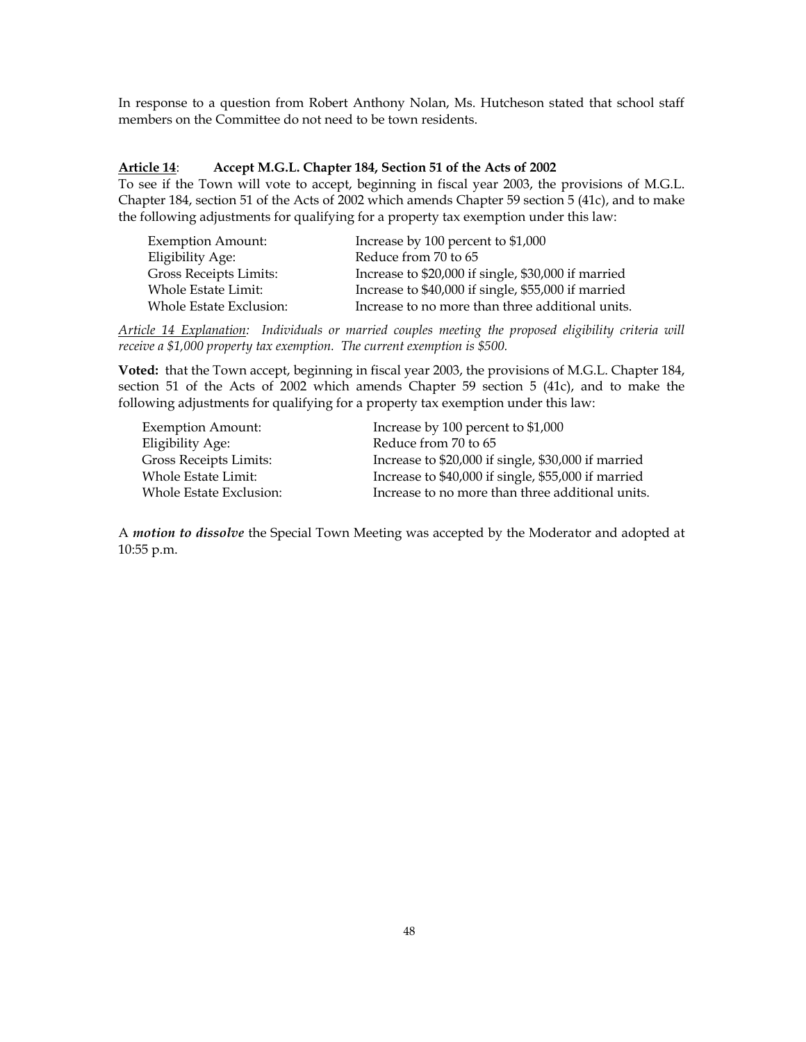In response to a question from Robert Anthony Nolan, Ms. Hutcheson stated that school staff members on the Committee do not need to be town residents.

**<u>Article 14</u>: Accept M.G.L. Chapter 184, Section 51 of the Acts of 2002**

To see if the Town will vote to accept, beginning in fiscal year 2003, the provisions of M.G.L. Chapter 184, section 51 of the Acts of 2002 which amends Chapter 59 section 5 (41c), and to make the following adjustments for qualifying for a property tax exemption under this law:

| | |
|---|---|
| Exemption Amount: | Increase by 100 percent to $1,000 |
| Eligibility Age: | Reduce from 70 to 65 |
| Gross Receipts Limits: | Increase to $20,000 if single, $30,000 if married |
| Whole Estate Limit: | Increase to $40,000 if single, $55,000 if married |
| Whole Estate Exclusion: | Increase to no more than three additional units. |

*<u>Article 14 Explanation</u>: Individuals or married couples meeting the proposed eligibility criteria will receive a $1,000 property tax exemption. The current exemption is $500.*

**Voted:** that the Town accept, beginning in fiscal year 2003, the provisions of M.G.L. Chapter 184, section 51 of the Acts of 2002 which amends Chapter 59 section 5 (41c), and to make the following adjustments for qualifying for a property tax exemption under this law:

| | |
|---|---|
| Exemption Amount: | Increase by 100 percent to $1,000 |
| Eligibility Age: | Reduce from 70 to 65 |
| Gross Receipts Limits: | Increase to $20,000 if single, $30,000 if married |
| Whole Estate Limit: | Increase to $40,000 if single, $55,000 if married |
| Whole Estate Exclusion: | Increase to no more than three additional units. |

A ***motion to dissolve*** the Special Town Meeting was accepted by the Moderator and adopted at 10:55 p.m.